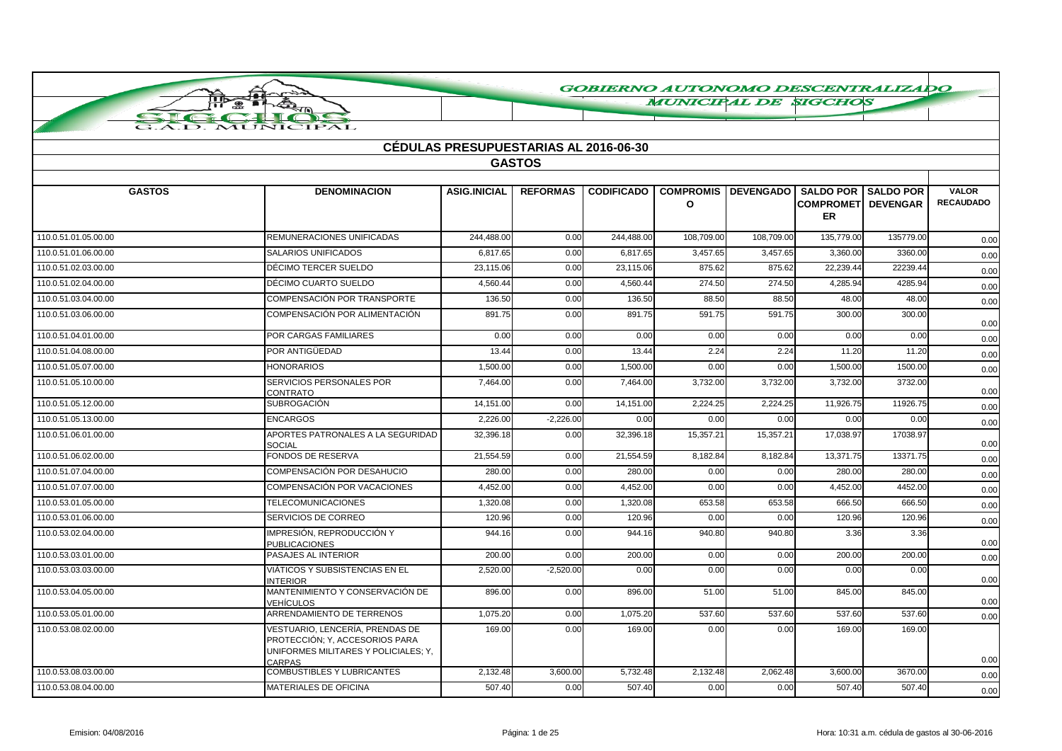# GOBIERNO AUTONOMO DESCENTRALIZADO MUNICIPAL DE SIGCHOS

## CÉDULAS PRESUPUESTARIAS AL 2016-06-30

### GASTOS

| GASTOS | DENOMINACION | ASIG.INICIAL | REFORMAS | CODIFICADO | COMPROMISO | DEVENGADO | SALDO POR COMPROMETER | SALDO POR DEVENGAR | VALOR RECAUDADO |
|---|---|---|---|---|---|---|---|---|---|
| 110.0.51.01.05.00.00 | REMUNERACIONES UNIFICADAS | 244,488.00 | 0.00 | 244,488.00 | 108,709.00 | 108,709.00 | 135,779.00 | 135779.00 | 0.00 |
| 110.0.51.01.06.00.00 | SALARIOS UNIFICADOS | 6,817.65 | 0.00 | 6,817.65 | 3,457.65 | 3,457.65 | 3,360.00 | 3360.00 | 0.00 |
| 110.0.51.02.03.00.00 | DÉCIMO TERCER SUELDO | 23,115.06 | 0.00 | 23,115.06 | 875.62 | 875.62 | 22,239.44 | 22239.44 | 0.00 |
| 110.0.51.02.04.00.00 | DÉCIMO CUARTO SUELDO | 4,560.44 | 0.00 | 4,560.44 | 274.50 | 274.50 | 4,285.94 | 4285.94 | 0.00 |
| 110.0.51.03.04.00.00 | COMPENSACIÓN POR TRANSPORTE | 136.50 | 0.00 | 136.50 | 88.50 | 88.50 | 48.00 | 48.00 | 0.00 |
| 110.0.51.03.06.00.00 | COMPENSACIÓN POR ALIMENTACIÓN | 891.75 | 0.00 | 891.75 | 591.75 | 591.75 | 300.00 | 300.00 | 0.00 |
| 110.0.51.04.01.00.00 | POR CARGAS FAMILIARES | 0.00 | 0.00 | 0.00 | 0.00 | 0.00 | 0.00 | 0.00 | 0.00 |
| 110.0.51.04.08.00.00 | POR ANTIGÜEDAD | 13.44 | 0.00 | 13.44 | 2.24 | 2.24 | 11.20 | 11.20 | 0.00 |
| 110.0.51.05.07.00.00 | HONORARIOS | 1,500.00 | 0.00 | 1,500.00 | 0.00 | 0.00 | 1,500.00 | 1500.00 | 0.00 |
| 110.0.51.05.10.00.00 | SERVICIOS PERSONALES POR CONTRATO | 7,464.00 | 0.00 | 7,464.00 | 3,732.00 | 3,732.00 | 3,732.00 | 3732.00 | 0.00 |
| 110.0.51.05.12.00.00 | SUBROGACIÓN | 14,151.00 | 0.00 | 14,151.00 | 2,224.25 | 2,224.25 | 11,926.75 | 11926.75 | 0.00 |
| 110.0.51.05.13.00.00 | ENCARGOS | 2,226.00 | -2,226.00 | 0.00 | 0.00 | 0.00 | 0.00 | 0.00 | 0.00 |
| 110.0.51.06.01.00.00 | APORTES PATRONALES A LA SEGURIDAD SOCIAL | 32,396.18 | 0.00 | 32,396.18 | 15,357.21 | 15,357.21 | 17,038.97 | 17038.97 | 0.00 |
| 110.0.51.06.02.00.00 | FONDOS DE RESERVA | 21,554.59 | 0.00 | 21,554.59 | 8,182.84 | 8,182.84 | 13,371.75 | 13371.75 | 0.00 |
| 110.0.51.07.04.00.00 | COMPENSACIÓN POR DESAHUCIO | 280.00 | 0.00 | 280.00 | 0.00 | 0.00 | 280.00 | 280.00 | 0.00 |
| 110.0.51.07.07.00.00 | COMPENSACIÓN POR VACACIONES | 4,452.00 | 0.00 | 4,452.00 | 0.00 | 0.00 | 4,452.00 | 4452.00 | 0.00 |
| 110.0.53.01.05.00.00 | TELECOMUNICACIONES | 1,320.08 | 0.00 | 1,320.08 | 653.58 | 653.58 | 666.50 | 666.50 | 0.00 |
| 110.0.53.01.06.00.00 | SERVICIOS DE CORREO | 120.96 | 0.00 | 120.96 | 0.00 | 0.00 | 120.96 | 120.96 | 0.00 |
| 110.0.53.02.04.00.00 | IMPRESIÓN, REPRODUCCIÓN Y PUBLICACIONES | 944.16 | 0.00 | 944.16 | 940.80 | 940.80 | 3.36 | 3.36 | 0.00 |
| 110.0.53.03.01.00.00 | PASAJES AL INTERIOR | 200.00 | 0.00 | 200.00 | 0.00 | 0.00 | 200.00 | 200.00 | 0.00 |
| 110.0.53.03.03.00.00 | VIÁTICOS Y SUBSISTENCIAS EN EL INTERIOR | 2,520.00 | -2,520.00 | 0.00 | 0.00 | 0.00 | 0.00 | 0.00 | 0.00 |
| 110.0.53.04.05.00.00 | MANTENIMIENTO Y CONSERVACIÓN DE VEHÍCULOS | 896.00 | 0.00 | 896.00 | 51.00 | 51.00 | 845.00 | 845.00 | 0.00 |
| 110.0.53.05.01.00.00 | ARRENDAMIENTO DE TERRENOS | 1,075.20 | 0.00 | 1,075.20 | 537.60 | 537.60 | 537.60 | 537.60 | 0.00 |
| 110.0.53.08.02.00.00 | VESTUARIO, LENCERÍA, PRENDAS DE PROTECCIÓN; Y, ACCESORIOS PARA UNIFORMES MILITARES Y POLICIALES; Y, CARPAS | 169.00 | 0.00 | 169.00 | 0.00 | 0.00 | 169.00 | 169.00 | 0.00 |
| 110.0.53.08.03.00.00 | COMBUSTIBLES Y LUBRICANTES | 2,132.48 | 3,600.00 | 5,732.48 | 2,132.48 | 2,062.48 | 3,600.00 | 3670.00 | 0.00 |
| 110.0.53.08.04.00.00 | MATERIALES DE OFICINA | 507.40 | 0.00 | 507.40 | 0.00 | 0.00 | 507.40 | 507.40 | 0.00 |

Emision: 04/08/2016 Hora: 10:31 a.m. cédula de gastos al 30-06-2016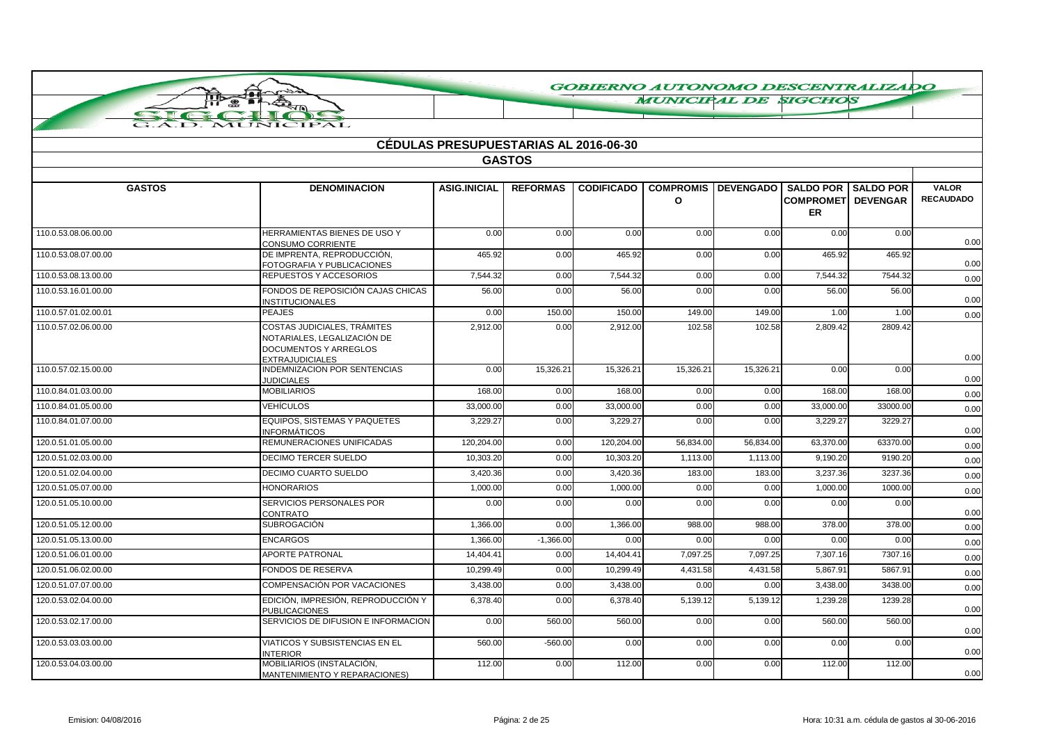# GOBIERNO AUTONOMO DESCENTRALIZADO MUNICIPAL DE SIGCHOS

## CÉDULAS PRESUPUESTARIAS AL 2016-06-30

### GASTOS

| GASTOS | DENOMINACION | ASIG.INICIAL | REFORMAS | CODIFICADO | COMPROMISO | DEVENGADO | SALDO POR COMPROMETER | SALDO POR DEVENGAR | VALOR RECAUDADO |
|---|---|---|---|---|---|---|---|---|---|
| 110.0.53.08.06.00.00 | HERRAMIENTAS BIENES DE USO Y CONSUMO CORRIENTE | 0.00 | 0.00 | 0.00 | 0.00 | 0.00 | 0.00 | 0.00 | 0.00 |
| 110.0.53.08.07.00.00 | DE IMPRENTA, REPRODUCCIÓN, FOTOGRAFIA Y PUBLICACIONES | 465.92 | 0.00 | 465.92 | 0.00 | 0.00 | 465.92 | 465.92 | 0.00 |
| 110.0.53.08.13.00.00 | REPUESTOS Y ACCESORIOS | 7,544.32 | 0.00 | 7,544.32 | 0.00 | 0.00 | 7,544.32 | 7544.32 | 0.00 |
| 110.0.53.16.01.00.00 | FONDOS DE REPOSICIÓN CAJAS CHICAS INSTITUCIONALES | 56.00 | 0.00 | 56.00 | 0.00 | 0.00 | 56.00 | 56.00 | 0.00 |
| 110.0.57.01.02.00.01 | PEAJES | 0.00 | 150.00 | 150.00 | 149.00 | 149.00 | 1.00 | 1.00 | 0.00 |
| 110.0.57.02.06.00.00 | COSTAS JUDICIALES, TRÁMITES NOTARIALES, LEGALIZACIÓN DE DOCUMENTOS Y ARREGLOS EXTRAJUDICIALES | 2,912.00 | 0.00 | 2,912.00 | 102.58 | 102.58 | 2,809.42 | 2809.42 | 0.00 |
| 110.0.57.02.15.00.00 | INDEMNIZACION POR SENTENCIAS JUDICIALES | 0.00 | 15,326.21 | 15,326.21 | 15,326.21 | 15,326.21 | 0.00 | 0.00 | 0.00 |
| 110.0.84.01.03.00.00 | MOBILIARIOS | 168.00 | 0.00 | 168.00 | 0.00 | 0.00 | 168.00 | 168.00 | 0.00 |
| 110.0.84.01.05.00.00 | VEHÍCULOS | 33,000.00 | 0.00 | 33,000.00 | 0.00 | 0.00 | 33,000.00 | 33000.00 | 0.00 |
| 110.0.84.01.07.00.00 | EQUIPOS, SISTEMAS Y PAQUETES INFORMÁTICOS | 3,229.27 | 0.00 | 3,229.27 | 0.00 | 0.00 | 3,229.27 | 3229.27 | 0.00 |
| 120.0.51.01.05.00.00 | REMUNERACIONES UNIFICADAS | 120,204.00 | 0.00 | 120,204.00 | 56,834.00 | 56,834.00 | 63,370.00 | 63370.00 | 0.00 |
| 120.0.51.02.03.00.00 | DECIMO TERCER SUELDO | 10,303.20 | 0.00 | 10,303.20 | 1,113.00 | 1,113.00 | 9,190.20 | 9190.20 | 0.00 |
| 120.0.51.02.04.00.00 | DECIMO CUARTO SUELDO | 3,420.36 | 0.00 | 3,420.36 | 183.00 | 183.00 | 3,237.36 | 3237.36 | 0.00 |
| 120.0.51.05.07.00.00 | HONORARIOS | 1,000.00 | 0.00 | 1,000.00 | 0.00 | 0.00 | 1,000.00 | 1000.00 | 0.00 |
| 120.0.51.05.10.00.00 | SERVICIOS PERSONALES POR CONTRATO | 0.00 | 0.00 | 0.00 | 0.00 | 0.00 | 0.00 | 0.00 | 0.00 |
| 120.0.51.05.12.00.00 | SUBROGACIÓN | 1,366.00 | 0.00 | 1,366.00 | 988.00 | 988.00 | 378.00 | 378.00 | 0.00 |
| 120.0.51.05.13.00.00 | ENCARGOS | 1,366.00 | -1,366.00 | 0.00 | 0.00 | 0.00 | 0.00 | 0.00 | 0.00 |
| 120.0.51.06.01.00.00 | APORTE PATRONAL | 14,404.41 | 0.00 | 14,404.41 | 7,097.25 | 7,097.25 | 7,307.16 | 7307.16 | 0.00 |
| 120.0.51.06.02.00.00 | FONDOS DE RESERVA | 10,299.49 | 0.00 | 10,299.49 | 4,431.58 | 4,431.58 | 5,867.91 | 5867.91 | 0.00 |
| 120.0.51.07.07.00.00 | COMPENSACIÓN POR VACACIONES | 3,438.00 | 0.00 | 3,438.00 | 0.00 | 0.00 | 3,438.00 | 3438.00 | 0.00 |
| 120.0.53.02.04.00.00 | EDICIÓN, IMPRESIÓN, REPRODUCCIÓN Y PUBLICACIONES | 6,378.40 | 0.00 | 6,378.40 | 5,139.12 | 5,139.12 | 1,239.28 | 1239.28 | 0.00 |
| 120.0.53.02.17.00.00 | SERVICIOS DE DIFUSION E INFORMACION | 0.00 | 560.00 | 560.00 | 0.00 | 0.00 | 560.00 | 560.00 | 0.00 |
| 120.0.53.03.03.00.00 | VIATICOS Y SUBSISTENCIAS EN EL INTERIOR | 560.00 | -560.00 | 0.00 | 0.00 | 0.00 | 0.00 | 0.00 | 0.00 |
| 120.0.53.04.03.00.00 | MOBILIARIOS (INSTALACIÓN, MANTENIMIENTO Y REPARACIONES) | 112.00 | 0.00 | 112.00 | 0.00 | 0.00 | 112.00 | 112.00 | 0.00 |

Emision: 04/08/2016 | Hora: 10:31 a.m. cédula de gastos al 30-06-2016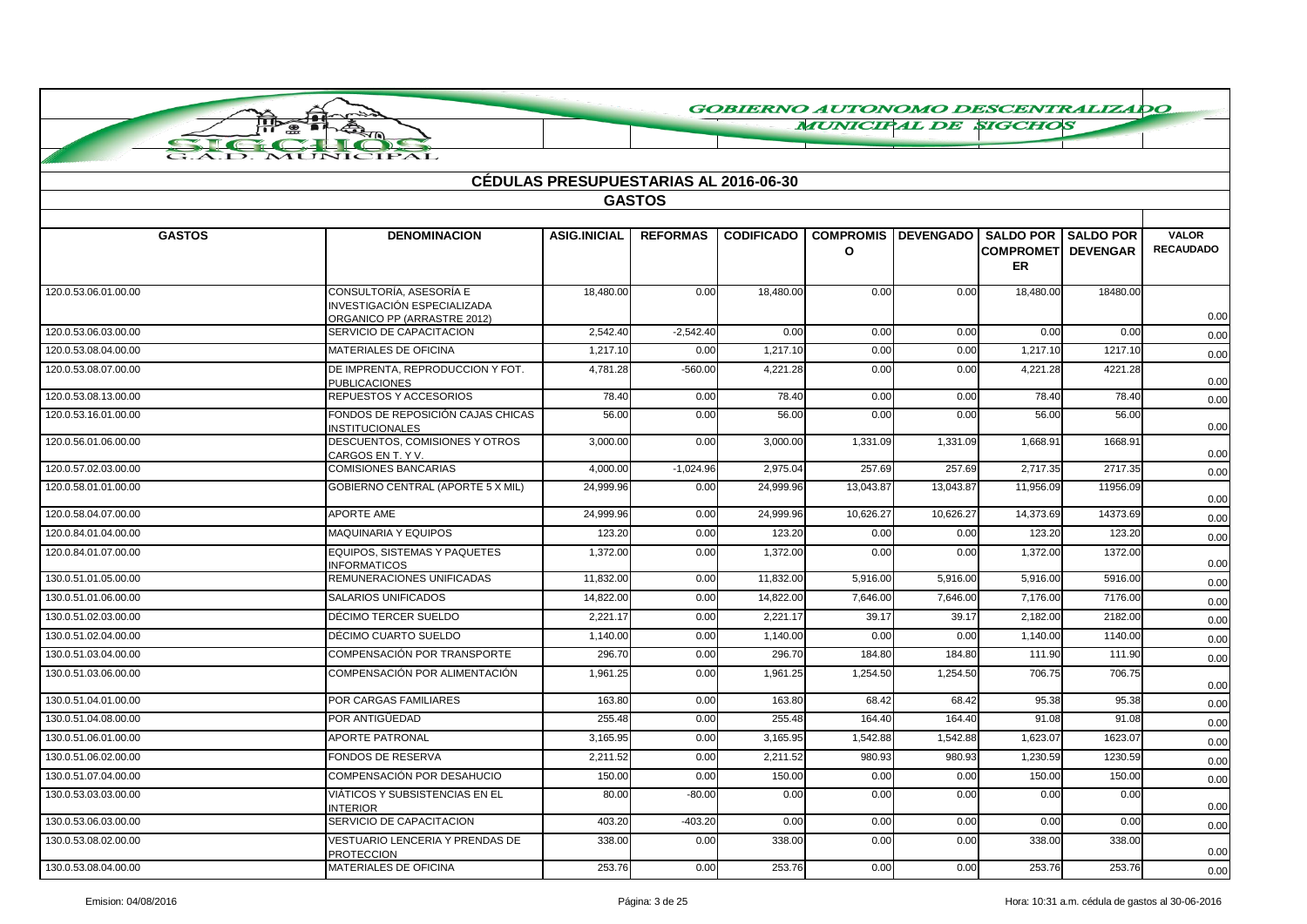# GOBIERNO AUTONOMO DESCENTRALIZADO MUNICIPAL DE SIGCHOS

## CÉDULAS PRESUPUESTARIAS AL 2016-06-30

### GASTOS

| GASTOS | DENOMINACION | ASIG.INICIAL | REFORMAS | CODIFICADO | COMPROMISO | DEVENGADO | SALDO POR COMPROMETER | SALDO POR DEVENGAR | VALOR RECAUDADO |
|---|---|---|---|---|---|---|---|---|---|
| 120.0.53.06.01.00.00 | CONSULTORÍA, ASESORÍA E INVESTIGACIÓN ESPECIALIZADA ORGANICO PP (ARRASTRE 2012) | 18,480.00 | 0.00 | 18,480.00 | 0.00 | 0.00 | 18,480.00 | 18480.00 | 0.00 |
| 120.0.53.06.03.00.00 | SERVICIO DE CAPACITACION | 2,542.40 | -2,542.40 | 0.00 | 0.00 | 0.00 | 0.00 | 0.00 | 0.00 |
| 120.0.53.08.04.00.00 | MATERIALES DE OFICINA | 1,217.10 | 0.00 | 1,217.10 | 0.00 | 0.00 | 1,217.10 | 1217.10 | 0.00 |
| 120.0.53.08.07.00.00 | DE IMPRENTA, REPRODUCCION Y FOT. PUBLICACIONES | 4,781.28 | -560.00 | 4,221.28 | 0.00 | 0.00 | 4,221.28 | 4221.28 | 0.00 |
| 120.0.53.08.13.00.00 | REPUESTOS Y ACCESORIOS | 78.40 | 0.00 | 78.40 | 0.00 | 0.00 | 78.40 | 78.40 | 0.00 |
| 120.0.53.16.01.00.00 | FONDOS DE REPOSICIÓN CAJAS CHICAS INSTITUCIONALES | 56.00 | 0.00 | 56.00 | 0.00 | 0.00 | 56.00 | 56.00 | 0.00 |
| 120.0.56.01.06.00.00 | DESCUENTOS, COMISIONES Y OTROS CARGOS EN T. Y V. | 3,000.00 | 0.00 | 3,000.00 | 1,331.09 | 1,331.09 | 1,668.91 | 1668.91 | 0.00 |
| 120.0.57.02.03.00.00 | COMISIONES BANCARIAS | 4,000.00 | -1,024.96 | 2,975.04 | 257.69 | 257.69 | 2,717.35 | 2717.35 | 0.00 |
| 120.0.58.01.01.00.00 | GOBIERNO CENTRAL (APORTE 5 X MIL) | 24,999.96 | 0.00 | 24,999.96 | 13,043.87 | 13,043.87 | 11,956.09 | 11956.09 | 0.00 |
| 120.0.58.04.07.00.00 | APORTE AME | 24,999.96 | 0.00 | 24,999.96 | 10,626.27 | 10,626.27 | 14,373.69 | 14373.69 | 0.00 |
| 120.0.84.01.04.00.00 | MAQUINARIA Y EQUIPOS | 123.20 | 0.00 | 123.20 | 0.00 | 0.00 | 123.20 | 123.20 | 0.00 |
| 120.0.84.01.07.00.00 | EQUIPOS, SISTEMAS Y PAQUETES INFORMATICOS | 1,372.00 | 0.00 | 1,372.00 | 0.00 | 0.00 | 1,372.00 | 1372.00 | 0.00 |
| 130.0.51.01.05.00.00 | REMUNERACIONES UNIFICADAS | 11,832.00 | 0.00 | 11,832.00 | 5,916.00 | 5,916.00 | 5,916.00 | 5916.00 | 0.00 |
| 130.0.51.01.06.00.00 | SALARIOS UNIFICADOS | 14,822.00 | 0.00 | 14,822.00 | 7,646.00 | 7,646.00 | 7,176.00 | 7176.00 | 0.00 |
| 130.0.51.02.03.00.00 | DÉCIMO TERCER SUELDO | 2,221.17 | 0.00 | 2,221.17 | 39.17 | 39.17 | 2,182.00 | 2182.00 | 0.00 |
| 130.0.51.02.04.00.00 | DÉCIMO CUARTO SUELDO | 1,140.00 | 0.00 | 1,140.00 | 0.00 | 0.00 | 1,140.00 | 1140.00 | 0.00 |
| 130.0.51.03.04.00.00 | COMPENSACIÓN POR TRANSPORTE | 296.70 | 0.00 | 296.70 | 184.80 | 184.80 | 111.90 | 111.90 | 0.00 |
| 130.0.51.03.06.00.00 | COMPENSACIÓN POR ALIMENTACIÓN | 1,961.25 | 0.00 | 1,961.25 | 1,254.50 | 1,254.50 | 706.75 | 706.75 | 0.00 |
| 130.0.51.04.01.00.00 | POR CARGAS FAMILIARES | 163.80 | 0.00 | 163.80 | 68.42 | 68.42 | 95.38 | 95.38 | 0.00 |
| 130.0.51.04.08.00.00 | POR ANTIGÜEDAD | 255.48 | 0.00 | 255.48 | 164.40 | 164.40 | 91.08 | 91.08 | 0.00 |
| 130.0.51.06.01.00.00 | APORTE PATRONAL | 3,165.95 | 0.00 | 3,165.95 | 1,542.88 | 1,542.88 | 1,623.07 | 1623.07 | 0.00 |
| 130.0.51.06.02.00.00 | FONDOS DE RESERVA | 2,211.52 | 0.00 | 2,211.52 | 980.93 | 980.93 | 1,230.59 | 1230.59 | 0.00 |
| 130.0.51.07.04.00.00 | COMPENSACIÓN POR DESAHUCIO | 150.00 | 0.00 | 150.00 | 0.00 | 0.00 | 150.00 | 150.00 | 0.00 |
| 130.0.53.03.03.00.00 | VIÁTICOS Y SUBSISTENCIAS EN EL INTERIOR | 80.00 | -80.00 | 0.00 | 0.00 | 0.00 | 0.00 | 0.00 | 0.00 |
| 130.0.53.06.03.00.00 | SERVICIO DE CAPACITACION | 403.20 | -403.20 | 0.00 | 0.00 | 0.00 | 0.00 | 0.00 | 0.00 |
| 130.0.53.08.02.00.00 | VESTUARIO LENCERIA Y PRENDAS DE PROTECCION | 338.00 | 0.00 | 338.00 | 0.00 | 0.00 | 338.00 | 338.00 | 0.00 |
| 130.0.53.08.04.00.00 | MATERIALES DE OFICINA | 253.76 | 0.00 | 253.76 | 0.00 | 0.00 | 253.76 | 253.76 | 0.00 |

Emision: 04/08/2016 — Hora: 10:31 a.m. cédula de gastos al 30-06-2016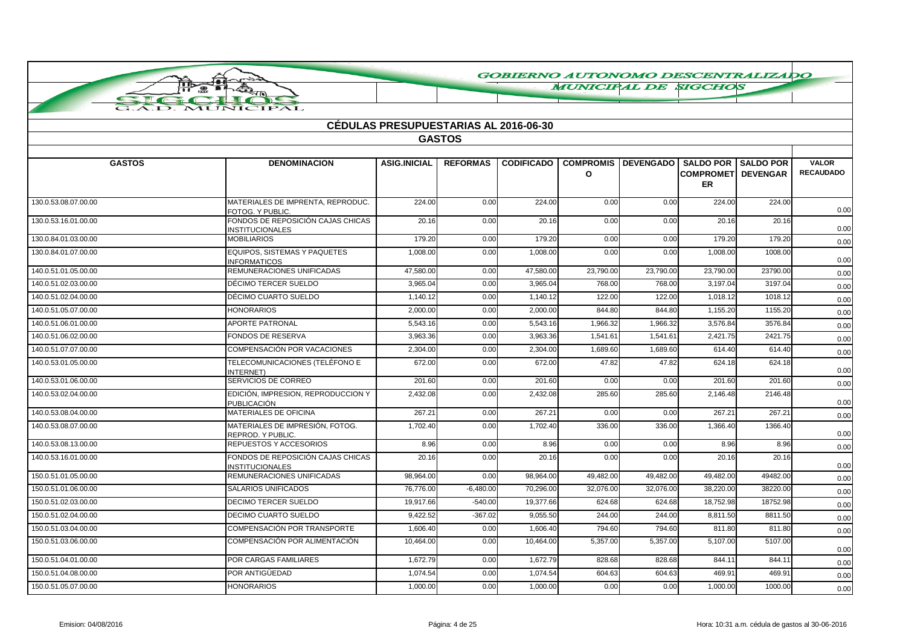# GOBIERNO AUTONOMO DESCENTRALIZADO MUNICIPAL DE SIGCHOS

## CÉDULAS PRESUPUESTARIAS AL 2016-06-30

### GASTOS

| GASTOS | DENOMINACION | ASIG.INICIAL | REFORMAS | CODIFICADO | COMPROMISO | DEVENGADO | SALDO POR COMPROMETER | SALDO POR DEVENGAR | VALOR RECAUDADO |
|---|---|---|---|---|---|---|---|---|---|
| 130.0.53.08.07.00.00 | MATERIALES DE IMPRENTA, REPRODUC. FOTOG. Y PUBLIC. | 224.00 | 0.00 | 224.00 | 0.00 | 0.00 | 224.00 | 224.00 | 0.00 |
| 130.0.53.16.01.00.00 | FONDOS DE REPOSICIÓN CAJAS CHICAS INSTITUCIONALES | 20.16 | 0.00 | 20.16 | 0.00 | 0.00 | 20.16 | 20.16 | 0.00 |
| 130.0.84.01.03.00.00 | MOBILIARIOS | 179.20 | 0.00 | 179.20 | 0.00 | 0.00 | 179.20 | 179.20 | 0.00 |
| 130.0.84.01.07.00.00 | EQUIPOS, SISTEMAS Y PAQUETES INFORMATICOS | 1,008.00 | 0.00 | 1,008.00 | 0.00 | 0.00 | 1,008.00 | 1008.00 | 0.00 |
| 140.0.51.01.05.00.00 | REMUNERACIONES UNIFICADAS | 47,580.00 | 0.00 | 47,580.00 | 23,790.00 | 23,790.00 | 23,790.00 | 23790.00 | 0.00 |
| 140.0.51.02.03.00.00 | DÉCIMO TERCER SUELDO | 3,965.04 | 0.00 | 3,965.04 | 768.00 | 768.00 | 3,197.04 | 3197.04 | 0.00 |
| 140.0.51.02.04.00.00 | DÉCIMO CUARTO SUELDO | 1,140.12 | 0.00 | 1,140.12 | 122.00 | 122.00 | 1,018.12 | 1018.12 | 0.00 |
| 140.0.51.05.07.00.00 | HONORARIOS | 2,000.00 | 0.00 | 2,000.00 | 844.80 | 844.80 | 1,155.20 | 1155.20 | 0.00 |
| 140.0.51.06.01.00.00 | APORTE PATRONAL | 5,543.16 | 0.00 | 5,543.16 | 1,966.32 | 1,966.32 | 3,576.84 | 3576.84 | 0.00 |
| 140.0.51.06.02.00.00 | FONDOS DE RESERVA | 3,963.36 | 0.00 | 3,963.36 | 1,541.61 | 1,541.61 | 2,421.75 | 2421.75 | 0.00 |
| 140.0.51.07.07.00.00 | COMPENSACIÓN POR VACACIONES | 2,304.00 | 0.00 | 2,304.00 | 1,689.60 | 1,689.60 | 614.40 | 614.40 | 0.00 |
| 140.0.53.01.05.00.00 | TELECOMUNICACIONES (TELÉFONO E INTERNET) | 672.00 | 0.00 | 672.00 | 47.82 | 47.82 | 624.18 | 624.18 | 0.00 |
| 140.0.53.01.06.00.00 | SERVICIOS DE CORREO | 201.60 | 0.00 | 201.60 | 0.00 | 0.00 | 201.60 | 201.60 | 0.00 |
| 140.0.53.02.04.00.00 | EDICIÓN, IMPRESION, REPRODUCCION Y PUBLICACIÓN | 2,432.08 | 0.00 | 2,432.08 | 285.60 | 285.60 | 2,146.48 | 2146.48 | 0.00 |
| 140.0.53.08.04.00.00 | MATERIALES DE OFICINA | 267.21 | 0.00 | 267.21 | 0.00 | 0.00 | 267.21 | 267.21 | 0.00 |
| 140.0.53.08.07.00.00 | MATERIALES DE IMPRESIÓN, FOTOG. REPROD. Y PUBLIC. | 1,702.40 | 0.00 | 1,702.40 | 336.00 | 336.00 | 1,366.40 | 1366.40 | 0.00 |
| 140.0.53.08.13.00.00 | REPUESTOS Y ACCESORIOS | 8.96 | 0.00 | 8.96 | 0.00 | 0.00 | 8.96 | 8.96 | 0.00 |
| 140.0.53.16.01.00.00 | FONDOS DE REPOSICIÓN CAJAS CHICAS INSTITUCIONALES | 20.16 | 0.00 | 20.16 | 0.00 | 0.00 | 20.16 | 20.16 | 0.00 |
| 150.0.51.01.05.00.00 | REMUNERACIONES UNIFICADAS | 98,964.00 | 0.00 | 98,964.00 | 49,482.00 | 49,482.00 | 49,482.00 | 49482.00 | 0.00 |
| 150.0.51.01.06.00.00 | SALARIOS UNIFICADOS | 76,776.00 | -6,480.00 | 70,296.00 | 32,076.00 | 32,076.00 | 38,220.00 | 38220.00 | 0.00 |
| 150.0.51.02.03.00.00 | DECIMO TERCER SUELDO | 19,917.66 | -540.00 | 19,377.66 | 624.68 | 624.68 | 18,752.98 | 18752.98 | 0.00 |
| 150.0.51.02.04.00.00 | DECIMO CUARTO SUELDO | 9,422.52 | -367.02 | 9,055.50 | 244.00 | 244.00 | 8,811.50 | 8811.50 | 0.00 |
| 150.0.51.03.04.00.00 | COMPENSACIÓN POR TRANSPORTE | 1,606.40 | 0.00 | 1,606.40 | 794.60 | 794.60 | 811.80 | 811.80 | 0.00 |
| 150.0.51.03.06.00.00 | COMPENSACIÓN POR ALIMENTACIÓN | 10,464.00 | 0.00 | 10,464.00 | 5,357.00 | 5,357.00 | 5,107.00 | 5107.00 | 0.00 |
| 150.0.51.04.01.00.00 | POR CARGAS FAMILIARES | 1,672.79 | 0.00 | 1,672.79 | 828.68 | 828.68 | 844.11 | 844.11 | 0.00 |
| 150.0.51.04.08.00.00 | POR ANTIGÜEDAD | 1,074.54 | 0.00 | 1,074.54 | 604.63 | 604.63 | 469.91 | 469.91 | 0.00 |
| 150.0.51.05.07.00.00 | HONORARIOS | 1,000.00 | 0.00 | 1,000.00 | 0.00 | 0.00 | 1,000.00 | 1000.00 | 0.00 |

Emision: 04/08/2016 Hora: 10:31 a.m. cédula de gastos al 30-06-2016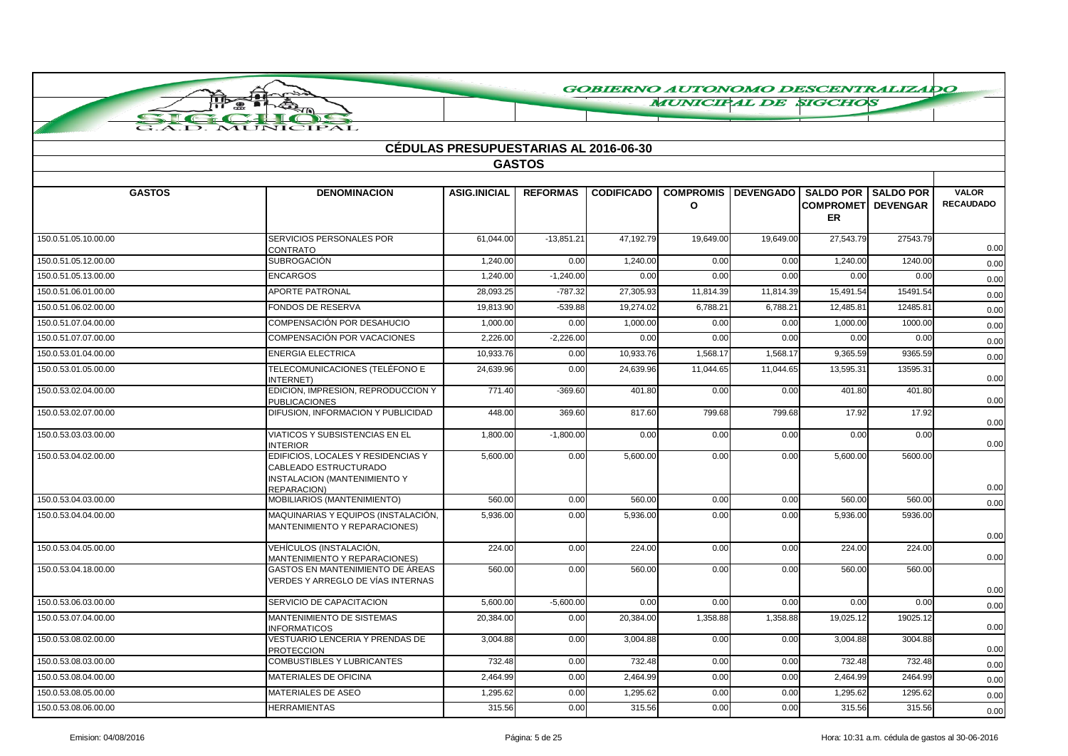GOBIERNO AUTONOMO DESCENTRALIZADO MUNICIPAL DE SIGCHOS

G.A.D. MUNICIPAL

## CÉDULAS PRESUPUESTARIAS AL 2016-06-30

### GASTOS

| GASTOS | DENOMINACION | ASIG.INICIAL | REFORMAS | CODIFICADO | COMPROMISO | DEVENGADO | SALDO POR COMPROMETER | SALDO POR DEVENGAR | VALOR RECAUDADO |
|---|---|---|---|---|---|---|---|---|---|
| 150.0.51.05.10.00.00 | SERVICIOS PERSONALES POR CONTRATO | 61,044.00 | -13,851.21 | 47,192.79 | 19,649.00 | 19,649.00 | 27,543.79 | 27543.79 | 0.00 |
| 150.0.51.05.12.00.00 | SUBROGACIÓN | 1,240.00 | 0.00 | 1,240.00 | 0.00 | 0.00 | 1,240.00 | 1240.00 | 0.00 |
| 150.0.51.05.13.00.00 | ENCARGOS | 1,240.00 | -1,240.00 | 0.00 | 0.00 | 0.00 | 0.00 | 0.00 | 0.00 |
| 150.0.51.06.01.00.00 | APORTE PATRONAL | 28,093.25 | -787.32 | 27,305.93 | 11,814.39 | 11,814.39 | 15,491.54 | 15491.54 | 0.00 |
| 150.0.51.06.02.00.00 | FONDOS DE RESERVA | 19,813.90 | -539.88 | 19,274.02 | 6,788.21 | 6,788.21 | 12,485.81 | 12485.81 | 0.00 |
| 150.0.51.07.04.00.00 | COMPENSACIÓN POR DESAHUCIO | 1,000.00 | 0.00 | 1,000.00 | 0.00 | 0.00 | 1,000.00 | 1000.00 | 0.00 |
| 150.0.51.07.07.00.00 | COMPENSACIÓN POR VACACIONES | 2,226.00 | -2,226.00 | 0.00 | 0.00 | 0.00 | 0.00 | 0.00 | 0.00 |
| 150.0.53.01.04.00.00 | ENERGIA ELECTRICA | 10,933.76 | 0.00 | 10,933.76 | 1,568.17 | 1,568.17 | 9,365.59 | 9365.59 | 0.00 |
| 150.0.53.01.05.00.00 | TELECOMUNICACIONES (TELÉFONO E INTERNET) | 24,639.96 | 0.00 | 24,639.96 | 11,044.65 | 11,044.65 | 13,595.31 | 13595.31 | 0.00 |
| 150.0.53.02.04.00.00 | EDICION, IMPRESION, REPRODUCCION Y PUBLICACIONES | 771.40 | -369.60 | 401.80 | 0.00 | 0.00 | 401.80 | 401.80 | 0.00 |
| 150.0.53.02.07.00.00 | DIFUSION, INFORMACION Y PUBLICIDAD | 448.00 | 369.60 | 817.60 | 799.68 | 799.68 | 17.92 | 17.92 | 0.00 |
| 150.0.53.03.03.00.00 | VIATICOS Y SUBSISTENCIAS EN EL INTERIOR | 1,800.00 | -1,800.00 | 0.00 | 0.00 | 0.00 | 0.00 | 0.00 | 0.00 |
| 150.0.53.04.02.00.00 | EDIFICIOS, LOCALES Y RESIDENCIAS Y CABLEADO ESTRUCTURADO INSTALACION (MANTENIMIENTO Y REPARACION) | 5,600.00 | 0.00 | 5,600.00 | 0.00 | 0.00 | 5,600.00 | 5600.00 | 0.00 |
| 150.0.53.04.03.00.00 | MOBILIARIOS (MANTENIMIENTO) | 560.00 | 0.00 | 560.00 | 0.00 | 0.00 | 560.00 | 560.00 | 0.00 |
| 150.0.53.04.04.00.00 | MAQUINARIAS Y EQUIPOS (INSTALACIÓN, MANTENIMIENTO Y REPARACIONES) | 5,936.00 | 0.00 | 5,936.00 | 0.00 | 0.00 | 5,936.00 | 5936.00 | 0.00 |
| 150.0.53.04.05.00.00 | VEHÍCULOS (INSTALACIÓN, MANTENIMIENTO Y REPARACIONES) | 224.00 | 0.00 | 224.00 | 0.00 | 0.00 | 224.00 | 224.00 | 0.00 |
| 150.0.53.04.18.00.00 | GASTOS EN MANTENIMIENTO DE ÁREAS VERDES Y ARREGLO DE VÍAS INTERNAS | 560.00 | 0.00 | 560.00 | 0.00 | 0.00 | 560.00 | 560.00 | 0.00 |
| 150.0.53.06.03.00.00 | SERVICIO DE CAPACITACION | 5,600.00 | -5,600.00 | 0.00 | 0.00 | 0.00 | 0.00 | 0.00 | 0.00 |
| 150.0.53.07.04.00.00 | MANTENIMIENTO DE SISTEMAS INFORMATICOS | 20,384.00 | 0.00 | 20,384.00 | 1,358.88 | 1,358.88 | 19,025.12 | 19025.12 | 0.00 |
| 150.0.53.08.02.00.00 | VESTUARIO LENCERIA Y PRENDAS DE PROTECCION | 3,004.88 | 0.00 | 3,004.88 | 0.00 | 0.00 | 3,004.88 | 3004.88 | 0.00 |
| 150.0.53.08.03.00.00 | COMBUSTIBLES Y LUBRICANTES | 732.48 | 0.00 | 732.48 | 0.00 | 0.00 | 732.48 | 732.48 | 0.00 |
| 150.0.53.08.04.00.00 | MATERIALES DE OFICINA | 2,464.99 | 0.00 | 2,464.99 | 0.00 | 0.00 | 2,464.99 | 2464.99 | 0.00 |
| 150.0.53.08.05.00.00 | MATERIALES DE ASEO | 1,295.62 | 0.00 | 1,295.62 | 0.00 | 0.00 | 1,295.62 | 1295.62 | 0.00 |
| 150.0.53.08.06.00.00 | HERRAMIENTAS | 315.56 | 0.00 | 315.56 | 0.00 | 0.00 | 315.56 | 315.56 | 0.00 |

Emision: 04/08/2016 — Hora: 10:31 a.m. cédula de gastos al 30-06-2016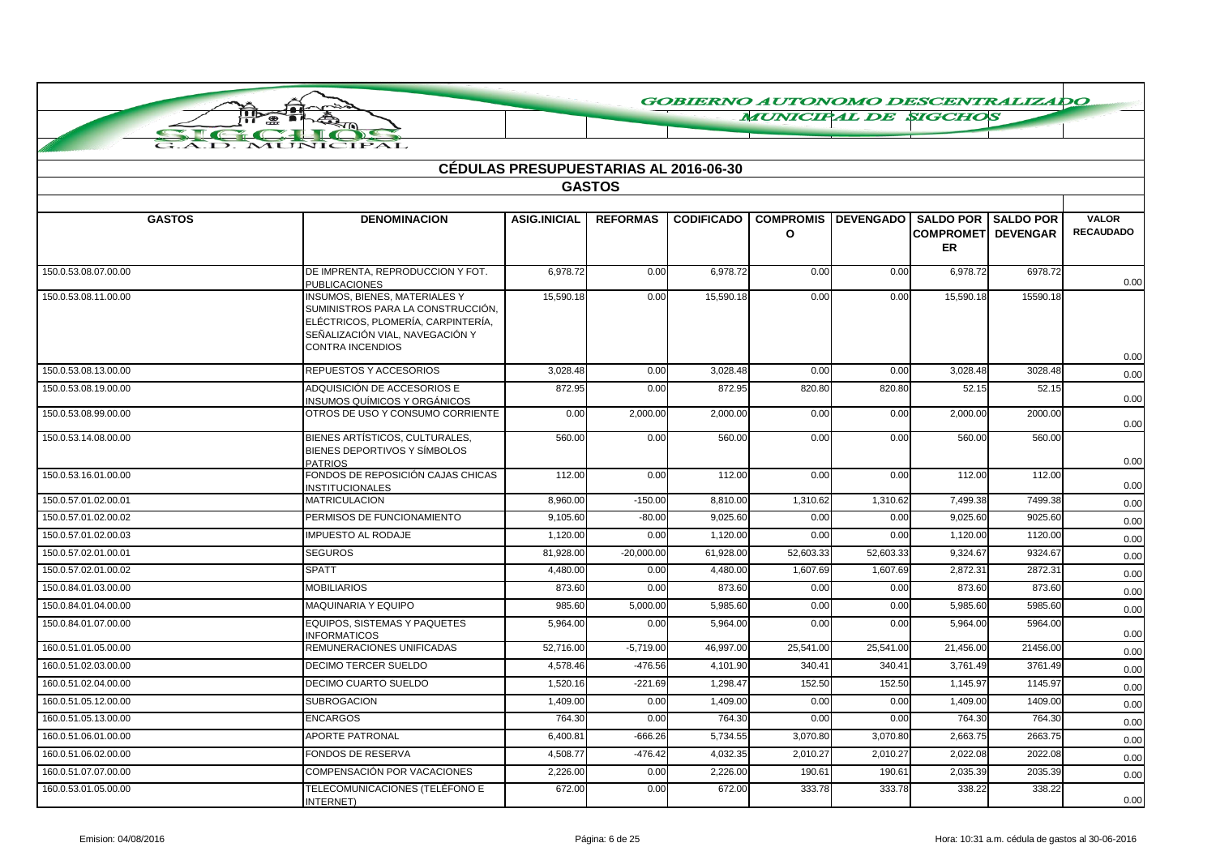# GOBIERNO AUTONOMO DESCENTRALIZADO MUNICIPAL DE SIGCHOS

## CÉDULAS PRESUPUESTARIAS AL 2016-06-30

### GASTOS

| GASTOS | DENOMINACION | ASIG.INICIAL | REFORMAS | CODIFICADO | COMPROMISO | DEVENGADO | SALDO POR COMPROMETER | SALDO POR DEVENGAR | VALOR RECAUDADO |
|---|---|---|---|---|---|---|---|---|---|
| 150.0.53.08.07.00.00 | DE IMPRENTA, REPRODUCCION Y FOT. PUBLICACIONES | 6,978.72 | 0.00 | 6,978.72 | 0.00 | 0.00 | 6,978.72 | 6978.72 | 0.00 |
| 150.0.53.08.11.00.00 | INSUMOS, BIENES, MATERIALES Y SUMINISTROS PARA LA CONSTRUCCIÓN, ELÉCTRICOS, PLOMERÍA, CARPINTERÍA, SEÑALIZACIÓN VIAL, NAVEGACIÓN Y CONTRA INCENDIOS | 15,590.18 | 0.00 | 15,590.18 | 0.00 | 0.00 | 15,590.18 | 15590.18 | 0.00 |
| 150.0.53.08.13.00.00 | REPUESTOS Y ACCESORIOS | 3,028.48 | 0.00 | 3,028.48 | 0.00 | 0.00 | 3,028.48 | 3028.48 | 0.00 |
| 150.0.53.08.19.00.00 | ADQUISICIÓN DE ACCESORIOS E INSUMOS QUÍMICOS Y ORGÁNICOS | 872.95 | 0.00 | 872.95 | 820.80 | 820.80 | 52.15 | 52.15 | 0.00 |
| 150.0.53.08.99.00.00 | OTROS DE USO Y CONSUMO CORRIENTE | 0.00 | 2,000.00 | 2,000.00 | 0.00 | 0.00 | 2,000.00 | 2000.00 | 0.00 |
| 150.0.53.14.08.00.00 | BIENES ARTÍSTICOS, CULTURALES, BIENES DEPORTIVOS Y SÍMBOLOS PATRIOS | 560.00 | 0.00 | 560.00 | 0.00 | 0.00 | 560.00 | 560.00 | 0.00 |
| 150.0.53.16.01.00.00 | FONDOS DE REPOSICIÓN CAJAS CHICAS INSTITUCIONALES | 112.00 | 0.00 | 112.00 | 0.00 | 0.00 | 112.00 | 112.00 | 0.00 |
| 150.0.57.01.02.00.01 | MATRICULACION | 8,960.00 | -150.00 | 8,810.00 | 1,310.62 | 1,310.62 | 7,499.38 | 7499.38 | 0.00 |
| 150.0.57.01.02.00.02 | PERMISOS DE FUNCIONAMIENTO | 9,105.60 | -80.00 | 9,025.60 | 0.00 | 0.00 | 9,025.60 | 9025.60 | 0.00 |
| 150.0.57.01.02.00.03 | IMPUESTO AL RODAJE | 1,120.00 | 0.00 | 1,120.00 | 0.00 | 0.00 | 1,120.00 | 1120.00 | 0.00 |
| 150.0.57.02.01.00.01 | SEGUROS | 81,928.00 | -20,000.00 | 61,928.00 | 52,603.33 | 52,603.33 | 9,324.67 | 9324.67 | 0.00 |
| 150.0.57.02.01.00.02 | SPATT | 4,480.00 | 0.00 | 4,480.00 | 1,607.69 | 1,607.69 | 2,872.31 | 2872.31 | 0.00 |
| 150.0.84.01.03.00.00 | MOBILIARIOS | 873.60 | 0.00 | 873.60 | 0.00 | 0.00 | 873.60 | 873.60 | 0.00 |
| 150.0.84.01.04.00.00 | MAQUINARIA Y EQUIPO | 985.60 | 5,000.00 | 5,985.60 | 0.00 | 0.00 | 5,985.60 | 5985.60 | 0.00 |
| 150.0.84.01.07.00.00 | EQUIPOS, SISTEMAS Y PAQUETES INFORMATICOS | 5,964.00 | 0.00 | 5,964.00 | 0.00 | 0.00 | 5,964.00 | 5964.00 | 0.00 |
| 160.0.51.01.05.00.00 | REMUNERACIONES UNIFICADAS | 52,716.00 | -5,719.00 | 46,997.00 | 25,541.00 | 25,541.00 | 21,456.00 | 21456.00 | 0.00 |
| 160.0.51.02.03.00.00 | DECIMO TERCER SUELDO | 4,578.46 | -476.56 | 4,101.90 | 340.41 | 340.41 | 3,761.49 | 3761.49 | 0.00 |
| 160.0.51.02.04.00.00 | DECIMO CUARTO SUELDO | 1,520.16 | -221.69 | 1,298.47 | 152.50 | 152.50 | 1,145.97 | 1145.97 | 0.00 |
| 160.0.51.05.12.00.00 | SUBROGACION | 1,409.00 | 0.00 | 1,409.00 | 0.00 | 0.00 | 1,409.00 | 1409.00 | 0.00 |
| 160.0.51.05.13.00.00 | ENCARGOS | 764.30 | 0.00 | 764.30 | 0.00 | 0.00 | 764.30 | 764.30 | 0.00 |
| 160.0.51.06.01.00.00 | APORTE PATRONAL | 6,400.81 | -666.26 | 5,734.55 | 3,070.80 | 3,070.80 | 2,663.75 | 2663.75 | 0.00 |
| 160.0.51.06.02.00.00 | FONDOS DE RESERVA | 4,508.77 | -476.42 | 4,032.35 | 2,010.27 | 2,010.27 | 2,022.08 | 2022.08 | 0.00 |
| 160.0.51.07.07.00.00 | COMPENSACIÓN POR VACACIONES | 2,226.00 | 0.00 | 2,226.00 | 190.61 | 190.61 | 2,035.39 | 2035.39 | 0.00 |
| 160.0.53.01.05.00.00 | TELECOMUNICACIONES (TELÉFONO E INTERNET) | 672.00 | 0.00 | 672.00 | 333.78 | 333.78 | 338.22 | 338.22 | 0.00 |

Emision: 04/08/2016 — Hora: 10:31 a.m. cédula de gastos al 30-06-2016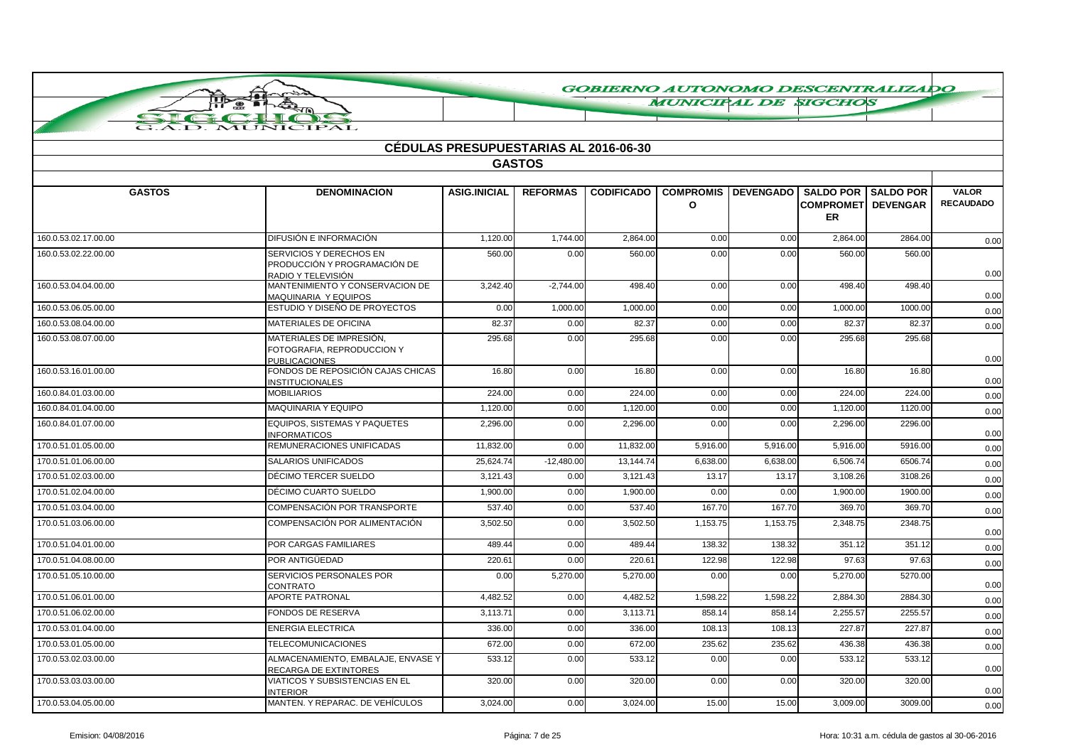# CÉDULAS PRESUPUESTARIAS AL 2016-06-30

## GASTOS

| GASTOS | DENOMINACION | ASIG.INICIAL | REFORMAS | CODIFICADO | COMPROMISO | DEVENGADO | SALDO POR COMPROMETER | SALDO POR DEVENGAR | VALOR RECAUDADO |
|---|---|---|---|---|---|---|---|---|---|
| 160.0.53.02.17.00.00 | DIFUSIÓN E INFORMACIÓN | 1,120.00 | 1,744.00 | 2,864.00 | 0.00 | 0.00 | 2,864.00 | 2864.00 | 0.00 |
| 160.0.53.02.22.00.00 | SERVICIOS Y DERECHOS EN PRODUCCIÓN Y PROGRAMACIÓN DE RADIO Y TELEVISIÓN | 560.00 | 0.00 | 560.00 | 0.00 | 0.00 | 560.00 | 560.00 | 0.00 |
| 160.0.53.04.04.00.00 | MANTENIMIENTO Y CONSERVACION DE MAQUINARIA Y EQUIPOS | 3,242.40 | -2,744.00 | 498.40 | 0.00 | 0.00 | 498.40 | 498.40 | 0.00 |
| 160.0.53.06.05.00.00 | ESTUDIO Y DISEÑO DE PROYECTOS | 0.00 | 1,000.00 | 1,000.00 | 0.00 | 0.00 | 1,000.00 | 1000.00 | 0.00 |
| 160.0.53.08.04.00.00 | MATERIALES DE OFICINA | 82.37 | 0.00 | 82.37 | 0.00 | 0.00 | 82.37 | 82.37 | 0.00 |
| 160.0.53.08.07.00.00 | MATERIALES DE IMPRESIÓN, FOTOGRAFIA, REPRODUCCION Y PUBLICACIONES | 295.68 | 0.00 | 295.68 | 0.00 | 0.00 | 295.68 | 295.68 | 0.00 |
| 160.0.53.16.01.00.00 | FONDOS DE REPOSICIÓN CAJAS CHICAS INSTITUCIONALES | 16.80 | 0.00 | 16.80 | 0.00 | 0.00 | 16.80 | 16.80 | 0.00 |
| 160.0.84.01.03.00.00 | MOBILIARIOS | 224.00 | 0.00 | 224.00 | 0.00 | 0.00 | 224.00 | 224.00 | 0.00 |
| 160.0.84.01.04.00.00 | MAQUINARIA Y EQUIPO | 1,120.00 | 0.00 | 1,120.00 | 0.00 | 0.00 | 1,120.00 | 1120.00 | 0.00 |
| 160.0.84.01.07.00.00 | EQUIPOS, SISTEMAS Y PAQUETES INFORMATICOS | 2,296.00 | 0.00 | 2,296.00 | 0.00 | 0.00 | 2,296.00 | 2296.00 | 0.00 |
| 170.0.51.01.05.00.00 | REMUNERACIONES UNIFICADAS | 11,832.00 | 0.00 | 11,832.00 | 5,916.00 | 5,916.00 | 5,916.00 | 5916.00 | 0.00 |
| 170.0.51.01.06.00.00 | SALARIOS UNIFICADOS | 25,624.74 | -12,480.00 | 13,144.74 | 6,638.00 | 6,638.00 | 6,506.74 | 6506.74 | 0.00 |
| 170.0.51.02.03.00.00 | DÉCIMO TERCER SUELDO | 3,121.43 | 0.00 | 3,121.43 | 13.17 | 13.17 | 3,108.26 | 3108.26 | 0.00 |
| 170.0.51.02.04.00.00 | DÉCIMO CUARTO SUELDO | 1,900.00 | 0.00 | 1,900.00 | 0.00 | 0.00 | 1,900.00 | 1900.00 | 0.00 |
| 170.0.51.03.04.00.00 | COMPENSACIÓN POR TRANSPORTE | 537.40 | 0.00 | 537.40 | 167.70 | 167.70 | 369.70 | 369.70 | 0.00 |
| 170.0.51.03.06.00.00 | COMPENSACIÓN POR ALIMENTACIÓN | 3,502.50 | 0.00 | 3,502.50 | 1,153.75 | 1,153.75 | 2,348.75 | 2348.75 | 0.00 |
| 170.0.51.04.01.00.00 | POR CARGAS FAMILIARES | 489.44 | 0.00 | 489.44 | 138.32 | 138.32 | 351.12 | 351.12 | 0.00 |
| 170.0.51.04.08.00.00 | POR ANTIGÜEDAD | 220.61 | 0.00 | 220.61 | 122.98 | 122.98 | 97.63 | 97.63 | 0.00 |
| 170.0.51.05.10.00.00 | SERVICIOS PERSONALES POR CONTRATO | 0.00 | 5,270.00 | 5,270.00 | 0.00 | 0.00 | 5,270.00 | 5270.00 | 0.00 |
| 170.0.51.06.01.00.00 | APORTE PATRONAL | 4,482.52 | 0.00 | 4,482.52 | 1,598.22 | 1,598.22 | 2,884.30 | 2884.30 | 0.00 |
| 170.0.51.06.02.00.00 | FONDOS DE RESERVA | 3,113.71 | 0.00 | 3,113.71 | 858.14 | 858.14 | 2,255.57 | 2255.57 | 0.00 |
| 170.0.53.01.04.00.00 | ENERGIA ELECTRICA | 336.00 | 0.00 | 336.00 | 108.13 | 108.13 | 227.87 | 227.87 | 0.00 |
| 170.0.53.01.05.00.00 | TELECOMUNICACIONES | 672.00 | 0.00 | 672.00 | 235.62 | 235.62 | 436.38 | 436.38 | 0.00 |
| 170.0.53.02.03.00.00 | ALMACENAMIENTO, EMBALAJE, ENVASE Y RECARGA DE EXTINTORES | 533.12 | 0.00 | 533.12 | 0.00 | 0.00 | 533.12 | 533.12 | 0.00 |
| 170.0.53.03.03.00.00 | VIATICOS Y SUBSISTENCIAS EN EL INTERIOR | 320.00 | 0.00 | 320.00 | 0.00 | 0.00 | 320.00 | 320.00 | 0.00 |
| 170.0.53.04.05.00.00 | MANTEN. Y REPARAC. DE VEHÍCULOS | 3,024.00 | 0.00 | 3,024.00 | 15.00 | 15.00 | 3,009.00 | 3009.00 | 0.00 |

Emision: 04/08/2016 — Hora: 10:31 a.m. cédula de gastos al 30-06-2016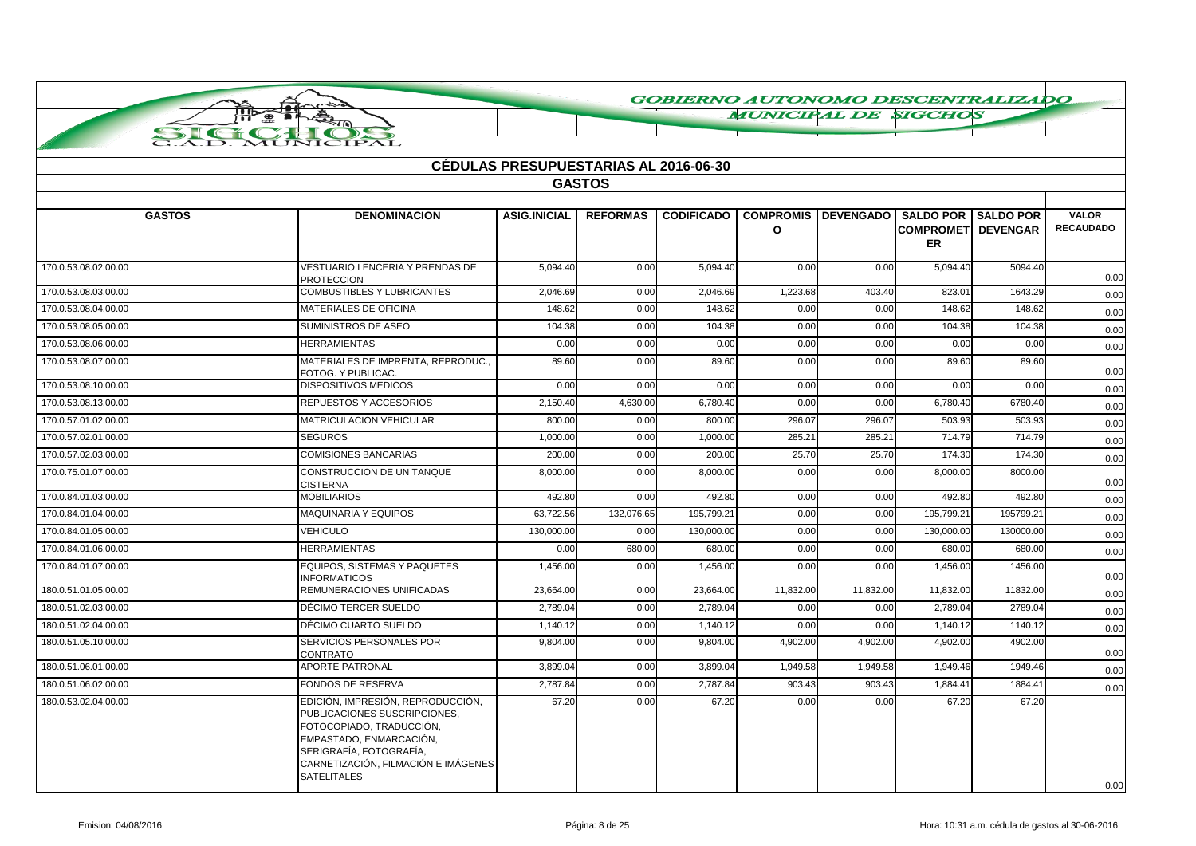GOBIERNO AUTONOMO DESCENTRALIZADO MUNICIPAL DE SIGCHOS

G.A.D. MUNICIPAL

## CÉDULAS PRESUPUESTARIAS AL 2016-06-30

### GASTOS

| GASTOS | DENOMINACION | ASIG.INICIAL | REFORMAS | CODIFICADO | COMPROMISO | DEVENGADO | SALDO POR COMPROMETER | SALDO POR DEVENGAR | VALOR RECAUDADO |
|---|---|---|---|---|---|---|---|---|---|
| 170.0.53.08.02.00.00 | VESTUARIO LENCERIA Y PRENDAS DE PROTECCION | 5,094.40 | 0.00 | 5,094.40 | 0.00 | 0.00 | 5,094.40 | 5094.40 | 0.00 |
| 170.0.53.08.03.00.00 | COMBUSTIBLES Y LUBRICANTES | 2,046.69 | 0.00 | 2,046.69 | 1,223.68 | 403.40 | 823.01 | 1643.29 | 0.00 |
| 170.0.53.08.04.00.00 | MATERIALES DE OFICINA | 148.62 | 0.00 | 148.62 | 0.00 | 0.00 | 148.62 | 148.62 | 0.00 |
| 170.0.53.08.05.00.00 | SUMINISTROS DE ASEO | 104.38 | 0.00 | 104.38 | 0.00 | 0.00 | 104.38 | 104.38 | 0.00 |
| 170.0.53.08.06.00.00 | HERRAMIENTAS | 0.00 | 0.00 | 0.00 | 0.00 | 0.00 | 0.00 | 0.00 | 0.00 |
| 170.0.53.08.07.00.00 | MATERIALES DE IMPRENTA, REPRODUC., FOTOG. Y PUBLICAC. | 89.60 | 0.00 | 89.60 | 0.00 | 0.00 | 89.60 | 89.60 | 0.00 |
| 170.0.53.08.10.00.00 | DISPOSITIVOS MEDICOS | 0.00 | 0.00 | 0.00 | 0.00 | 0.00 | 0.00 | 0.00 | 0.00 |
| 170.0.53.08.13.00.00 | REPUESTOS Y ACCESORIOS | 2,150.40 | 4,630.00 | 6,780.40 | 0.00 | 0.00 | 6,780.40 | 6780.40 | 0.00 |
| 170.0.57.01.02.00.00 | MATRICULACION VEHICULAR | 800.00 | 0.00 | 800.00 | 296.07 | 296.07 | 503.93 | 503.93 | 0.00 |
| 170.0.57.02.01.00.00 | SEGUROS | 1,000.00 | 0.00 | 1,000.00 | 285.21 | 285.21 | 714.79 | 714.79 | 0.00 |
| 170.0.57.02.03.00.00 | COMISIONES BANCARIAS | 200.00 | 0.00 | 200.00 | 25.70 | 25.70 | 174.30 | 174.30 | 0.00 |
| 170.0.75.01.07.00.00 | CONSTRUCCION DE UN TANQUE CISTERNA | 8,000.00 | 0.00 | 8,000.00 | 0.00 | 0.00 | 8,000.00 | 8000.00 | 0.00 |
| 170.0.84.01.03.00.00 | MOBILIARIOS | 492.80 | 0.00 | 492.80 | 0.00 | 0.00 | 492.80 | 492.80 | 0.00 |
| 170.0.84.01.04.00.00 | MAQUINARIA Y EQUIPOS | 63,722.56 | 132,076.65 | 195,799.21 | 0.00 | 0.00 | 195,799.21 | 195799.21 | 0.00 |
| 170.0.84.01.05.00.00 | VEHICULO | 130,000.00 | 0.00 | 130,000.00 | 0.00 | 0.00 | 130,000.00 | 130000.00 | 0.00 |
| 170.0.84.01.06.00.00 | HERRAMIENTAS | 0.00 | 680.00 | 680.00 | 0.00 | 0.00 | 680.00 | 680.00 | 0.00 |
| 170.0.84.01.07.00.00 | EQUIPOS, SISTEMAS Y PAQUETES INFORMATICOS | 1,456.00 | 0.00 | 1,456.00 | 0.00 | 0.00 | 1,456.00 | 1456.00 | 0.00 |
| 180.0.51.01.05.00.00 | REMUNERACIONES UNIFICADAS | 23,664.00 | 0.00 | 23,664.00 | 11,832.00 | 11,832.00 | 11,832.00 | 11832.00 | 0.00 |
| 180.0.51.02.03.00.00 | DÉCIMO TERCER SUELDO | 2,789.04 | 0.00 | 2,789.04 | 0.00 | 0.00 | 2,789.04 | 2789.04 | 0.00 |
| 180.0.51.02.04.00.00 | DÉCIMO CUARTO SUELDO | 1,140.12 | 0.00 | 1,140.12 | 0.00 | 0.00 | 1,140.12 | 1140.12 | 0.00 |
| 180.0.51.05.10.00.00 | SERVICIOS PERSONALES POR CONTRATO | 9,804.00 | 0.00 | 9,804.00 | 4,902.00 | 4,902.00 | 4,902.00 | 4902.00 | 0.00 |
| 180.0.51.06.01.00.00 | APORTE PATRONAL | 3,899.04 | 0.00 | 3,899.04 | 1,949.58 | 1,949.58 | 1,949.46 | 1949.46 | 0.00 |
| 180.0.51.06.02.00.00 | FONDOS DE RESERVA | 2,787.84 | 0.00 | 2,787.84 | 903.43 | 903.43 | 1,884.41 | 1884.41 | 0.00 |
| 180.0.53.02.04.00.00 | EDICIÓN, IMPRESIÓN, REPRODUCCIÓN, PUBLICACIONES SUSCRIPCIONES, FOTOCOPIADO, TRADUCCIÓN, EMPASTADO, ENMARCACIÓN, SERIGRAFÍA, FOTOGRAFÍA, CARNETIZACIÓN, FILMACIÓN E IMÁGENES SATELITALES | 67.20 | 0.00 | 67.20 | 0.00 | 0.00 | 67.20 | 67.20 | 0.00 |

Emision: 04/08/2016 | Hora: 10:31 a.m. cédula de gastos al 30-06-2016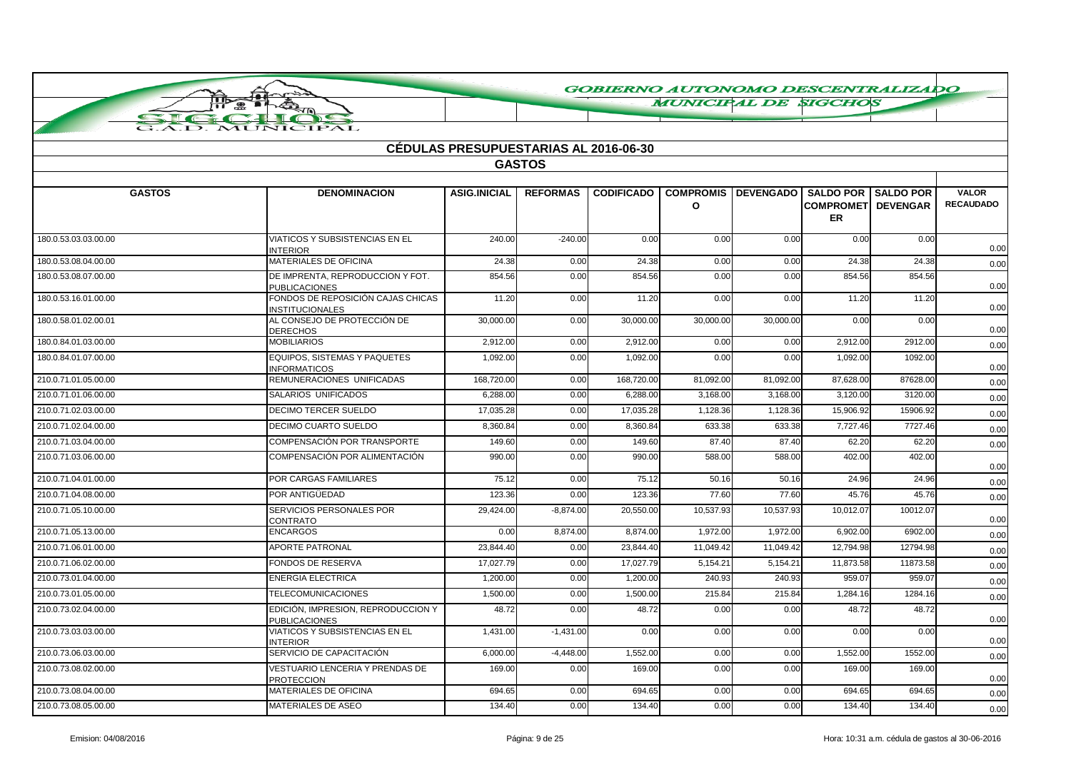GOBIERNO AUTONOMO DESCENTRALIZADO MUNICIPAL DE SIGCHOS

## CÉDULAS PRESUPUESTARIAS AL 2016-06-30

### GASTOS

| GASTOS | DENOMINACION | ASIG.INICIAL | REFORMAS | CODIFICADO | COMPROMISO | DEVENGADO | SALDO POR COMPROMETER | SALDO POR DEVENGAR | VALOR RECAUDADO |
|---|---|---|---|---|---|---|---|---|---|
| 180.0.53.03.03.00.00 | VIATICOS Y SUBSISTENCIAS EN EL INTERIOR | 240.00 | -240.00 | 0.00 | 0.00 | 0.00 | 0.00 | 0.00 | 0.00 |
| 180.0.53.08.04.00.00 | MATERIALES DE OFICINA | 24.38 | 0.00 | 24.38 | 0.00 | 0.00 | 24.38 | 24.38 | 0.00 |
| 180.0.53.08.07.00.00 | DE IMPRENTA, REPRODUCCION Y FOT. PUBLICACIONES | 854.56 | 0.00 | 854.56 | 0.00 | 0.00 | 854.56 | 854.56 | 0.00 |
| 180.0.53.16.01.00.00 | FONDOS DE REPOSICIÓN CAJAS CHICAS INSTITUCIONALES | 11.20 | 0.00 | 11.20 | 0.00 | 0.00 | 11.20 | 11.20 | 0.00 |
| 180.0.58.01.02.00.01 | AL CONSEJO DE PROTECCIÓN DE DERECHOS | 30,000.00 | 0.00 | 30,000.00 | 30,000.00 | 30,000.00 | 0.00 | 0.00 | 0.00 |
| 180.0.84.01.03.00.00 | MOBILIARIOS | 2,912.00 | 0.00 | 2,912.00 | 0.00 | 0.00 | 2,912.00 | 2912.00 | 0.00 |
| 180.0.84.01.07.00.00 | EQUIPOS, SISTEMAS Y PAQUETES INFORMATICOS | 1,092.00 | 0.00 | 1,092.00 | 0.00 | 0.00 | 1,092.00 | 1092.00 | 0.00 |
| 210.0.71.01.05.00.00 | REMUNERACIONES UNIFICADAS | 168,720.00 | 0.00 | 168,720.00 | 81,092.00 | 81,092.00 | 87,628.00 | 87628.00 | 0.00 |
| 210.0.71.01.06.00.00 | SALARIOS UNIFICADOS | 6,288.00 | 0.00 | 6,288.00 | 3,168.00 | 3,168.00 | 3,120.00 | 3120.00 | 0.00 |
| 210.0.71.02.03.00.00 | DECIMO TERCER SUELDO | 17,035.28 | 0.00 | 17,035.28 | 1,128.36 | 1,128.36 | 15,906.92 | 15906.92 | 0.00 |
| 210.0.71.02.04.00.00 | DECIMO CUARTO SUELDO | 8,360.84 | 0.00 | 8,360.84 | 633.38 | 633.38 | 7,727.46 | 7727.46 | 0.00 |
| 210.0.71.03.04.00.00 | COMPENSACIÓN POR TRANSPORTE | 149.60 | 0.00 | 149.60 | 87.40 | 87.40 | 62.20 | 62.20 | 0.00 |
| 210.0.71.03.06.00.00 | COMPENSACIÓN POR ALIMENTACIÓN | 990.00 | 0.00 | 990.00 | 588.00 | 588.00 | 402.00 | 402.00 | 0.00 |
| 210.0.71.04.01.00.00 | POR CARGAS FAMILIARES | 75.12 | 0.00 | 75.12 | 50.16 | 50.16 | 24.96 | 24.96 | 0.00 |
| 210.0.71.04.08.00.00 | POR ANTIGÜEDAD | 123.36 | 0.00 | 123.36 | 77.60 | 77.60 | 45.76 | 45.76 | 0.00 |
| 210.0.71.05.10.00.00 | SERVICIOS PERSONALES POR CONTRATO | 29,424.00 | -8,874.00 | 20,550.00 | 10,537.93 | 10,537.93 | 10,012.07 | 10012.07 | 0.00 |
| 210.0.71.05.13.00.00 | ENCARGOS | 0.00 | 8,874.00 | 8,874.00 | 1,972.00 | 1,972.00 | 6,902.00 | 6902.00 | 0.00 |
| 210.0.71.06.01.00.00 | APORTE PATRONAL | 23,844.40 | 0.00 | 23,844.40 | 11,049.42 | 11,049.42 | 12,794.98 | 12794.98 | 0.00 |
| 210.0.71.06.02.00.00 | FONDOS DE RESERVA | 17,027.79 | 0.00 | 17,027.79 | 5,154.21 | 5,154.21 | 11,873.58 | 11873.58 | 0.00 |
| 210.0.73.01.04.00.00 | ENERGIA ELECTRICA | 1,200.00 | 0.00 | 1,200.00 | 240.93 | 240.93 | 959.07 | 959.07 | 0.00 |
| 210.0.73.01.05.00.00 | TELECOMUNICACIONES | 1,500.00 | 0.00 | 1,500.00 | 215.84 | 215.84 | 1,284.16 | 1284.16 | 0.00 |
| 210.0.73.02.04.00.00 | EDICIÓN, IMPRESION, REPRODUCCION Y PUBLICACIONES | 48.72 | 0.00 | 48.72 | 0.00 | 0.00 | 48.72 | 48.72 | 0.00 |
| 210.0.73.03.03.00.00 | VIATICOS Y SUBSISTENCIAS EN EL INTERIOR | 1,431.00 | -1,431.00 | 0.00 | 0.00 | 0.00 | 0.00 | 0.00 | 0.00 |
| 210.0.73.06.03.00.00 | SERVICIO DE CAPACITACIÓN | 6,000.00 | -4,448.00 | 1,552.00 | 0.00 | 0.00 | 1,552.00 | 1552.00 | 0.00 |
| 210.0.73.08.02.00.00 | VESTUARIO LENCERIA Y PRENDAS DE PROTECCION | 169.00 | 0.00 | 169.00 | 0.00 | 0.00 | 169.00 | 169.00 | 0.00 |
| 210.0.73.08.04.00.00 | MATERIALES DE OFICINA | 694.65 | 0.00 | 694.65 | 0.00 | 0.00 | 694.65 | 694.65 | 0.00 |
| 210.0.73.08.05.00.00 | MATERIALES DE ASEO | 134.40 | 0.00 | 134.40 | 0.00 | 0.00 | 134.40 | 134.40 | 0.00 |

Emision: 04/08/2016 | Hora: 10:31 a.m. cédula de gastos al 30-06-2016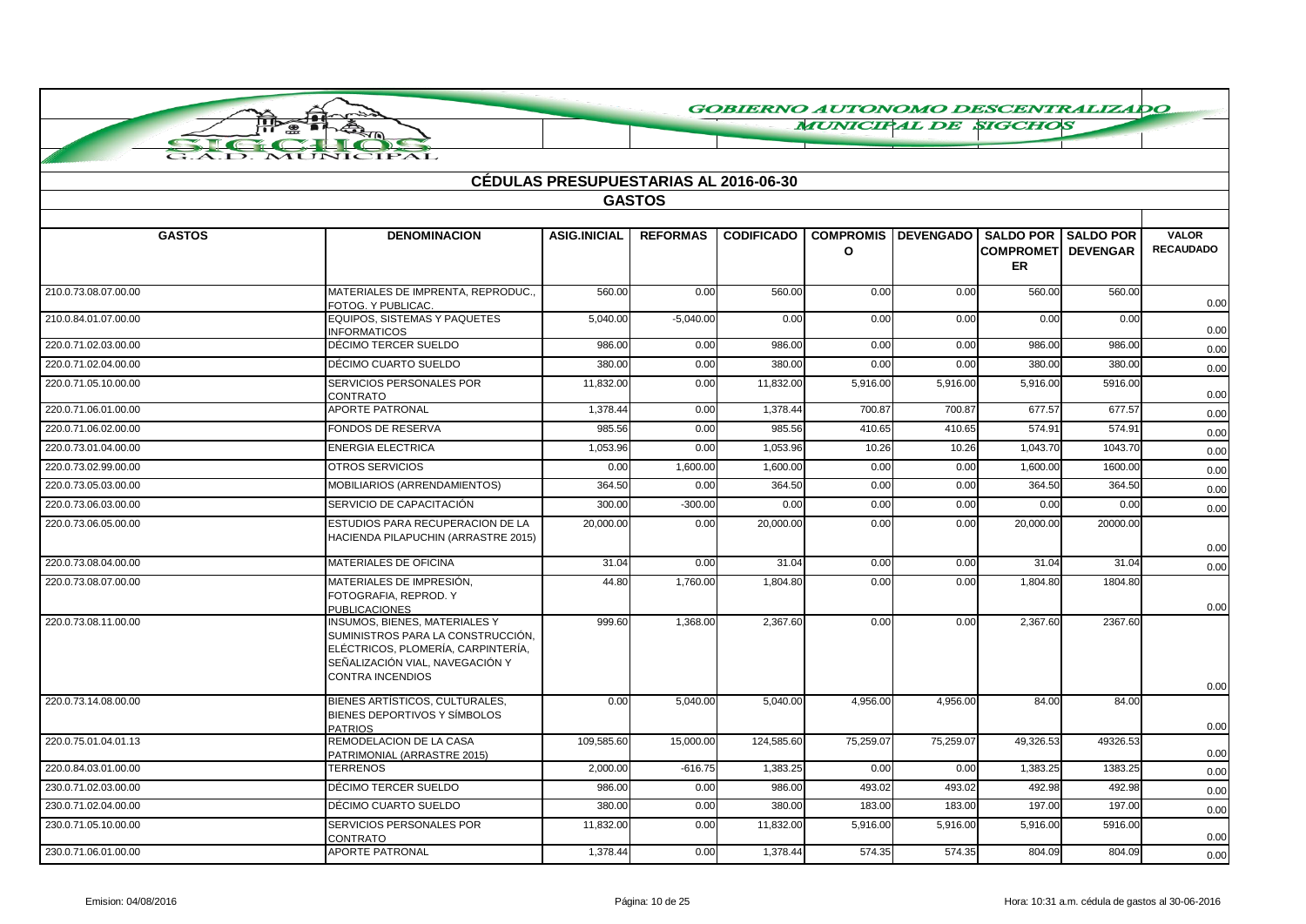# GOBIERNO AUTONOMO DESCENTRALIZADO MUNICIPAL DE SIGCHOS

## CÉDULAS PRESUPUESTARIAS AL 2016-06-30

### GASTOS

| GASTOS | DENOMINACION | ASIG.INICIAL | REFORMAS | CODIFICADO | COMPROMISO | DEVENGADO | SALDO POR COMPROMETER | SALDO POR DEVENGAR | VALOR RECAUDADO |
|---|---|---|---|---|---|---|---|---|---|
| 210.0.73.08.07.00.00 | MATERIALES DE IMPRENTA, REPRODUC., FOTOG. Y PUBLICAC. | 560.00 | 0.00 | 560.00 | 0.00 | 0.00 | 560.00 | 560.00 | 0.00 |
| 210.0.84.01.07.00.00 | EQUIPOS, SISTEMAS Y PAQUETES INFORMATICOS | 5,040.00 | -5,040.00 | 0.00 | 0.00 | 0.00 | 0.00 | 0.00 | 0.00 |
| 220.0.71.02.03.00.00 | DÉCIMO TERCER SUELDO | 986.00 | 0.00 | 986.00 | 0.00 | 0.00 | 986.00 | 986.00 | 0.00 |
| 220.0.71.02.04.00.00 | DÉCIMO CUARTO SUELDO | 380.00 | 0.00 | 380.00 | 0.00 | 0.00 | 380.00 | 380.00 | 0.00 |
| 220.0.71.05.10.00.00 | SERVICIOS PERSONALES POR CONTRATO | 11,832.00 | 0.00 | 11,832.00 | 5,916.00 | 5,916.00 | 5,916.00 | 5916.00 | 0.00 |
| 220.0.71.06.01.00.00 | APORTE PATRONAL | 1,378.44 | 0.00 | 1,378.44 | 700.87 | 700.87 | 677.57 | 677.57 | 0.00 |
| 220.0.71.06.02.00.00 | FONDOS DE RESERVA | 985.56 | 0.00 | 985.56 | 410.65 | 410.65 | 574.91 | 574.91 | 0.00 |
| 220.0.73.01.04.00.00 | ENERGIA ELECTRICA | 1,053.96 | 0.00 | 1,053.96 | 10.26 | 10.26 | 1,043.70 | 1043.70 | 0.00 |
| 220.0.73.02.99.00.00 | OTROS SERVICIOS | 0.00 | 1,600.00 | 1,600.00 | 0.00 | 0.00 | 1,600.00 | 1600.00 | 0.00 |
| 220.0.73.05.03.00.00 | MOBILIARIOS (ARRENDAMIENTOS) | 364.50 | 0.00 | 364.50 | 0.00 | 0.00 | 364.50 | 364.50 | 0.00 |
| 220.0.73.06.03.00.00 | SERVICIO DE CAPACITACIÓN | 300.00 | -300.00 | 0.00 | 0.00 | 0.00 | 0.00 | 0.00 | 0.00 |
| 220.0.73.06.05.00.00 | ESTUDIOS PARA RECUPERACION DE LA HACIENDA PILAPUCHIN (ARRASTRE 2015) | 20,000.00 | 0.00 | 20,000.00 | 0.00 | 0.00 | 20,000.00 | 20000.00 | 0.00 |
| 220.0.73.08.04.00.00 | MATERIALES DE OFICINA | 31.04 | 0.00 | 31.04 | 0.00 | 0.00 | 31.04 | 31.04 | 0.00 |
| 220.0.73.08.07.00.00 | MATERIALES DE IMPRESIÓN, FOTOGRAFIA, REPROD. Y PUBLICACIONES | 44.80 | 1,760.00 | 1,804.80 | 0.00 | 0.00 | 1,804.80 | 1804.80 | 0.00 |
| 220.0.73.08.11.00.00 | INSUMOS, BIENES, MATERIALES Y SUMINISTROS PARA LA CONSTRUCCIÓN, ELÉCTRICOS, PLOMERÍA, CARPINTERÍA, SEÑALIZACIÓN VIAL, NAVEGACIÓN Y CONTRA INCENDIOS | 999.60 | 1,368.00 | 2,367.60 | 0.00 | 0.00 | 2,367.60 | 2367.60 | 0.00 |
| 220.0.73.14.08.00.00 | BIENES ARTÍSTICOS, CULTURALES, BIENES DEPORTIVOS Y SÍMBOLOS PATRIOS | 0.00 | 5,040.00 | 5,040.00 | 4,956.00 | 4,956.00 | 84.00 | 84.00 | 0.00 |
| 220.0.75.01.04.01.13 | REMODELACION DE LA CASA PATRIMONIAL (ARRASTRE 2015) | 109,585.60 | 15,000.00 | 124,585.60 | 75,259.07 | 75,259.07 | 49,326.53 | 49326.53 | 0.00 |
| 220.0.84.03.01.00.00 | TERRENOS | 2,000.00 | -616.75 | 1,383.25 | 0.00 | 0.00 | 1,383.25 | 1383.25 | 0.00 |
| 230.0.71.02.03.00.00 | DÉCIMO TERCER SUELDO | 986.00 | 0.00 | 986.00 | 493.02 | 493.02 | 492.98 | 492.98 | 0.00 |
| 230.0.71.02.04.00.00 | DÉCIMO CUARTO SUELDO | 380.00 | 0.00 | 380.00 | 183.00 | 183.00 | 197.00 | 197.00 | 0.00 |
| 230.0.71.05.10.00.00 | SERVICIOS PERSONALES POR CONTRATO | 11,832.00 | 0.00 | 11,832.00 | 5,916.00 | 5,916.00 | 5,916.00 | 5916.00 | 0.00 |
| 230.0.71.06.01.00.00 | APORTE PATRONAL | 1,378.44 | 0.00 | 1,378.44 | 574.35 | 574.35 | 804.09 | 804.09 | 0.00 |

Emision: 04/08/2016 — Hora: 10:31 a.m. cédula de gastos al 30-06-2016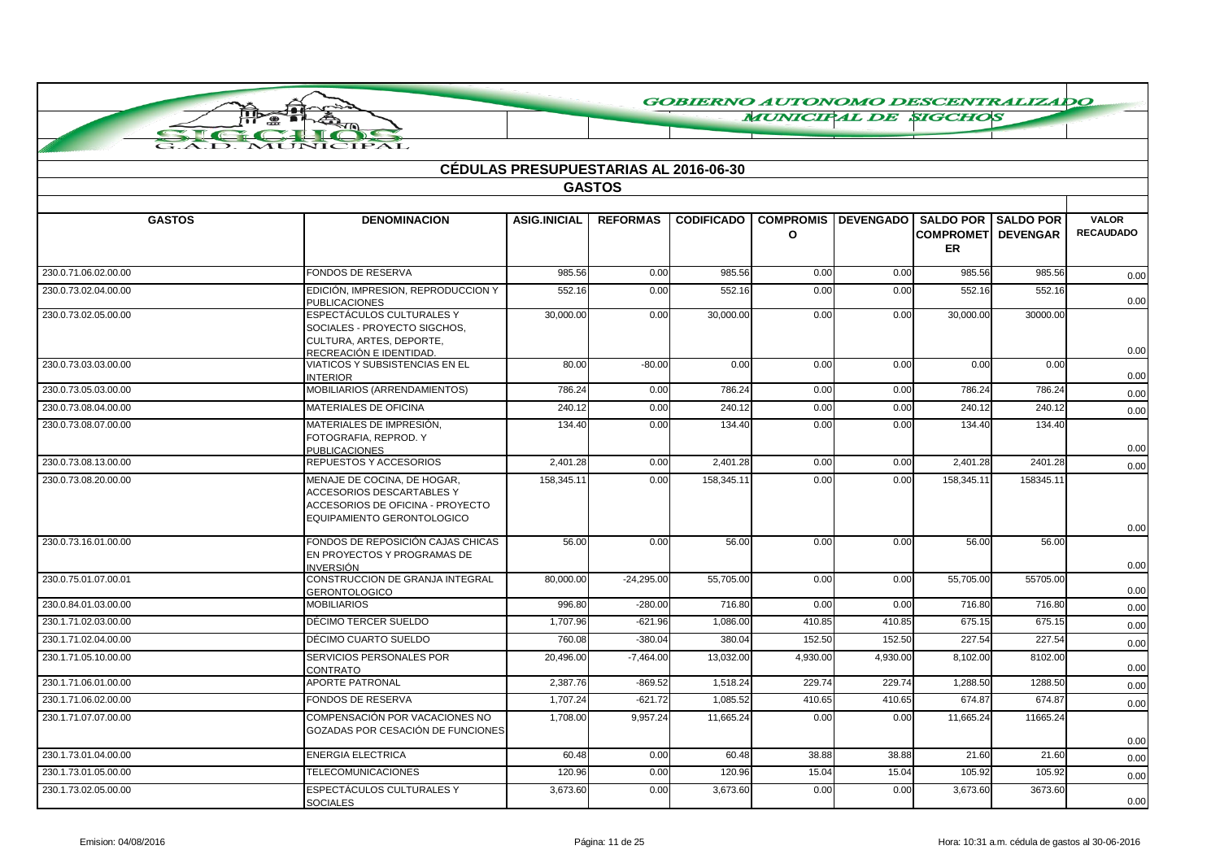# GOBIERNO AUTONOMO DESCENTRALIZADO MUNICIPAL DE SIGCHOS

G.A.D. MUNICIPAL

## CÉDULAS PRESUPUESTARIAS AL 2016-06-30

### GASTOS

| GASTOS | DENOMINACION | ASIG.INICIAL | REFORMAS | CODIFICADO | COMPROMISO | DEVENGADO | SALDO POR COMPROMETER | SALDO POR DEVENGAR | VALOR RECAUDADO |
|---|---|---|---|---|---|---|---|---|---|
| 230.0.71.06.02.00.00 | FONDOS DE RESERVA | 985.56 | 0.00 | 985.56 | 0.00 | 0.00 | 985.56 | 985.56 | 0.00 |
| 230.0.73.02.04.00.00 | EDICIÓN, IMPRESION, REPRODUCCION Y PUBLICACIONES | 552.16 | 0.00 | 552.16 | 0.00 | 0.00 | 552.16 | 552.16 | 0.00 |
| 230.0.73.02.05.00.00 | ESPECTÁCULOS CULTURALES Y SOCIALES - PROYECTO SIGCHOS, CULTURA, ARTES, DEPORTE, RECREACIÓN E IDENTIDAD. | 30,000.00 | 0.00 | 30,000.00 | 0.00 | 0.00 | 30,000.00 | 30000.00 | 0.00 |
| 230.0.73.03.03.00.00 | VIATICOS Y SUBSISTENCIAS EN EL INTERIOR | 80.00 | -80.00 | 0.00 | 0.00 | 0.00 | 0.00 | 0.00 | 0.00 |
| 230.0.73.05.03.00.00 | MOBILIARIOS (ARRENDAMIENTOS) | 786.24 | 0.00 | 786.24 | 0.00 | 0.00 | 786.24 | 786.24 | 0.00 |
| 230.0.73.08.04.00.00 | MATERIALES DE OFICINA | 240.12 | 0.00 | 240.12 | 0.00 | 0.00 | 240.12 | 240.12 | 0.00 |
| 230.0.73.08.07.00.00 | MATERIALES DE IMPRESIÓN, FOTOGRAFIA, REPROD. Y PUBLICACIONES | 134.40 | 0.00 | 134.40 | 0.00 | 0.00 | 134.40 | 134.40 | 0.00 |
| 230.0.73.08.13.00.00 | REPUESTOS Y ACCESORIOS | 2,401.28 | 0.00 | 2,401.28 | 0.00 | 0.00 | 2,401.28 | 2401.28 | 0.00 |
| 230.0.73.08.20.00.00 | MENAJE DE COCINA, DE HOGAR, ACCESORIOS DESCARTABLES Y ACCESORIOS DE OFICINA - PROYECTO EQUIPAMIENTO GERONTOLOGICO | 158,345.11 | 0.00 | 158,345.11 | 0.00 | 0.00 | 158,345.11 | 158345.11 | 0.00 |
| 230.0.73.16.01.00.00 | FONDOS DE REPOSICIÓN CAJAS CHICAS EN PROYECTOS Y PROGRAMAS DE INVERSIÓN | 56.00 | 0.00 | 56.00 | 0.00 | 0.00 | 56.00 | 56.00 | 0.00 |
| 230.0.75.01.07.00.01 | CONSTRUCCION DE GRANJA INTEGRAL GERONTOLOGICO | 80,000.00 | -24,295.00 | 55,705.00 | 0.00 | 0.00 | 55,705.00 | 55705.00 | 0.00 |
| 230.0.84.01.03.00.00 | MOBILIARIOS | 996.80 | -280.00 | 716.80 | 0.00 | 0.00 | 716.80 | 716.80 | 0.00 |
| 230.1.71.02.03.00.00 | DÉCIMO TERCER SUELDO | 1,707.96 | -621.96 | 1,086.00 | 410.85 | 410.85 | 675.15 | 675.15 | 0.00 |
| 230.1.71.02.04.00.00 | DÉCIMO CUARTO SUELDO | 760.08 | -380.04 | 380.04 | 152.50 | 152.50 | 227.54 | 227.54 | 0.00 |
| 230.1.71.05.10.00.00 | SERVICIOS PERSONALES POR CONTRATO | 20,496.00 | -7,464.00 | 13,032.00 | 4,930.00 | 4,930.00 | 8,102.00 | 8102.00 | 0.00 |
| 230.1.71.06.01.00.00 | APORTE PATRONAL | 2,387.76 | -869.52 | 1,518.24 | 229.74 | 229.74 | 1,288.50 | 1288.50 | 0.00 |
| 230.1.71.06.02.00.00 | FONDOS DE RESERVA | 1,707.24 | -621.72 | 1,085.52 | 410.65 | 410.65 | 674.87 | 674.87 | 0.00 |
| 230.1.71.07.07.00.00 | COMPENSACIÓN POR VACACIONES NO GOZADAS POR CESACIÓN DE FUNCIONES | 1,708.00 | 9,957.24 | 11,665.24 | 0.00 | 0.00 | 11,665.24 | 11665.24 | 0.00 |
| 230.1.73.01.04.00.00 | ENERGIA ELECTRICA | 60.48 | 0.00 | 60.48 | 38.88 | 38.88 | 21.60 | 21.60 | 0.00 |
| 230.1.73.01.05.00.00 | TELECOMUNICACIONES | 120.96 | 0.00 | 120.96 | 15.04 | 15.04 | 105.92 | 105.92 | 0.00 |
| 230.1.73.02.05.00.00 | ESPECTÁCULOS CULTURALES Y SOCIALES | 3,673.60 | 0.00 | 3,673.60 | 0.00 | 0.00 | 3,673.60 | 3673.60 | 0.00 |

Emision: 04/08/2016 | Hora: 10:31 a.m. cédula de gastos al 30-06-2016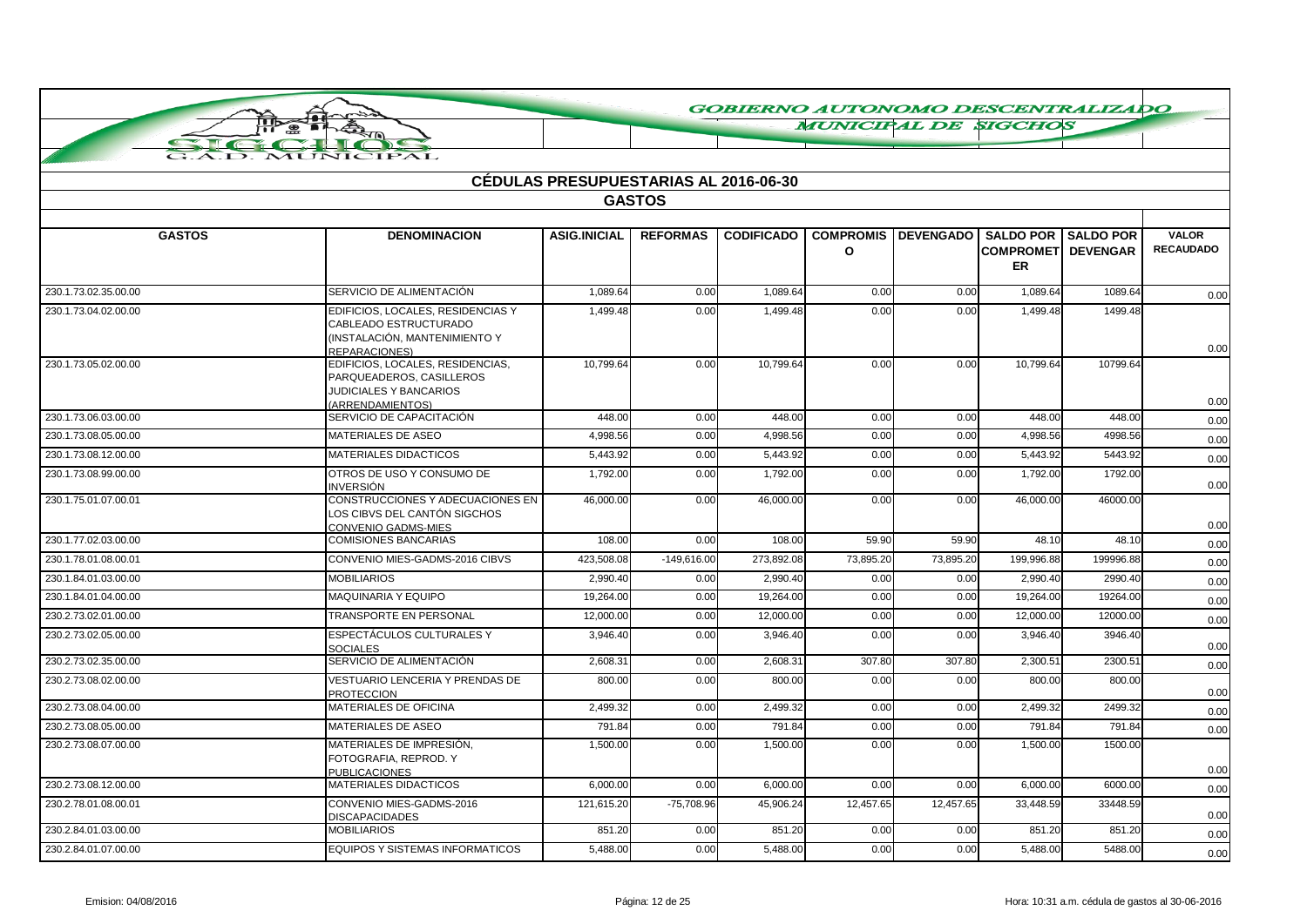# CÉDULAS PRESUPUESTARIAS AL 2016-06-30

## GASTOS

| GASTOS | DENOMINACION | ASIG.INICIAL | REFORMAS | CODIFICADO | COMPROMISO | DEVENGADO | SALDO POR COMPROMETER | SALDO POR DEVENGAR | VALOR RECAUDADO |
|---|---|---|---|---|---|---|---|---|---|
| 230.1.73.02.35.00.00 | SERVICIO DE ALIMENTACIÓN | 1,089.64 | 0.00 | 1,089.64 | 0.00 | 0.00 | 1,089.64 | 1089.64 | 0.00 |
| 230.1.73.04.02.00.00 | EDIFICIOS, LOCALES, RESIDENCIAS Y CABLEADO ESTRUCTURADO (INSTALACIÓN, MANTENIMIENTO Y REPARACIONES) | 1,499.48 | 0.00 | 1,499.48 | 0.00 | 0.00 | 1,499.48 | 1499.48 | 0.00 |
| 230.1.73.05.02.00.00 | EDIFICIOS, LOCALES, RESIDENCIAS, PARQUEADEROS, CASILLEROS JUDICIALES Y BANCARIOS (ARRENDAMIENTOS) | 10,799.64 | 0.00 | 10,799.64 | 0.00 | 0.00 | 10,799.64 | 10799.64 | 0.00 |
| 230.1.73.06.03.00.00 | SERVICIO DE CAPACITACIÓN | 448.00 | 0.00 | 448.00 | 0.00 | 0.00 | 448.00 | 448.00 | 0.00 |
| 230.1.73.08.05.00.00 | MATERIALES DE ASEO | 4,998.56 | 0.00 | 4,998.56 | 0.00 | 0.00 | 4,998.56 | 4998.56 | 0.00 |
| 230.1.73.08.12.00.00 | MATERIALES DIDACTICOS | 5,443.92 | 0.00 | 5,443.92 | 0.00 | 0.00 | 5,443.92 | 5443.92 | 0.00 |
| 230.1.73.08.99.00.00 | OTROS DE USO Y CONSUMO DE INVERSIÓN | 1,792.00 | 0.00 | 1,792.00 | 0.00 | 0.00 | 1,792.00 | 1792.00 | 0.00 |
| 230.1.75.01.07.00.01 | CONSTRUCCIONES Y ADECUACIONES EN LOS CIBVS DEL CANTÓN SIGCHOS CONVENIO GADMS-MIES | 46,000.00 | 0.00 | 46,000.00 | 0.00 | 0.00 | 46,000.00 | 46000.00 | 0.00 |
| 230.1.77.02.03.00.00 | COMISIONES BANCARIAS | 108.00 | 0.00 | 108.00 | 59.90 | 59.90 | 48.10 | 48.10 | 0.00 |
| 230.1.78.01.08.00.01 | CONVENIO MIES-GADMS-2016 CIBVS | 423,508.08 | -149,616.00 | 273,892.08 | 73,895.20 | 73,895.20 | 199,996.88 | 199996.88 | 0.00 |
| 230.1.84.01.03.00.00 | MOBILIARIOS | 2,990.40 | 0.00 | 2,990.40 | 0.00 | 0.00 | 2,990.40 | 2990.40 | 0.00 |
| 230.1.84.01.04.00.00 | MAQUINARIA Y EQUIPO | 19,264.00 | 0.00 | 19,264.00 | 0.00 | 0.00 | 19,264.00 | 19264.00 | 0.00 |
| 230.2.73.02.01.00.00 | TRANSPORTE EN PERSONAL | 12,000.00 | 0.00 | 12,000.00 | 0.00 | 0.00 | 12,000.00 | 12000.00 | 0.00 |
| 230.2.73.02.05.00.00 | ESPECTÁCULOS CULTURALES Y SOCIALES | 3,946.40 | 0.00 | 3,946.40 | 0.00 | 0.00 | 3,946.40 | 3946.40 | 0.00 |
| 230.2.73.02.35.00.00 | SERVICIO DE ALIMENTACIÓN | 2,608.31 | 0.00 | 2,608.31 | 307.80 | 307.80 | 2,300.51 | 2300.51 | 0.00 |
| 230.2.73.08.02.00.00 | VESTUARIO LENCERIA Y PRENDAS DE PROTECCION | 800.00 | 0.00 | 800.00 | 0.00 | 0.00 | 800.00 | 800.00 | 0.00 |
| 230.2.73.08.04.00.00 | MATERIALES DE OFICINA | 2,499.32 | 0.00 | 2,499.32 | 0.00 | 0.00 | 2,499.32 | 2499.32 | 0.00 |
| 230.2.73.08.05.00.00 | MATERIALES DE ASEO | 791.84 | 0.00 | 791.84 | 0.00 | 0.00 | 791.84 | 791.84 | 0.00 |
| 230.2.73.08.07.00.00 | MATERIALES DE IMPRESIÓN, FOTOGRAFIA, REPROD. Y PUBLICACIONES | 1,500.00 | 0.00 | 1,500.00 | 0.00 | 0.00 | 1,500.00 | 1500.00 | 0.00 |
| 230.2.73.08.12.00.00 | MATERIALES DIDACTICOS | 6,000.00 | 0.00 | 6,000.00 | 0.00 | 0.00 | 6,000.00 | 6000.00 | 0.00 |
| 230.2.78.01.08.00.01 | CONVENIO MIES-GADMS-2016 DISCAPACIDADES | 121,615.20 | -75,708.96 | 45,906.24 | 12,457.65 | 12,457.65 | 33,448.59 | 33448.59 | 0.00 |
| 230.2.84.01.03.00.00 | MOBILIARIOS | 851.20 | 0.00 | 851.20 | 0.00 | 0.00 | 851.20 | 851.20 | 0.00 |
| 230.2.84.01.07.00.00 | EQUIPOS Y SISTEMAS INFORMATICOS | 5,488.00 | 0.00 | 5,488.00 | 0.00 | 0.00 | 5,488.00 | 5488.00 | 0.00 |

Emision: 04/08/2016 | Hora: 10:31 a.m. cédula de gastos al 30-06-2016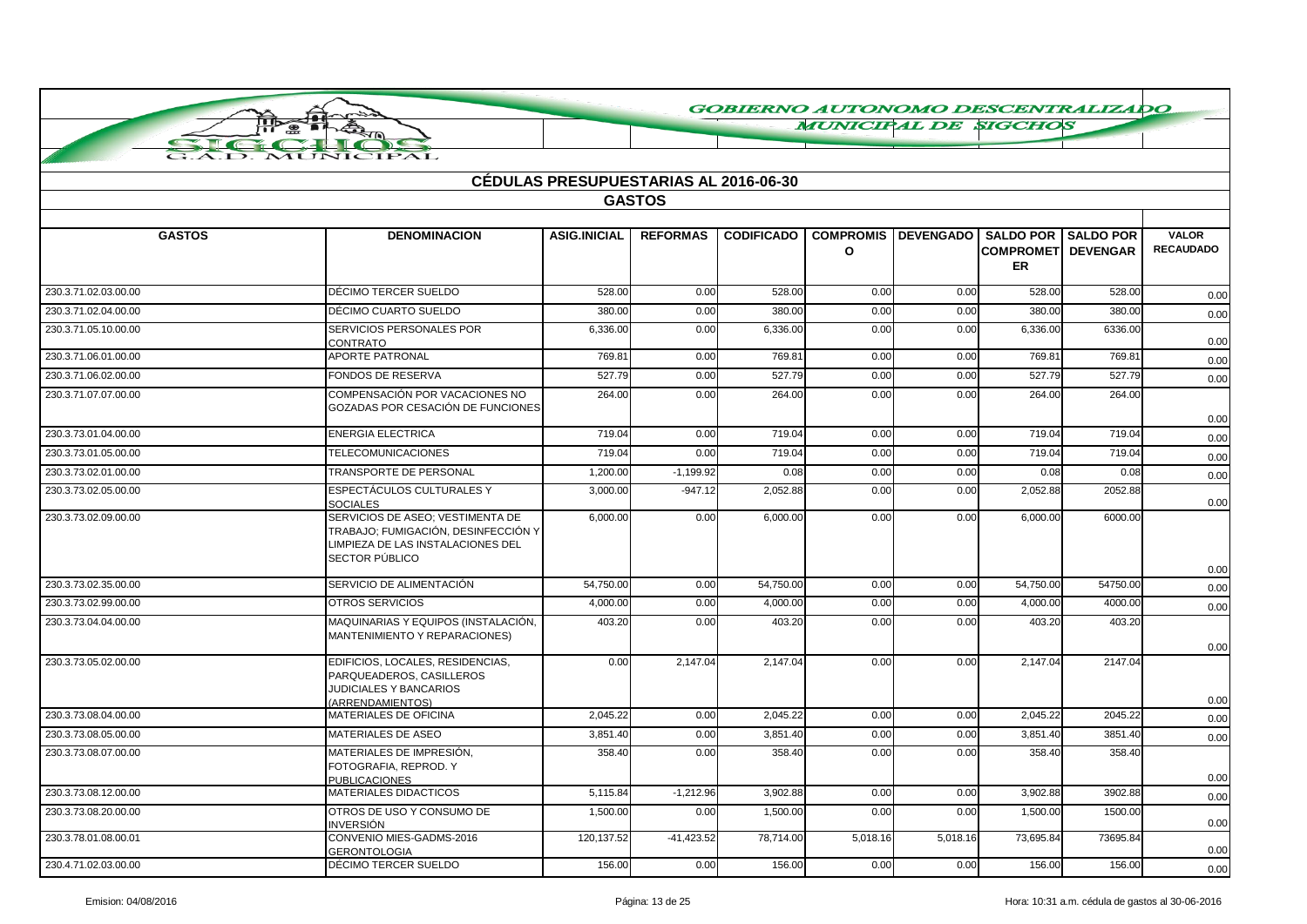GOBIERNO AUTONOMO DESCENTRALIZADO MUNICIPAL DE SIGCHOS

## CÉDULAS PRESUPUESTARIAS AL 2016-06-30

### GASTOS

| GASTOS | DENOMINACION | ASIG.INICIAL | REFORMAS | CODIFICADO | COMPROMISO | DEVENGADO | SALDO POR COMPROMETER | SALDO POR DEVENGAR | VALOR RECAUDADO |
|---|---|---|---|---|---|---|---|---|---|
| 230.3.71.02.03.00.00 | DÉCIMO TERCER SUELDO | 528.00 | 0.00 | 528.00 | 0.00 | 0.00 | 528.00 | 528.00 | 0.00 |
| 230.3.71.02.04.00.00 | DÉCIMO CUARTO SUELDO | 380.00 | 0.00 | 380.00 | 0.00 | 0.00 | 380.00 | 380.00 | 0.00 |
| 230.3.71.05.10.00.00 | SERVICIOS PERSONALES POR CONTRATO | 6,336.00 | 0.00 | 6,336.00 | 0.00 | 0.00 | 6,336.00 | 6336.00 | 0.00 |
| 230.3.71.06.01.00.00 | APORTE PATRONAL | 769.81 | 0.00 | 769.81 | 0.00 | 0.00 | 769.81 | 769.81 | 0.00 |
| 230.3.71.06.02.00.00 | FONDOS DE RESERVA | 527.79 | 0.00 | 527.79 | 0.00 | 0.00 | 527.79 | 527.79 | 0.00 |
| 230.3.71.07.07.00.00 | COMPENSACIÓN POR VACACIONES NO GOZADAS POR CESACIÓN DE FUNCIONES | 264.00 | 0.00 | 264.00 | 0.00 | 0.00 | 264.00 | 264.00 | 0.00 |
| 230.3.73.01.04.00.00 | ENERGIA ELECTRICA | 719.04 | 0.00 | 719.04 | 0.00 | 0.00 | 719.04 | 719.04 | 0.00 |
| 230.3.73.01.05.00.00 | TELECOMUNICACIONES | 719.04 | 0.00 | 719.04 | 0.00 | 0.00 | 719.04 | 719.04 | 0.00 |
| 230.3.73.02.01.00.00 | TRANSPORTE DE PERSONAL | 1,200.00 | -1,199.92 | 0.08 | 0.00 | 0.00 | 0.08 | 0.08 | 0.00 |
| 230.3.73.02.05.00.00 | ESPECTÁCULOS CULTURALES Y SOCIALES | 3,000.00 | -947.12 | 2,052.88 | 0.00 | 0.00 | 2,052.88 | 2052.88 | 0.00 |
| 230.3.73.02.09.00.00 | SERVICIOS DE ASEO; VESTIMENTA DE TRABAJO; FUMIGACIÓN, DESINFECCIÓN Y LIMPIEZA DE LAS INSTALACIONES DEL SECTOR PÚBLICO | 6,000.00 | 0.00 | 6,000.00 | 0.00 | 0.00 | 6,000.00 | 6000.00 | 0.00 |
| 230.3.73.02.35.00.00 | SERVICIO DE ALIMENTACIÓN | 54,750.00 | 0.00 | 54,750.00 | 0.00 | 0.00 | 54,750.00 | 54750.00 | 0.00 |
| 230.3.73.02.99.00.00 | OTROS SERVICIOS | 4,000.00 | 0.00 | 4,000.00 | 0.00 | 0.00 | 4,000.00 | 4000.00 | 0.00 |
| 230.3.73.04.04.00.00 | MAQUINARIAS Y EQUIPOS (INSTALACIÓN, MANTENIMIENTO Y REPARACIONES) | 403.20 | 0.00 | 403.20 | 0.00 | 0.00 | 403.20 | 403.20 | 0.00 |
| 230.3.73.05.02.00.00 | EDIFICIOS, LOCALES, RESIDENCIAS, PARQUEADEROS, CASILLEROS JUDICIALES Y BANCARIOS (ARRENDAMIENTOS) | 0.00 | 2,147.04 | 2,147.04 | 0.00 | 0.00 | 2,147.04 | 2147.04 | 0.00 |
| 230.3.73.08.04.00.00 | MATERIALES DE OFICINA | 2,045.22 | 0.00 | 2,045.22 | 0.00 | 0.00 | 2,045.22 | 2045.22 | 0.00 |
| 230.3.73.08.05.00.00 | MATERIALES DE ASEO | 3,851.40 | 0.00 | 3,851.40 | 0.00 | 0.00 | 3,851.40 | 3851.40 | 0.00 |
| 230.3.73.08.07.00.00 | MATERIALES DE IMPRESIÓN, FOTOGRAFIA, REPROD. Y PUBLICACIONES | 358.40 | 0.00 | 358.40 | 0.00 | 0.00 | 358.40 | 358.40 | 0.00 |
| 230.3.73.08.12.00.00 | MATERIALES DIDACTICOS | 5,115.84 | -1,212.96 | 3,902.88 | 0.00 | 0.00 | 3,902.88 | 3902.88 | 0.00 |
| 230.3.73.08.20.00.00 | OTROS DE USO Y CONSUMO DE INVERSIÓN | 1,500.00 | 0.00 | 1,500.00 | 0.00 | 0.00 | 1,500.00 | 1500.00 | 0.00 |
| 230.3.78.01.08.00.01 | CONVENIO MIES-GADMS-2016 GERONTOLOGIA | 120,137.52 | -41,423.52 | 78,714.00 | 5,018.16 | 5,018.16 | 73,695.84 | 73695.84 | 0.00 |
| 230.4.71.02.03.00.00 | DÉCIMO TERCER SUELDO | 156.00 | 0.00 | 156.00 | 0.00 | 0.00 | 156.00 | 156.00 | 0.00 |

Emision: 04/08/2016 | Hora: 10:31 a.m. cédula de gastos al 30-06-2016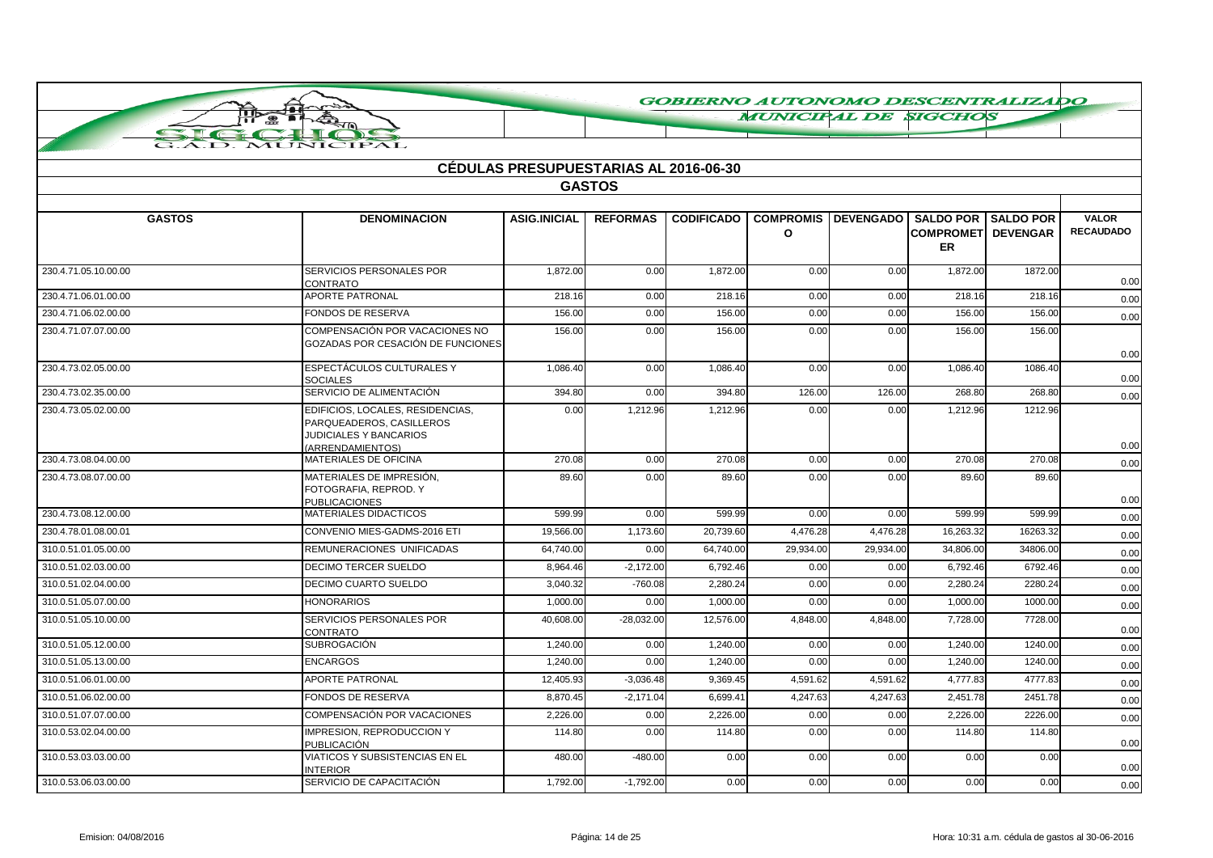GOBIERNO AUTONOMO DESCENTRALIZADO MUNICIPAL DE SIGCHOS

G.A.D. MUNICIPAL

## CÉDULAS PRESUPUESTARIAS AL 2016-06-30

### GASTOS

| GASTOS | DENOMINACION | ASIG.INICIAL | REFORMAS | CODIFICADO | COMPROMISO | DEVENGADO | SALDO POR COMPROMETER | SALDO POR DEVENGAR | VALOR RECAUDADO |
|---|---|---|---|---|---|---|---|---|---|
| 230.4.71.05.10.00.00 | SERVICIOS PERSONALES POR CONTRATO | 1,872.00 | 0.00 | 1,872.00 | 0.00 | 0.00 | 1,872.00 | 1872.00 | 0.00 |
| 230.4.71.06.01.00.00 | APORTE PATRONAL | 218.16 | 0.00 | 218.16 | 0.00 | 0.00 | 218.16 | 218.16 | 0.00 |
| 230.4.71.06.02.00.00 | FONDOS DE RESERVA | 156.00 | 0.00 | 156.00 | 0.00 | 0.00 | 156.00 | 156.00 | 0.00 |
| 230.4.71.07.07.00.00 | COMPENSACIÓN POR VACACIONES NO GOZADAS POR CESACIÓN DE FUNCIONES | 156.00 | 0.00 | 156.00 | 0.00 | 0.00 | 156.00 | 156.00 | 0.00 |
| 230.4.73.02.05.00.00 | ESPECTÁCULOS CULTURALES Y SOCIALES | 1,086.40 | 0.00 | 1,086.40 | 0.00 | 0.00 | 1,086.40 | 1086.40 | 0.00 |
| 230.4.73.02.35.00.00 | SERVICIO DE ALIMENTACIÓN | 394.80 | 0.00 | 394.80 | 126.00 | 126.00 | 268.80 | 268.80 | 0.00 |
| 230.4.73.05.02.00.00 | EDIFICIOS, LOCALES, RESIDENCIAS, PARQUEADEROS, CASILLEROS JUDICIALES Y BANCARIOS (ARRENDAMIENTOS) | 0.00 | 1,212.96 | 1,212.96 | 0.00 | 0.00 | 1,212.96 | 1212.96 | 0.00 |
| 230.4.73.08.04.00.00 | MATERIALES DE OFICINA | 270.08 | 0.00 | 270.08 | 0.00 | 0.00 | 270.08 | 270.08 | 0.00 |
| 230.4.73.08.07.00.00 | MATERIALES DE IMPRESIÓN, FOTOGRAFIA, REPROD. Y PUBLICACIONES | 89.60 | 0.00 | 89.60 | 0.00 | 0.00 | 89.60 | 89.60 | 0.00 |
| 230.4.73.08.12.00.00 | MATERIALES DIDACTICOS | 599.99 | 0.00 | 599.99 | 0.00 | 0.00 | 599.99 | 599.99 | 0.00 |
| 230.4.78.01.08.00.01 | CONVENIO MIES-GADMS-2016 ETI | 19,566.00 | 1,173.60 | 20,739.60 | 4,476.28 | 4,476.28 | 16,263.32 | 16263.32 | 0.00 |
| 310.0.51.01.05.00.00 | REMUNERACIONES UNIFICADAS | 64,740.00 | 0.00 | 64,740.00 | 29,934.00 | 29,934.00 | 34,806.00 | 34806.00 | 0.00 |
| 310.0.51.02.03.00.00 | DECIMO TERCER SUELDO | 8,964.46 | -2,172.00 | 6,792.46 | 0.00 | 0.00 | 6,792.46 | 6792.46 | 0.00 |
| 310.0.51.02.04.00.00 | DECIMO CUARTO SUELDO | 3,040.32 | -760.08 | 2,280.24 | 0.00 | 0.00 | 2,280.24 | 2280.24 | 0.00 |
| 310.0.51.05.07.00.00 | HONORARIOS | 1,000.00 | 0.00 | 1,000.00 | 0.00 | 0.00 | 1,000.00 | 1000.00 | 0.00 |
| 310.0.51.05.10.00.00 | SERVICIOS PERSONALES POR CONTRATO | 40,608.00 | -28,032.00 | 12,576.00 | 4,848.00 | 4,848.00 | 7,728.00 | 7728.00 | 0.00 |
| 310.0.51.05.12.00.00 | SUBROGACIÓN | 1,240.00 | 0.00 | 1,240.00 | 0.00 | 0.00 | 1,240.00 | 1240.00 | 0.00 |
| 310.0.51.05.13.00.00 | ENCARGOS | 1,240.00 | 0.00 | 1,240.00 | 0.00 | 0.00 | 1,240.00 | 1240.00 | 0.00 |
| 310.0.51.06.01.00.00 | APORTE PATRONAL | 12,405.93 | -3,036.48 | 9,369.45 | 4,591.62 | 4,591.62 | 4,777.83 | 4777.83 | 0.00 |
| 310.0.51.06.02.00.00 | FONDOS DE RESERVA | 8,870.45 | -2,171.04 | 6,699.41 | 4,247.63 | 4,247.63 | 2,451.78 | 2451.78 | 0.00 |
| 310.0.51.07.07.00.00 | COMPENSACIÓN POR VACACIONES | 2,226.00 | 0.00 | 2,226.00 | 0.00 | 0.00 | 2,226.00 | 2226.00 | 0.00 |
| 310.0.53.02.04.00.00 | IMPRESION, REPRODUCCION Y PUBLICACIÓN | 114.80 | 0.00 | 114.80 | 0.00 | 0.00 | 114.80 | 114.80 | 0.00 |
| 310.0.53.03.03.00.00 | VIATICOS Y SUBSISTENCIAS EN EL INTERIOR | 480.00 | -480.00 | 0.00 | 0.00 | 0.00 | 0.00 | 0.00 | 0.00 |
| 310.0.53.06.03.00.00 | SERVICIO DE CAPACITACIÓN | 1,792.00 | -1,792.00 | 0.00 | 0.00 | 0.00 | 0.00 | 0.00 | 0.00 |

Emision: 04/08/2016 — Hora: 10:31 a.m. cédula de gastos al 30-06-2016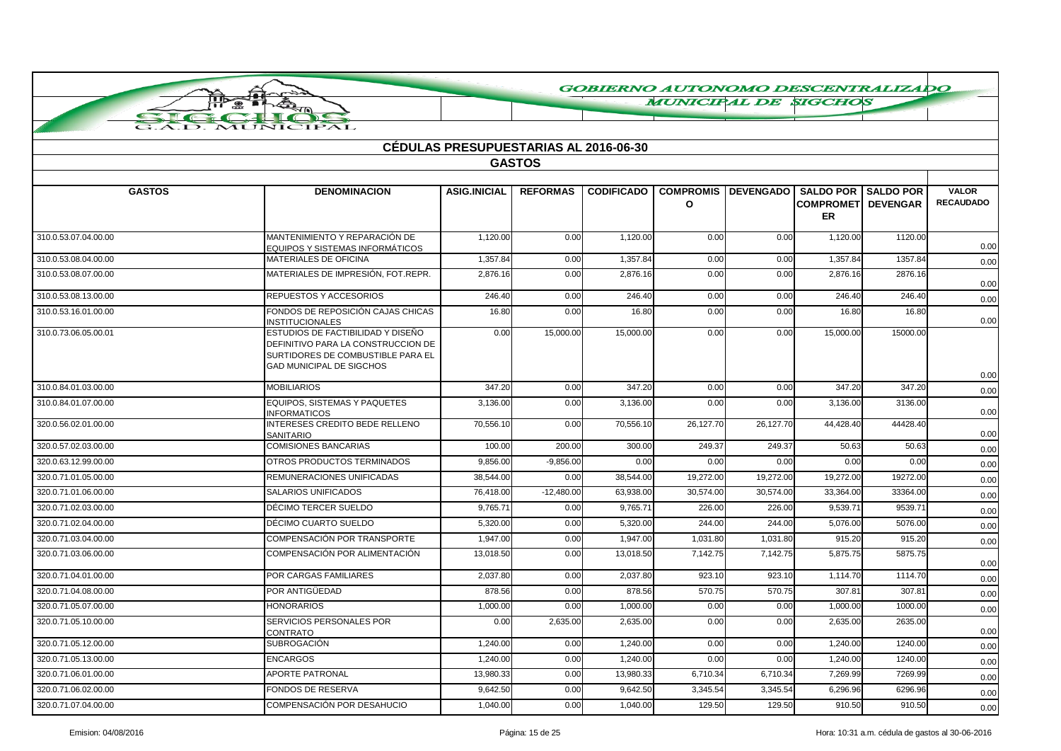GOBIERNO AUTONOMO DESCENTRALIZADO MUNICIPAL DE SIGCHOS

G.A.D. MUNICIPAL SIGCHOS

## CÉDULAS PRESUPUESTARIAS AL 2016-06-30

### GASTOS

| GASTOS | DENOMINACION | ASIG.INICIAL | REFORMAS | CODIFICADO | COMPROMISO | DEVENGADO | SALDO POR COMPROMETER | SALDO POR DEVENGAR | VALOR RECAUDADO |
|---|---|---|---|---|---|---|---|---|---|
| 310.0.53.07.04.00.00 | MANTENIMIENTO Y REPARACIÓN DE EQUIPOS Y SISTEMAS INFORMÁTICOS | 1,120.00 | 0.00 | 1,120.00 | 0.00 | 0.00 | 1,120.00 | 1120.00 | 0.00 |
| 310.0.53.08.04.00.00 | MATERIALES DE OFICINA | 1,357.84 | 0.00 | 1,357.84 | 0.00 | 0.00 | 1,357.84 | 1357.84 | 0.00 |
| 310.0.53.08.07.00.00 | MATERIALES DE IMPRESIÓN, FOT.REPR. | 2,876.16 | 0.00 | 2,876.16 | 0.00 | 0.00 | 2,876.16 | 2876.16 | 0.00 |
| 310.0.53.08.13.00.00 | REPUESTOS Y ACCESORIOS | 246.40 | 0.00 | 246.40 | 0.00 | 0.00 | 246.40 | 246.40 | 0.00 |
| 310.0.53.16.01.00.00 | FONDOS DE REPOSICIÓN CAJAS CHICAS INSTITUCIONALES | 16.80 | 0.00 | 16.80 | 0.00 | 0.00 | 16.80 | 16.80 | 0.00 |
| 310.0.73.06.05.00.01 | ESTUDIOS DE FACTIBILIDAD Y DISEÑO DEFINITIVO PARA LA CONSTRUCCION DE SURTIDORES DE COMBUSTIBLE PARA EL GAD MUNICIPAL DE SIGCHOS | 0.00 | 15,000.00 | 15,000.00 | 0.00 | 0.00 | 15,000.00 | 15000.00 | 0.00 |
| 310.0.84.01.03.00.00 | MOBILIARIOS | 347.20 | 0.00 | 347.20 | 0.00 | 0.00 | 347.20 | 347.20 | 0.00 |
| 310.0.84.01.07.00.00 | EQUIPOS, SISTEMAS Y PAQUETES INFORMATICOS | 3,136.00 | 0.00 | 3,136.00 | 0.00 | 0.00 | 3,136.00 | 3136.00 | 0.00 |
| 320.0.56.02.01.00.00 | INTERESES CREDITO BEDE RELLENO SANITARIO | 70,556.10 | 0.00 | 70,556.10 | 26,127.70 | 26,127.70 | 44,428.40 | 44428.40 | 0.00 |
| 320.0.57.02.03.00.00 | COMISIONES BANCARIAS | 100.00 | 200.00 | 300.00 | 249.37 | 249.37 | 50.63 | 50.63 | 0.00 |
| 320.0.63.12.99.00.00 | OTROS PRODUCTOS TERMINADOS | 9,856.00 | -9,856.00 | 0.00 | 0.00 | 0.00 | 0.00 | 0.00 | 0.00 |
| 320.0.71.01.05.00.00 | REMUNERACIONES UNIFICADAS | 38,544.00 | 0.00 | 38,544.00 | 19,272.00 | 19,272.00 | 19,272.00 | 19272.00 | 0.00 |
| 320.0.71.01.06.00.00 | SALARIOS UNIFICADOS | 76,418.00 | -12,480.00 | 63,938.00 | 30,574.00 | 30,574.00 | 33,364.00 | 33364.00 | 0.00 |
| 320.0.71.02.03.00.00 | DÉCIMO TERCER SUELDO | 9,765.71 | 0.00 | 9,765.71 | 226.00 | 226.00 | 9,539.71 | 9539.71 | 0.00 |
| 320.0.71.02.04.00.00 | DÉCIMO CUARTO SUELDO | 5,320.00 | 0.00 | 5,320.00 | 244.00 | 244.00 | 5,076.00 | 5076.00 | 0.00 |
| 320.0.71.03.04.00.00 | COMPENSACIÓN POR TRANSPORTE | 1,947.00 | 0.00 | 1,947.00 | 1,031.80 | 1,031.80 | 915.20 | 915.20 | 0.00 |
| 320.0.71.03.06.00.00 | COMPENSACIÓN POR ALIMENTACIÓN | 13,018.50 | 0.00 | 13,018.50 | 7,142.75 | 7,142.75 | 5,875.75 | 5875.75 | 0.00 |
| 320.0.71.04.01.00.00 | POR CARGAS FAMILIARES | 2,037.80 | 0.00 | 2,037.80 | 923.10 | 923.10 | 1,114.70 | 1114.70 | 0.00 |
| 320.0.71.04.08.00.00 | POR ANTIGÜEDAD | 878.56 | 0.00 | 878.56 | 570.75 | 570.75 | 307.81 | 307.81 | 0.00 |
| 320.0.71.05.07.00.00 | HONORARIOS | 1,000.00 | 0.00 | 1,000.00 | 0.00 | 0.00 | 1,000.00 | 1000.00 | 0.00 |
| 320.0.71.05.10.00.00 | SERVICIOS PERSONALES POR CONTRATO | 0.00 | 2,635.00 | 2,635.00 | 0.00 | 0.00 | 2,635.00 | 2635.00 | 0.00 |
| 320.0.71.05.12.00.00 | SUBROGACIÓN | 1,240.00 | 0.00 | 1,240.00 | 0.00 | 0.00 | 1,240.00 | 1240.00 | 0.00 |
| 320.0.71.05.13.00.00 | ENCARGOS | 1,240.00 | 0.00 | 1,240.00 | 0.00 | 0.00 | 1,240.00 | 1240.00 | 0.00 |
| 320.0.71.06.01.00.00 | APORTE PATRONAL | 13,980.33 | 0.00 | 13,980.33 | 6,710.34 | 6,710.34 | 7,269.99 | 7269.99 | 0.00 |
| 320.0.71.06.02.00.00 | FONDOS DE RESERVA | 9,642.50 | 0.00 | 9,642.50 | 3,345.54 | 3,345.54 | 6,296.96 | 6296.96 | 0.00 |
| 320.0.71.07.04.00.00 | COMPENSACIÓN POR DESAHUCIO | 1,040.00 | 0.00 | 1,040.00 | 129.50 | 129.50 | 910.50 | 910.50 | 0.00 |

Emision: 04/08/2016 — Hora: 10:31 a.m. cédula de gastos al 30-06-2016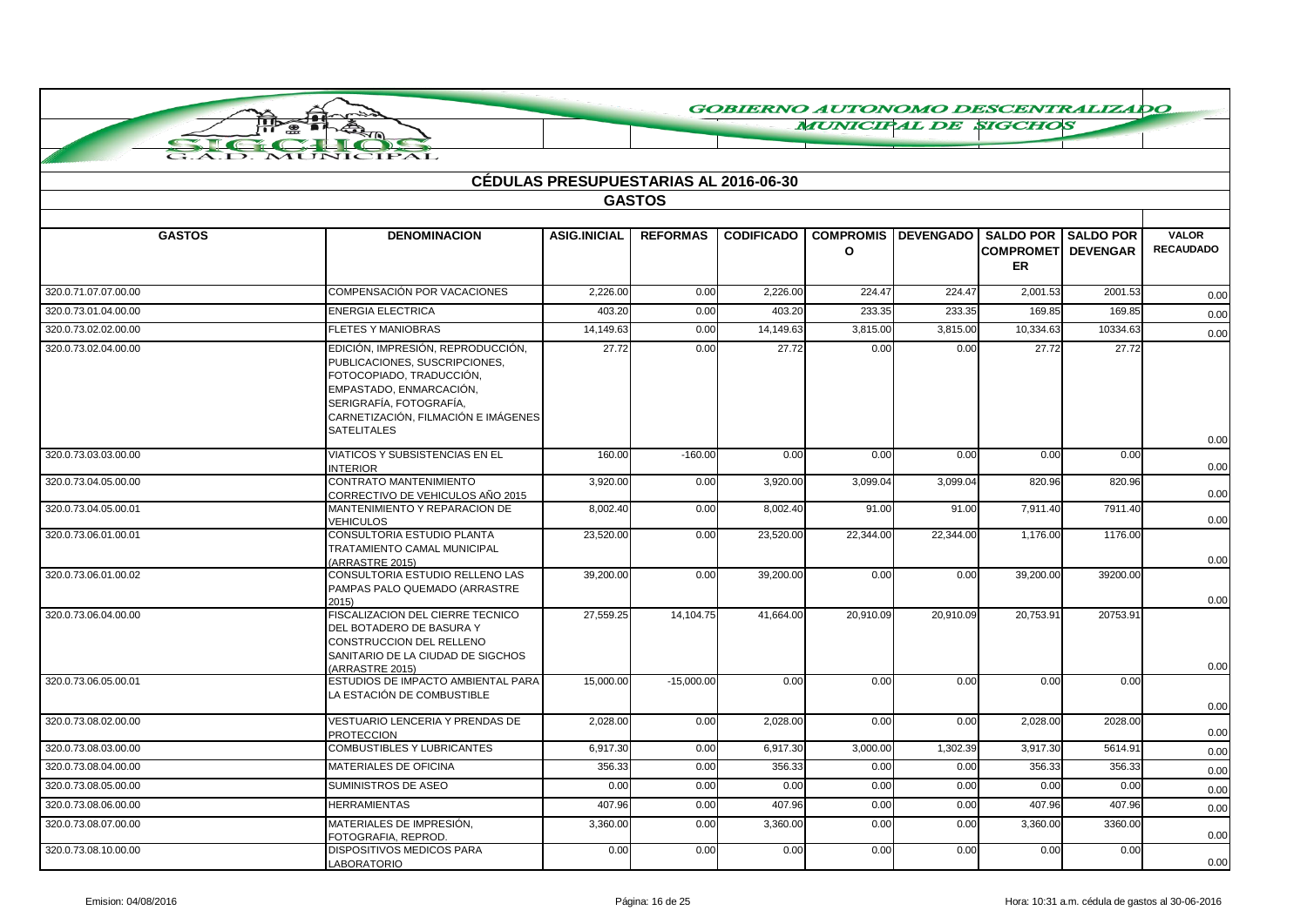GOBIERNO AUTONOMO DESCENTRALIZADO MUNICIPAL DE SIGCHOS

SIGCHOS G.A.D. MUNICIPAL

## CÉDULAS PRESUPUESTARIAS AL 2016-06-30

### GASTOS

| GASTOS | DENOMINACION | ASIG.INICIAL | REFORMAS | CODIFICADO | COMPROMISO | DEVENGADO | SALDO POR COMPROMETER | SALDO POR DEVENGAR | VALOR RECAUDADO |
|---|---|---|---|---|---|---|---|---|---|
| 320.0.71.07.07.00.00 | COMPENSACIÓN POR VACACIONES | 2,226.00 | 0.00 | 2,226.00 | 224.47 | 224.47 | 2,001.53 | 2001.53 | 0.00 |
| 320.0.73.01.04.00.00 | ENERGIA ELECTRICA | 403.20 | 0.00 | 403.20 | 233.35 | 233.35 | 169.85 | 169.85 | 0.00 |
| 320.0.73.02.02.00.00 | FLETES Y MANIOBRAS | 14,149.63 | 0.00 | 14,149.63 | 3,815.00 | 3,815.00 | 10,334.63 | 10334.63 | 0.00 |
| 320.0.73.02.04.00.00 | EDICIÓN, IMPRESIÓN, REPRODUCCIÓN, PUBLICACIONES, SUSCRIPCIONES, FOTOCOPIADO, TRADUCCIÓN, EMPASTADO, ENMARCACIÓN, SERIGRAFÍA, FOTOGRAFÍA, CARNETIZACIÓN, FILMACIÓN E IMÁGENES SATELITALES | 27.72 | 0.00 | 27.72 | 0.00 | 0.00 | 27.72 | 27.72 | 0.00 |
| 320.0.73.03.03.00.00 | VIATICOS Y SUBSISTENCIAS EN EL INTERIOR | 160.00 | -160.00 | 0.00 | 0.00 | 0.00 | 0.00 | 0.00 | 0.00 |
| 320.0.73.04.05.00.00 | CONTRATO MANTENIMIENTO CORRECTIVO DE VEHICULOS AÑO 2015 | 3,920.00 | 0.00 | 3,920.00 | 3,099.04 | 3,099.04 | 820.96 | 820.96 | 0.00 |
| 320.0.73.04.05.00.01 | MANTENIMIENTO Y REPARACION DE VEHICULOS | 8,002.40 | 0.00 | 8,002.40 | 91.00 | 91.00 | 7,911.40 | 7911.40 | 0.00 |
| 320.0.73.06.01.00.01 | CONSULTORIA ESTUDIO PLANTA TRATAMIENTO CAMAL MUNICIPAL (ARRASTRE 2015) | 23,520.00 | 0.00 | 23,520.00 | 22,344.00 | 22,344.00 | 1,176.00 | 1176.00 | 0.00 |
| 320.0.73.06.01.00.02 | CONSULTORIA ESTUDIO RELLENO LAS PAMPAS PALO QUEMADO (ARRASTRE 2015) | 39,200.00 | 0.00 | 39,200.00 | 0.00 | 0.00 | 39,200.00 | 39200.00 | 0.00 |
| 320.0.73.06.04.00.00 | FISCALIZACION DEL CIERRE TECNICO DEL BOTADERO DE BASURA Y CONSTRUCCION DEL RELLENO SANITARIO DE LA CIUDAD DE SIGCHOS (ARRASTRE 2015) | 27,559.25 | 14,104.75 | 41,664.00 | 20,910.09 | 20,910.09 | 20,753.91 | 20753.91 | 0.00 |
| 320.0.73.06.05.00.01 | ESTUDIOS DE IMPACTO AMBIENTAL PARA LA ESTACIÓN DE COMBUSTIBLE | 15,000.00 | -15,000.00 | 0.00 | 0.00 | 0.00 | 0.00 | 0.00 | 0.00 |
| 320.0.73.08.02.00.00 | VESTUARIO LENCERIA Y PRENDAS DE PROTECCION | 2,028.00 | 0.00 | 2,028.00 | 0.00 | 0.00 | 2,028.00 | 2028.00 | 0.00 |
| 320.0.73.08.03.00.00 | COMBUSTIBLES Y LUBRICANTES | 6,917.30 | 0.00 | 6,917.30 | 3,000.00 | 1,302.39 | 3,917.30 | 5614.91 | 0.00 |
| 320.0.73.08.04.00.00 | MATERIALES DE OFICINA | 356.33 | 0.00 | 356.33 | 0.00 | 0.00 | 356.33 | 356.33 | 0.00 |
| 320.0.73.08.05.00.00 | SUMINISTROS DE ASEO | 0.00 | 0.00 | 0.00 | 0.00 | 0.00 | 0.00 | 0.00 | 0.00 |
| 320.0.73.08.06.00.00 | HERRAMIENTAS | 407.96 | 0.00 | 407.96 | 0.00 | 0.00 | 407.96 | 407.96 | 0.00 |
| 320.0.73.08.07.00.00 | MATERIALES DE IMPRESIÓN, FOTOGRAFIA, REPROD. | 3,360.00 | 0.00 | 3,360.00 | 0.00 | 0.00 | 3,360.00 | 3360.00 | 0.00 |
| 320.0.73.08.10.00.00 | DISPOSITIVOS MEDICOS PARA LABORATORIO | 0.00 | 0.00 | 0.00 | 0.00 | 0.00 | 0.00 | 0.00 | 0.00 |

Emision: 04/08/2016 | Hora: 10:31 a.m. cédula de gastos al 30-06-2016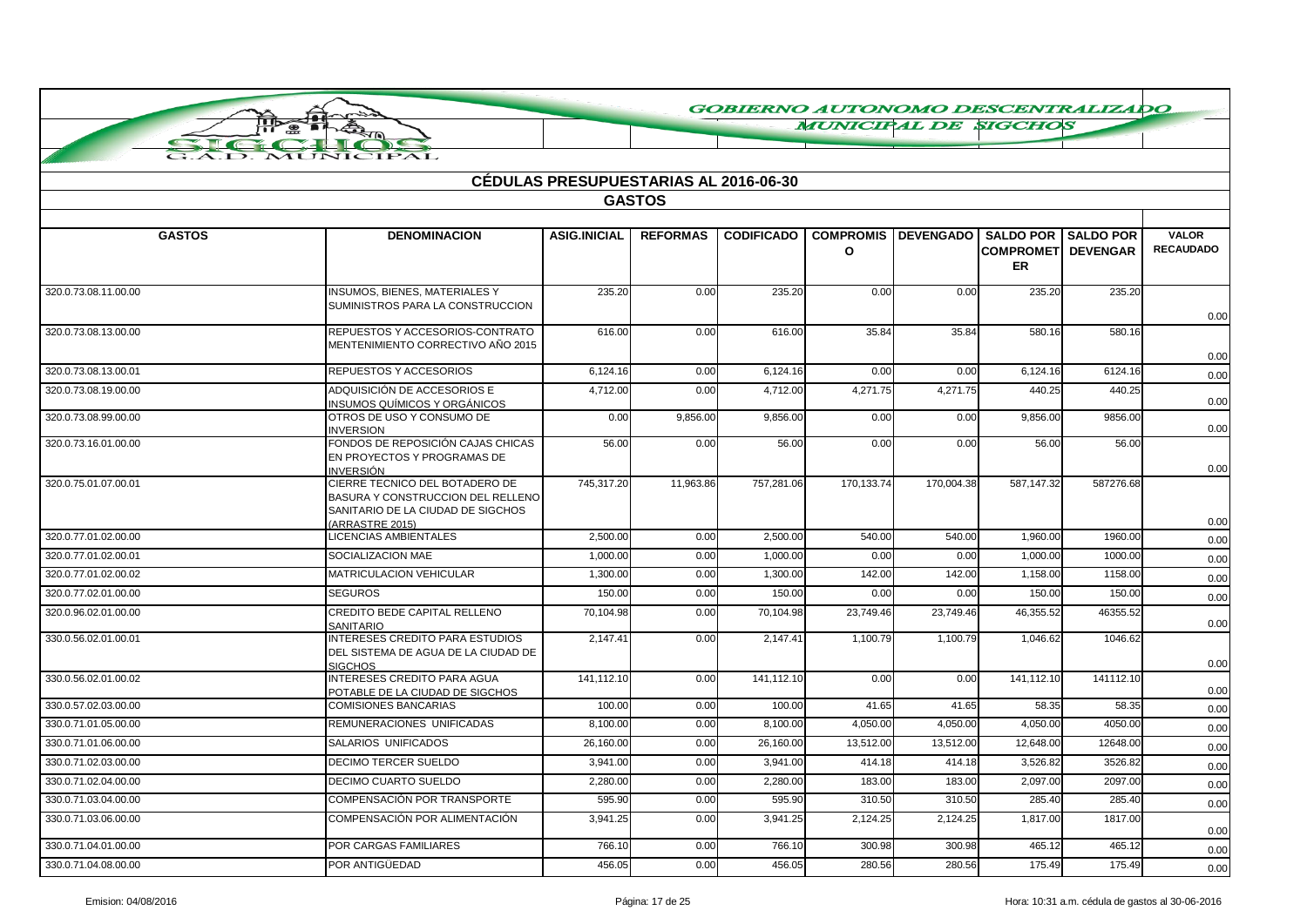# GOBIERNO AUTONOMO DESCENTRALIZADO MUNICIPAL DE SIGCHOS

## CÉDULAS PRESUPUESTARIAS AL 2016-06-30

### GASTOS

| GASTOS | DENOMINACION | ASIG.INICIAL | REFORMAS | CODIFICADO | COMPROMISO | DEVENGADO | SALDO POR COMPROMETER | SALDO POR DEVENGAR | VALOR RECAUDADO |
|---|---|---|---|---|---|---|---|---|---|
| 320.0.73.08.11.00.00 | INSUMOS, BIENES, MATERIALES Y SUMINISTROS PARA LA CONSTRUCCION | 235.20 | 0.00 | 235.20 | 0.00 | 0.00 | 235.20 | 235.20 | 0.00 |
| 320.0.73.08.13.00.00 | REPUESTOS Y ACCESORIOS-CONTRATO MENTENIMIENTO CORRECTIVO AÑO 2015 | 616.00 | 0.00 | 616.00 | 35.84 | 35.84 | 580.16 | 580.16 | 0.00 |
| 320.0.73.08.13.00.01 | REPUESTOS Y ACCESORIOS | 6,124.16 | 0.00 | 6,124.16 | 0.00 | 0.00 | 6,124.16 | 6124.16 | 0.00 |
| 320.0.73.08.19.00.00 | ADQUISICIÓN DE ACCESORIOS E INSUMOS QUÍMICOS Y ORGÁNICOS | 4,712.00 | 0.00 | 4,712.00 | 4,271.75 | 4,271.75 | 440.25 | 440.25 | 0.00 |
| 320.0.73.08.99.00.00 | OTROS DE USO Y CONSUMO DE INVERSION | 0.00 | 9,856.00 | 9,856.00 | 0.00 | 0.00 | 9,856.00 | 9856.00 | 0.00 |
| 320.0.73.16.01.00.00 | FONDOS DE REPOSICIÓN CAJAS CHICAS EN PROYECTOS Y PROGRAMAS DE INVERSIÓN | 56.00 | 0.00 | 56.00 | 0.00 | 0.00 | 56.00 | 56.00 | 0.00 |
| 320.0.75.01.07.00.01 | CIERRE TECNICO DEL BOTADERO DE BASURA Y CONSTRUCCION DEL RELLENO SANITARIO DE LA CIUDAD DE SIGCHOS (ARRASTRE 2015) | 745,317.20 | 11,963.86 | 757,281.06 | 170,133.74 | 170,004.38 | 587,147.32 | 587276.68 | 0.00 |
| 320.0.77.01.02.00.00 | LICENCIAS AMBIENTALES | 2,500.00 | 0.00 | 2,500.00 | 540.00 | 540.00 | 1,960.00 | 1960.00 | 0.00 |
| 320.0.77.01.02.00.01 | SOCIALIZACION MAE | 1,000.00 | 0.00 | 1,000.00 | 0.00 | 0.00 | 1,000.00 | 1000.00 | 0.00 |
| 320.0.77.01.02.00.02 | MATRICULACION VEHICULAR | 1,300.00 | 0.00 | 1,300.00 | 142.00 | 142.00 | 1,158.00 | 1158.00 | 0.00 |
| 320.0.77.02.01.00.00 | SEGUROS | 150.00 | 0.00 | 150.00 | 0.00 | 0.00 | 150.00 | 150.00 | 0.00 |
| 320.0.96.02.01.00.00 | CREDITO BEDE CAPITAL RELLENO SANITARIO | 70,104.98 | 0.00 | 70,104.98 | 23,749.46 | 23,749.46 | 46,355.52 | 46355.52 | 0.00 |
| 330.0.56.02.01.00.01 | INTERESES CREDITO PARA ESTUDIOS DEL SISTEMA DE AGUA DE LA CIUDAD DE SIGCHOS | 2,147.41 | 0.00 | 2,147.41 | 1,100.79 | 1,100.79 | 1,046.62 | 1046.62 | 0.00 |
| 330.0.56.02.01.00.02 | INTERESES CREDITO PARA AGUA POTABLE DE LA CIUDAD DE SIGCHOS | 141,112.10 | 0.00 | 141,112.10 | 0.00 | 0.00 | 141,112.10 | 141112.10 | 0.00 |
| 330.0.57.02.03.00.00 | COMISIONES BANCARIAS | 100.00 | 0.00 | 100.00 | 41.65 | 41.65 | 58.35 | 58.35 | 0.00 |
| 330.0.71.01.05.00.00 | REMUNERACIONES UNIFICADAS | 8,100.00 | 0.00 | 8,100.00 | 4,050.00 | 4,050.00 | 4,050.00 | 4050.00 | 0.00 |
| 330.0.71.01.06.00.00 | SALARIOS UNIFICADOS | 26,160.00 | 0.00 | 26,160.00 | 13,512.00 | 13,512.00 | 12,648.00 | 12648.00 | 0.00 |
| 330.0.71.02.03.00.00 | DECIMO TERCER SUELDO | 3,941.00 | 0.00 | 3,941.00 | 414.18 | 414.18 | 3,526.82 | 3526.82 | 0.00 |
| 330.0.71.02.04.00.00 | DECIMO CUARTO SUELDO | 2,280.00 | 0.00 | 2,280.00 | 183.00 | 183.00 | 2,097.00 | 2097.00 | 0.00 |
| 330.0.71.03.04.00.00 | COMPENSACIÓN POR TRANSPORTE | 595.90 | 0.00 | 595.90 | 310.50 | 310.50 | 285.40 | 285.40 | 0.00 |
| 330.0.71.03.06.00.00 | COMPENSACIÓN POR ALIMENTACIÓN | 3,941.25 | 0.00 | 3,941.25 | 2,124.25 | 2,124.25 | 1,817.00 | 1817.00 | 0.00 |
| 330.0.71.04.01.00.00 | POR CARGAS FAMILIARES | 766.10 | 0.00 | 766.10 | 300.98 | 300.98 | 465.12 | 465.12 | 0.00 |
| 330.0.71.04.08.00.00 | POR ANTIGÜEDAD | 456.05 | 0.00 | 456.05 | 280.56 | 280.56 | 175.49 | 175.49 | 0.00 |

Emision: 04/08/2016 — Hora: 10:31 a.m. cédula de gastos al 30-06-2016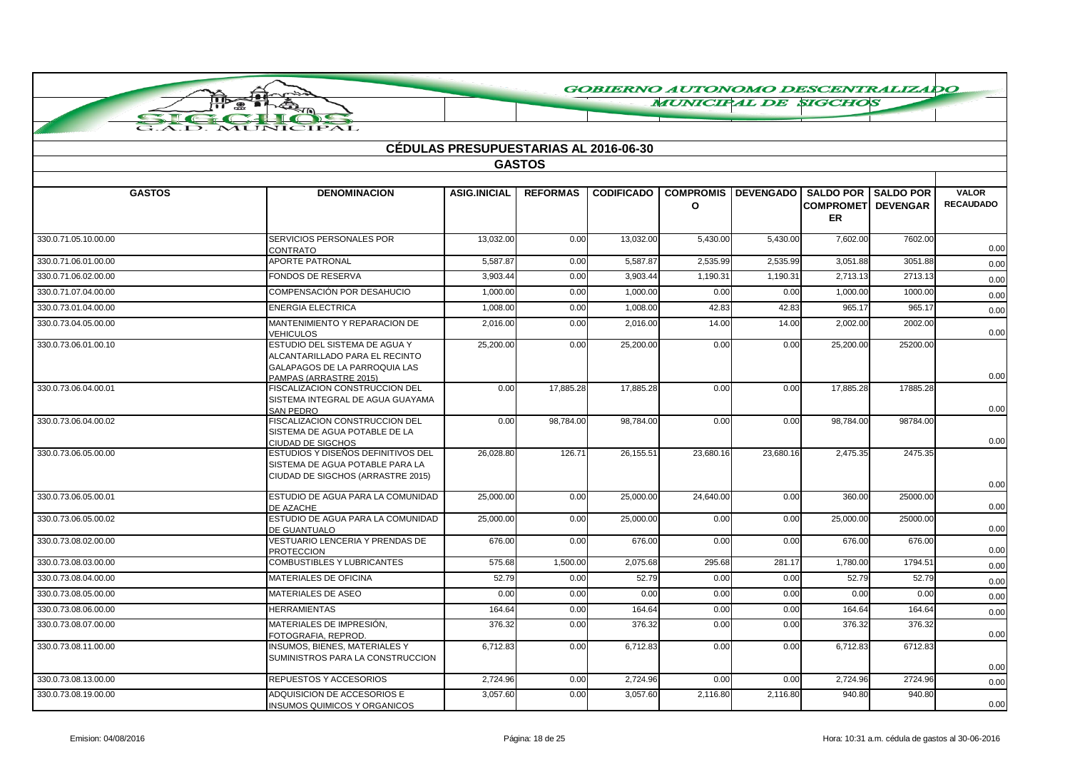# GOBIERNO AUTONOMO DESCENTRALIZADO MUNICIPAL DE SIGCHOS

G.A.D. MUNICIPAL

## CÉDULAS PRESUPUESTARIAS AL 2016-06-30

### GASTOS

| GASTOS | DENOMINACION | ASIG.INICIAL | REFORMAS | CODIFICADO | COMPROMISO | DEVENGADO | SALDO POR COMPROMETER | SALDO POR DEVENGAR | VALOR RECAUDADO |
|---|---|---|---|---|---|---|---|---|---|
| 330.0.71.05.10.00.00 | SERVICIOS PERSONALES POR CONTRATO | 13,032.00 | 0.00 | 13,032.00 | 5,430.00 | 5,430.00 | 7,602.00 | 7602.00 | 0.00 |
| 330.0.71.06.01.00.00 | APORTE PATRONAL | 5,587.87 | 0.00 | 5,587.87 | 2,535.99 | 2,535.99 | 3,051.88 | 3051.88 | 0.00 |
| 330.0.71.06.02.00.00 | FONDOS DE RESERVA | 3,903.44 | 0.00 | 3,903.44 | 1,190.31 | 1,190.31 | 2,713.13 | 2713.13 | 0.00 |
| 330.0.71.07.04.00.00 | COMPENSACIÓN POR DESAHUCIO | 1,000.00 | 0.00 | 1,000.00 | 0.00 | 0.00 | 1,000.00 | 1000.00 | 0.00 |
| 330.0.73.01.04.00.00 | ENERGIA ELECTRICA | 1,008.00 | 0.00 | 1,008.00 | 42.83 | 42.83 | 965.17 | 965.17 | 0.00 |
| 330.0.73.04.05.00.00 | MANTENIMIENTO Y REPARACION DE VEHICULOS | 2,016.00 | 0.00 | 2,016.00 | 14.00 | 14.00 | 2,002.00 | 2002.00 | 0.00 |
| 330.0.73.06.01.00.10 | ESTUDIO DEL SISTEMA DE AGUA Y ALCANTARILLADO PARA EL RECINTO GALAPAGOS DE LA PARROQUIA LAS PAMPAS (ARRASTRE 2015) | 25,200.00 | 0.00 | 25,200.00 | 0.00 | 0.00 | 25,200.00 | 25200.00 | 0.00 |
| 330.0.73.06.04.00.01 | FISCALIZACION CONSTRUCCION DEL SISTEMA INTEGRAL DE AGUA GUAYAMA SAN PEDRO | 0.00 | 17,885.28 | 17,885.28 | 0.00 | 0.00 | 17,885.28 | 17885.28 | 0.00 |
| 330.0.73.06.04.00.02 | FISCALIZACION CONSTRUCCION DEL SISTEMA DE AGUA POTABLE DE LA CIUDAD DE SIGCHOS | 0.00 | 98,784.00 | 98,784.00 | 0.00 | 0.00 | 98,784.00 | 98784.00 | 0.00 |
| 330.0.73.06.05.00.00 | ESTUDIOS Y DISEÑOS DEFINITIVOS DEL SISTEMA DE AGUA POTABLE PARA LA CIUDAD DE SIGCHOS (ARRASTRE 2015) | 26,028.80 | 126.71 | 26,155.51 | 23,680.16 | 23,680.16 | 2,475.35 | 2475.35 | 0.00 |
| 330.0.73.06.05.00.01 | ESTUDIO DE AGUA PARA LA COMUNIDAD DE AZACHE | 25,000.00 | 0.00 | 25,000.00 | 24,640.00 | 0.00 | 360.00 | 25000.00 | 0.00 |
| 330.0.73.06.05.00.02 | ESTUDIO DE AGUA PARA LA COMUNIDAD DE GUANTUALO | 25,000.00 | 0.00 | 25,000.00 | 0.00 | 0.00 | 25,000.00 | 25000.00 | 0.00 |
| 330.0.73.08.02.00.00 | VESTUARIO LENCERIA Y PRENDAS DE PROTECCION | 676.00 | 0.00 | 676.00 | 0.00 | 0.00 | 676.00 | 676.00 | 0.00 |
| 330.0.73.08.03.00.00 | COMBUSTIBLES Y LUBRICANTES | 575.68 | 1,500.00 | 2,075.68 | 295.68 | 281.17 | 1,780.00 | 1794.51 | 0.00 |
| 330.0.73.08.04.00.00 | MATERIALES DE OFICINA | 52.79 | 0.00 | 52.79 | 0.00 | 0.00 | 52.79 | 52.79 | 0.00 |
| 330.0.73.08.05.00.00 | MATERIALES DE ASEO | 0.00 | 0.00 | 0.00 | 0.00 | 0.00 | 0.00 | 0.00 | 0.00 |
| 330.0.73.08.06.00.00 | HERRAMIENTAS | 164.64 | 0.00 | 164.64 | 0.00 | 0.00 | 164.64 | 164.64 | 0.00 |
| 330.0.73.08.07.00.00 | MATERIALES DE IMPRESIÓN, FOTOGRAFIA, REPROD. | 376.32 | 0.00 | 376.32 | 0.00 | 0.00 | 376.32 | 376.32 | 0.00 |
| 330.0.73.08.11.00.00 | INSUMOS, BIENES, MATERIALES Y SUMINISTROS PARA LA CONSTRUCCION | 6,712.83 | 0.00 | 6,712.83 | 0.00 | 0.00 | 6,712.83 | 6712.83 | 0.00 |
| 330.0.73.08.13.00.00 | REPUESTOS Y ACCESORIOS | 2,724.96 | 0.00 | 2,724.96 | 0.00 | 0.00 | 2,724.96 | 2724.96 | 0.00 |
| 330.0.73.08.19.00.00 | ADQUISICION DE ACCESORIOS E INSUMOS QUIMICOS Y ORGANICOS | 3,057.60 | 0.00 | 3,057.60 | 2,116.80 | 2,116.80 | 940.80 | 940.80 | 0.00 |

Emision: 04/08/2016 | Hora: 10:31 a.m. cédula de gastos al 30-06-2016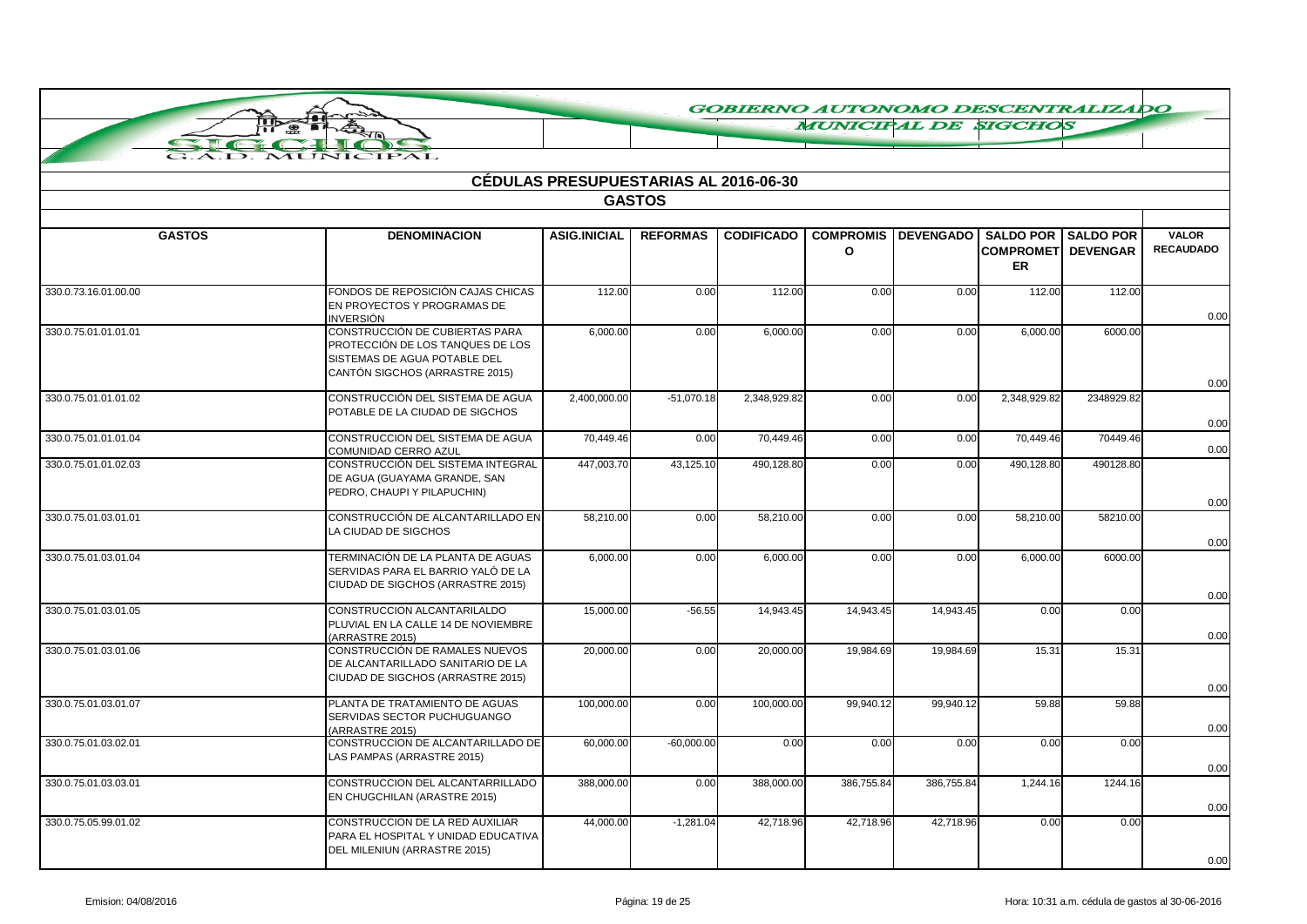GOBIERNO AUTONOMO DESCENTRALIZADO MUNICIPAL DE SIGCHOS

SIGCHOS G.A.D. MUNICIPAL

## CÉDULAS PRESUPUESTARIAS AL 2016-06-30

### GASTOS

| GASTOS | DENOMINACION | ASIG.INICIAL | REFORMAS | CODIFICADO | COMPROMISO | DEVENGADO | SALDO POR COMPROMETER | SALDO POR DEVENGAR | VALOR RECAUDADO |
|---|---|---|---|---|---|---|---|---|---|
| 330.0.73.16.01.00.00 | FONDOS DE REPOSICIÓN CAJAS CHICAS EN PROYECTOS Y PROGRAMAS DE INVERSIÓN | 112.00 | 0.00 | 112.00 | 0.00 | 0.00 | 112.00 | 112.00 | 0.00 |
| 330.0.75.01.01.01.01 | CONSTRUCCIÓN DE CUBIERTAS PARA PROTECCIÓN DE LOS TANQUES DE LOS SISTEMAS DE AGUA POTABLE DEL CANTÓN SIGCHOS (ARRASTRE 2015) | 6,000.00 | 0.00 | 6,000.00 | 0.00 | 0.00 | 6,000.00 | 6000.00 | 0.00 |
| 330.0.75.01.01.01.02 | CONSTRUCCIÓN DEL SISTEMA DE AGUA POTABLE DE LA CIUDAD DE SIGCHOS | 2,400,000.00 | -51,070.18 | 2,348,929.82 | 0.00 | 0.00 | 2,348,929.82 | 2348929.82 | 0.00 |
| 330.0.75.01.01.01.04 | CONSTRUCCION DEL SISTEMA DE AGUA COMUNIDAD CERRO AZUL | 70,449.46 | 0.00 | 70,449.46 | 0.00 | 0.00 | 70,449.46 | 70449.46 | 0.00 |
| 330.0.75.01.01.02.03 | CONSTRUCCIÓN DEL SISTEMA INTEGRAL DE AGUA (GUAYAMA GRANDE, SAN PEDRO, CHAUPI Y PILAPUCHIN) | 447,003.70 | 43,125.10 | 490,128.80 | 0.00 | 0.00 | 490,128.80 | 490128.80 | 0.00 |
| 330.0.75.01.03.01.01 | CONSTRUCCIÓN DE ALCANTARILLADO EN LA CIUDAD DE SIGCHOS | 58,210.00 | 0.00 | 58,210.00 | 0.00 | 0.00 | 58,210.00 | 58210.00 | 0.00 |
| 330.0.75.01.03.01.04 | TERMINACIÓN DE LA PLANTA DE AGUAS SERVIDAS PARA EL BARRIO YALÓ DE LA CIUDAD DE SIGCHOS (ARRASTRE 2015) | 6,000.00 | 0.00 | 6,000.00 | 0.00 | 0.00 | 6,000.00 | 6000.00 | 0.00 |
| 330.0.75.01.03.01.05 | CONSTRUCCION ALCANTARILALDO PLUVIAL EN LA CALLE 14 DE NOVIEMBRE (ARRASTRE 2015) | 15,000.00 | -56.55 | 14,943.45 | 14,943.45 | 14,943.45 | 0.00 | 0.00 | 0.00 |
| 330.0.75.01.03.01.06 | CONSTRUCCIÓN DE RAMALES NUEVOS DE ALCANTARILLADO SANITARIO DE LA CIUDAD DE SIGCHOS (ARRASTRE 2015) | 20,000.00 | 0.00 | 20,000.00 | 19,984.69 | 19,984.69 | 15.31 | 15.31 | 0.00 |
| 330.0.75.01.03.01.07 | PLANTA DE TRATAMIENTO DE AGUAS SERVIDAS SECTOR PUCHUGUANGO (ARRASTRE 2015) | 100,000.00 | 0.00 | 100,000.00 | 99,940.12 | 99,940.12 | 59.88 | 59.88 | 0.00 |
| 330.0.75.01.03.02.01 | CONSTRUCCION DE ALCANTARILLADO DE LAS PAMPAS (ARRASTRE 2015) | 60,000.00 | -60,000.00 | 0.00 | 0.00 | 0.00 | 0.00 | 0.00 | 0.00 |
| 330.0.75.01.03.03.01 | CONSTRUCCION DEL ALCANTARRILLADO EN CHUGCHILAN (ARASTRE 2015) | 388,000.00 | 0.00 | 388,000.00 | 386,755.84 | 386,755.84 | 1,244.16 | 1244.16 | 0.00 |
| 330.0.75.05.99.01.02 | CONSTRUCCION DE LA RED AUXILIAR PARA EL HOSPITAL Y UNIDAD EDUCATIVA DEL MILENIUN (ARRASTRE 2015) | 44,000.00 | -1,281.04 | 42,718.96 | 42,718.96 | 42,718.96 | 0.00 | 0.00 | 0.00 |

Emision: 04/08/2016 | Hora: 10:31 a.m. cédula de gastos al 30-06-2016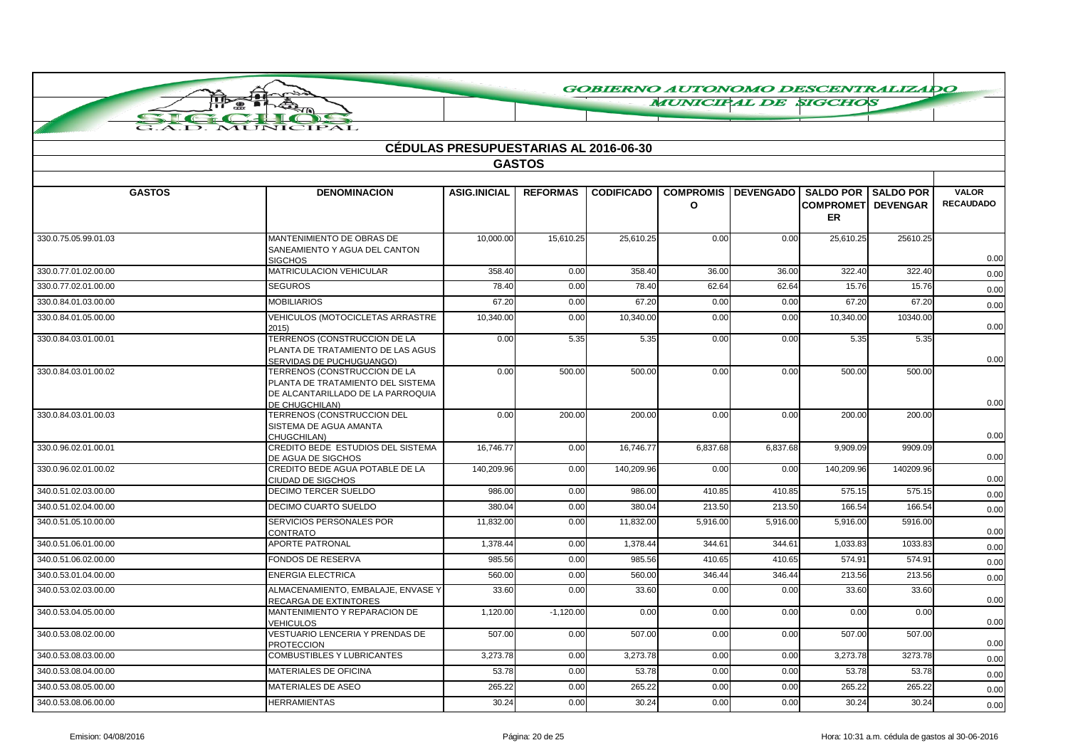GOBIERNO AUTONOMO DESCENTRALIZADO MUNICIPAL DE SIGCHOS

G.A.D. MUNICIPAL

## CÉDULAS PRESUPUESTARIAS AL 2016-06-30

### GASTOS

| GASTOS | DENOMINACION | ASIG.INICIAL | REFORMAS | CODIFICADO | COMPROMISO | DEVENGADO | SALDO POR COMPROMETER | SALDO POR DEVENGAR | VALOR RECAUDADO |
|---|---|---|---|---|---|---|---|---|---|
| 330.0.75.05.99.01.03 | MANTENIMIENTO DE OBRAS DE SANEAMIENTO Y AGUA DEL CANTON SIGCHOS | 10,000.00 | 15,610.25 | 25,610.25 | 0.00 | 0.00 | 25,610.25 | 25610.25 | 0.00 |
| 330.0.77.01.02.00.00 | MATRICULACION VEHICULAR | 358.40 | 0.00 | 358.40 | 36.00 | 36.00 | 322.40 | 322.40 | 0.00 |
| 330.0.77.02.01.00.00 | SEGUROS | 78.40 | 0.00 | 78.40 | 62.64 | 62.64 | 15.76 | 15.76 | 0.00 |
| 330.0.84.01.03.00.00 | MOBILIARIOS | 67.20 | 0.00 | 67.20 | 0.00 | 0.00 | 67.20 | 67.20 | 0.00 |
| 330.0.84.01.05.00.00 | VEHICULOS (MOTOCICLETAS ARRASTRE 2015) | 10,340.00 | 0.00 | 10,340.00 | 0.00 | 0.00 | 10,340.00 | 10340.00 | 0.00 |
| 330.0.84.03.01.00.01 | TERRENOS (CONSTRUCCION DE LA PLANTA DE TRATAMIENTO DE LAS AGUS SERVIDAS DE PUCHUGUANGO) | 0.00 | 5.35 | 5.35 | 0.00 | 0.00 | 5.35 | 5.35 | 0.00 |
| 330.0.84.03.01.00.02 | TERRENOS (CONSTRUCCION DE LA PLANTA DE TRATAMIENTO DEL SISTEMA DE ALCANTARILLADO DE LA PARROQUIA DE CHUGCHILAN) | 0.00 | 500.00 | 500.00 | 0.00 | 0.00 | 500.00 | 500.00 | 0.00 |
| 330.0.84.03.01.00.03 | TERRENOS (CONSTRUCCION DEL SISTEMA DE AGUA AMANTA CHUGCHILAN) | 0.00 | 200.00 | 200.00 | 0.00 | 0.00 | 200.00 | 200.00 | 0.00 |
| 330.0.96.02.01.00.01 | CREDITO BEDE ESTUDIOS DEL SISTEMA DE AGUA DE SIGCHOS | 16,746.77 | 0.00 | 16,746.77 | 6,837.68 | 6,837.68 | 9,909.09 | 9909.09 | 0.00 |
| 330.0.96.02.01.00.02 | CREDITO BEDE AGUA POTABLE DE LA CIUDAD DE SIGCHOS | 140,209.96 | 0.00 | 140,209.96 | 0.00 | 0.00 | 140,209.96 | 140209.96 | 0.00 |
| 340.0.51.02.03.00.00 | DECIMO TERCER SUELDO | 986.00 | 0.00 | 986.00 | 410.85 | 410.85 | 575.15 | 575.15 | 0.00 |
| 340.0.51.02.04.00.00 | DECIMO CUARTO SUELDO | 380.04 | 0.00 | 380.04 | 213.50 | 213.50 | 166.54 | 166.54 | 0.00 |
| 340.0.51.05.10.00.00 | SERVICIOS PERSONALES POR CONTRATO | 11,832.00 | 0.00 | 11,832.00 | 5,916.00 | 5,916.00 | 5,916.00 | 5916.00 | 0.00 |
| 340.0.51.06.01.00.00 | APORTE PATRONAL | 1,378.44 | 0.00 | 1,378.44 | 344.61 | 344.61 | 1,033.83 | 1033.83 | 0.00 |
| 340.0.51.06.02.00.00 | FONDOS DE RESERVA | 985.56 | 0.00 | 985.56 | 410.65 | 410.65 | 574.91 | 574.91 | 0.00 |
| 340.0.53.01.04.00.00 | ENERGIA ELECTRICA | 560.00 | 0.00 | 560.00 | 346.44 | 346.44 | 213.56 | 213.56 | 0.00 |
| 340.0.53.02.03.00.00 | ALMACENAMIENTO, EMBALAJE, ENVASE Y RECARGA DE EXTINTORES | 33.60 | 0.00 | 33.60 | 0.00 | 0.00 | 33.60 | 33.60 | 0.00 |
| 340.0.53.04.05.00.00 | MANTENIMIENTO Y REPARACION DE VEHICULOS | 1,120.00 | -1,120.00 | 0.00 | 0.00 | 0.00 | 0.00 | 0.00 | 0.00 |
| 340.0.53.08.02.00.00 | VESTUARIO LENCERIA Y PRENDAS DE PROTECCION | 507.00 | 0.00 | 507.00 | 0.00 | 0.00 | 507.00 | 507.00 | 0.00 |
| 340.0.53.08.03.00.00 | COMBUSTIBLES Y LUBRICANTES | 3,273.78 | 0.00 | 3,273.78 | 0.00 | 0.00 | 3,273.78 | 3273.78 | 0.00 |
| 340.0.53.08.04.00.00 | MATERIALES DE OFICINA | 53.78 | 0.00 | 53.78 | 0.00 | 0.00 | 53.78 | 53.78 | 0.00 |
| 340.0.53.08.05.00.00 | MATERIALES DE ASEO | 265.22 | 0.00 | 265.22 | 0.00 | 0.00 | 265.22 | 265.22 | 0.00 |
| 340.0.53.08.06.00.00 | HERRAMIENTAS | 30.24 | 0.00 | 30.24 | 0.00 | 0.00 | 30.24 | 30.24 | 0.00 |

Emision: 04/08/2016 — Hora: 10:31 a.m. cédula de gastos al 30-06-2016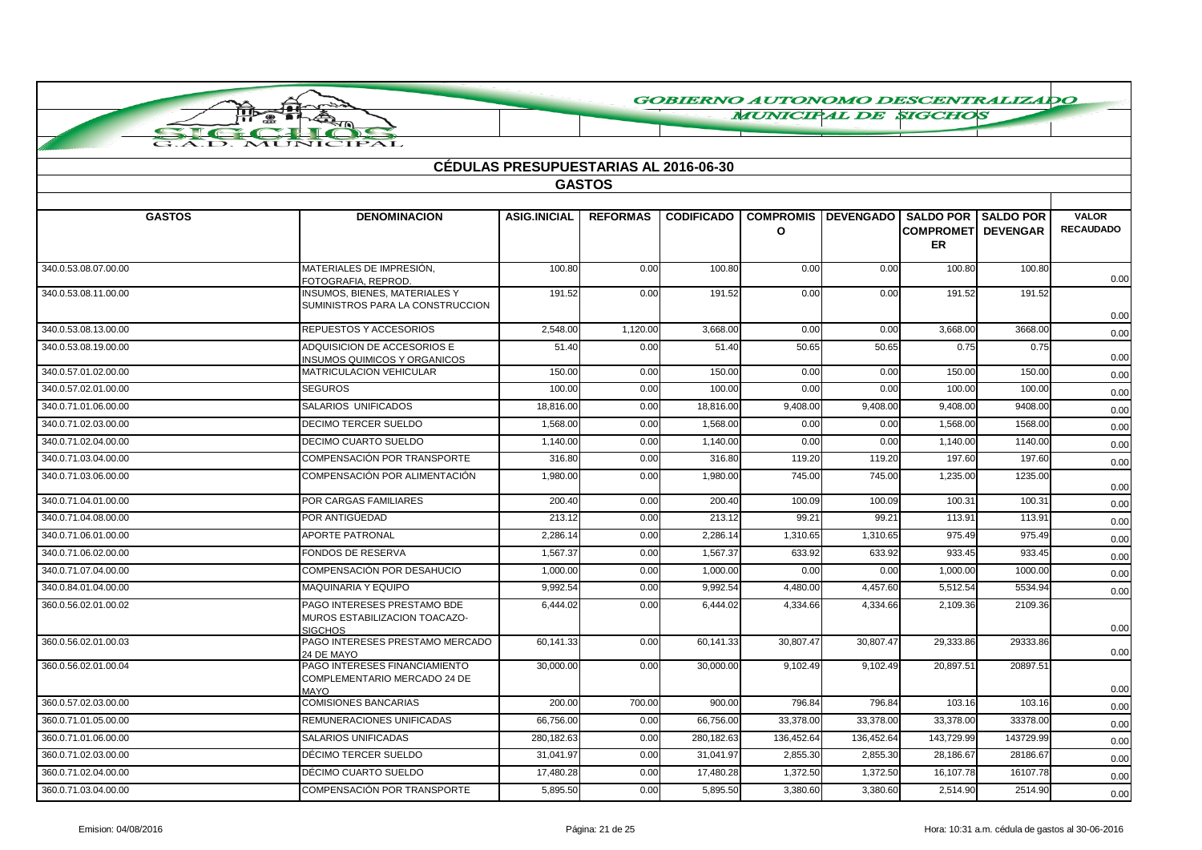# CÉDULAS PRESUPUESTARIAS AL 2016-06-30

## GASTOS

| GASTOS | DENOMINACION | ASIG.INICIAL | REFORMAS | CODIFICADO | COMPROMISO | DEVENGADO | SALDO POR COMPROMETER | SALDO POR DEVENGAR | VALOR RECAUDADO |
|---|---|---|---|---|---|---|---|---|---|
| 340.0.53.08.07.00.00 | MATERIALES DE IMPRESIÓN, FOTOGRAFIA, REPROD. | 100.80 | 0.00 | 100.80 | 0.00 | 0.00 | 100.80 | 100.80 | 0.00 |
| 340.0.53.08.11.00.00 | INSUMOS, BIENES, MATERIALES Y SUMINISTROS PARA LA CONSTRUCCION | 191.52 | 0.00 | 191.52 | 0.00 | 0.00 | 191.52 | 191.52 | 0.00 |
| 340.0.53.08.13.00.00 | REPUESTOS Y ACCESORIOS | 2,548.00 | 1,120.00 | 3,668.00 | 0.00 | 0.00 | 3,668.00 | 3668.00 | 0.00 |
| 340.0.53.08.19.00.00 | ADQUISICION DE ACCESORIOS E INSUMOS QUIMICOS Y ORGANICOS | 51.40 | 0.00 | 51.40 | 50.65 | 50.65 | 0.75 | 0.75 | 0.00 |
| 340.0.57.01.02.00.00 | MATRICULACION VEHICULAR | 150.00 | 0.00 | 150.00 | 0.00 | 0.00 | 150.00 | 150.00 | 0.00 |
| 340.0.57.02.01.00.00 | SEGUROS | 100.00 | 0.00 | 100.00 | 0.00 | 0.00 | 100.00 | 100.00 | 0.00 |
| 340.0.71.01.06.00.00 | SALARIOS UNIFICADOS | 18,816.00 | 0.00 | 18,816.00 | 9,408.00 | 9,408.00 | 9,408.00 | 9408.00 | 0.00 |
| 340.0.71.02.03.00.00 | DECIMO TERCER SUELDO | 1,568.00 | 0.00 | 1,568.00 | 0.00 | 0.00 | 1,568.00 | 1568.00 | 0.00 |
| 340.0.71.02.04.00.00 | DECIMO CUARTO SUELDO | 1,140.00 | 0.00 | 1,140.00 | 0.00 | 0.00 | 1,140.00 | 1140.00 | 0.00 |
| 340.0.71.03.04.00.00 | COMPENSACIÓN POR TRANSPORTE | 316.80 | 0.00 | 316.80 | 119.20 | 119.20 | 197.60 | 197.60 | 0.00 |
| 340.0.71.03.06.00.00 | COMPENSACIÓN POR ALIMENTACIÓN | 1,980.00 | 0.00 | 1,980.00 | 745.00 | 745.00 | 1,235.00 | 1235.00 | 0.00 |
| 340.0.71.04.01.00.00 | POR CARGAS FAMILIARES | 200.40 | 0.00 | 200.40 | 100.09 | 100.09 | 100.31 | 100.31 | 0.00 |
| 340.0.71.04.08.00.00 | POR ANTIGÜEDAD | 213.12 | 0.00 | 213.12 | 99.21 | 99.21 | 113.91 | 113.91 | 0.00 |
| 340.0.71.06.01.00.00 | APORTE PATRONAL | 2,286.14 | 0.00 | 2,286.14 | 1,310.65 | 1,310.65 | 975.49 | 975.49 | 0.00 |
| 340.0.71.06.02.00.00 | FONDOS DE RESERVA | 1,567.37 | 0.00 | 1,567.37 | 633.92 | 633.92 | 933.45 | 933.45 | 0.00 |
| 340.0.71.07.04.00.00 | COMPENSACIÓN POR DESAHUCIO | 1,000.00 | 0.00 | 1,000.00 | 0.00 | 0.00 | 1,000.00 | 1000.00 | 0.00 |
| 340.0.84.01.04.00.00 | MAQUINARIA Y EQUIPO | 9,992.54 | 0.00 | 9,992.54 | 4,480.00 | 4,457.60 | 5,512.54 | 5534.94 | 0.00 |
| 360.0.56.02.01.00.02 | PAGO INTERESES PRESTAMO BDE MUROS ESTABILIZACION TOACAZO-SIGCHOS | 6,444.02 | 0.00 | 6,444.02 | 4,334.66 | 4,334.66 | 2,109.36 | 2109.36 | 0.00 |
| 360.0.56.02.01.00.03 | PAGO INTERESES PRESTAMO MERCADO 24 DE MAYO | 60,141.33 | 0.00 | 60,141.33 | 30,807.47 | 30,807.47 | 29,333.86 | 29333.86 | 0.00 |
| 360.0.56.02.01.00.04 | PAGO INTERESES FINANCIAMIENTO COMPLEMENTARIO MERCADO 24 DE MAYO | 30,000.00 | 0.00 | 30,000.00 | 9,102.49 | 9,102.49 | 20,897.51 | 20897.51 | 0.00 |
| 360.0.57.02.03.00.00 | COMISIONES BANCARIAS | 200.00 | 700.00 | 900.00 | 796.84 | 796.84 | 103.16 | 103.16 | 0.00 |
| 360.0.71.01.05.00.00 | REMUNERACIONES UNIFICADAS | 66,756.00 | 0.00 | 66,756.00 | 33,378.00 | 33,378.00 | 33,378.00 | 33378.00 | 0.00 |
| 360.0.71.01.06.00.00 | SALARIOS UNIFICADAS | 280,182.63 | 0.00 | 280,182.63 | 136,452.64 | 136,452.64 | 143,729.99 | 143729.99 | 0.00 |
| 360.0.71.02.03.00.00 | DÉCIMO TERCER SUELDO | 31,041.97 | 0.00 | 31,041.97 | 2,855.30 | 2,855.30 | 28,186.67 | 28186.67 | 0.00 |
| 360.0.71.02.04.00.00 | DÉCIMO CUARTO SUELDO | 17,480.28 | 0.00 | 17,480.28 | 1,372.50 | 1,372.50 | 16,107.78 | 16107.78 | 0.00 |
| 360.0.71.03.04.00.00 | COMPENSACIÓN POR TRANSPORTE | 5,895.50 | 0.00 | 5,895.50 | 3,380.60 | 3,380.60 | 2,514.90 | 2514.90 | 0.00 |

Emision: 04/08/2016 — Hora: 10:31 a.m. cédula de gastos al 30-06-2016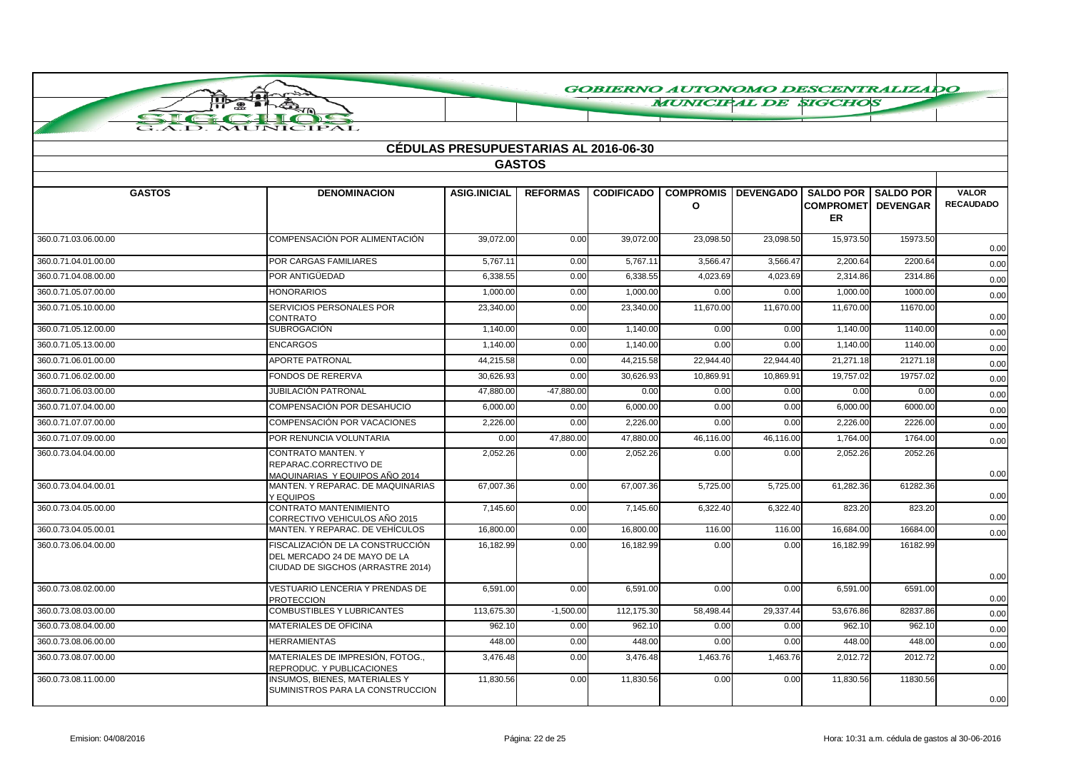# GOBIERNO AUTONOMO DESCENTRALIZADO MUNICIPAL DE SIGCHOS

G.A.D. MUNICIPAL

## CÉDULAS PRESUPUESTARIAS AL 2016-06-30

### GASTOS

| GASTOS | DENOMINACION | ASIG.INICIAL | REFORMAS | CODIFICADO | COMPROMISO | DEVENGADO | SALDO POR COMPROMETER | SALDO POR DEVENGAR | VALOR RECAUDADO |
|---|---|---|---|---|---|---|---|---|---|
| 360.0.71.03.06.00.00 | COMPENSACIÓN POR ALIMENTACIÓN | 39,072.00 | 0.00 | 39,072.00 | 23,098.50 | 23,098.50 | 15,973.50 | 15973.50 | 0.00 |
| 360.0.71.04.01.00.00 | POR CARGAS FAMILIARES | 5,767.11 | 0.00 | 5,767.11 | 3,566.47 | 3,566.47 | 2,200.64 | 2200.64 | 0.00 |
| 360.0.71.04.08.00.00 | POR ANTIGÜEDAD | 6,338.55 | 0.00 | 6,338.55 | 4,023.69 | 4,023.69 | 2,314.86 | 2314.86 | 0.00 |
| 360.0.71.05.07.00.00 | HONORARIOS | 1,000.00 | 0.00 | 1,000.00 | 0.00 | 0.00 | 1,000.00 | 1000.00 | 0.00 |
| 360.0.71.05.10.00.00 | SERVICIOS PERSONALES POR CONTRATO | 23,340.00 | 0.00 | 23,340.00 | 11,670.00 | 11,670.00 | 11,670.00 | 11670.00 | 0.00 |
| 360.0.71.05.12.00.00 | SUBROGACIÓN | 1,140.00 | 0.00 | 1,140.00 | 0.00 | 0.00 | 1,140.00 | 1140.00 | 0.00 |
| 360.0.71.05.13.00.00 | ENCARGOS | 1,140.00 | 0.00 | 1,140.00 | 0.00 | 0.00 | 1,140.00 | 1140.00 | 0.00 |
| 360.0.71.06.01.00.00 | APORTE PATRONAL | 44,215.58 | 0.00 | 44,215.58 | 22,944.40 | 22,944.40 | 21,271.18 | 21271.18 | 0.00 |
| 360.0.71.06.02.00.00 | FONDOS DE RERERVA | 30,626.93 | 0.00 | 30,626.93 | 10,869.91 | 10,869.91 | 19,757.02 | 19757.02 | 0.00 |
| 360.0.71.06.03.00.00 | JUBILACIÓN PATRONAL | 47,880.00 | -47,880.00 | 0.00 | 0.00 | 0.00 | 0.00 | 0.00 | 0.00 |
| 360.0.71.07.04.00.00 | COMPENSACIÓN POR DESAHUCIO | 6,000.00 | 0.00 | 6,000.00 | 0.00 | 0.00 | 6,000.00 | 6000.00 | 0.00 |
| 360.0.71.07.07.00.00 | COMPENSACIÓN POR VACACIONES | 2,226.00 | 0.00 | 2,226.00 | 0.00 | 0.00 | 2,226.00 | 2226.00 | 0.00 |
| 360.0.71.07.09.00.00 | POR RENUNCIA VOLUNTARIA | 0.00 | 47,880.00 | 47,880.00 | 46,116.00 | 46,116.00 | 1,764.00 | 1764.00 | 0.00 |
| 360.0.73.04.04.00.00 | CONTRATO MANTEN. Y REPARAC.CORRECTIVO DE MAQUINARIAS Y EQUIPOS AÑO 2014 | 2,052.26 | 0.00 | 2,052.26 | 0.00 | 0.00 | 2,052.26 | 2052.26 | 0.00 |
| 360.0.73.04.04.00.01 | MANTEN. Y REPARAC. DE MAQUINARIAS Y EQUIPOS | 67,007.36 | 0.00 | 67,007.36 | 5,725.00 | 5,725.00 | 61,282.36 | 61282.36 | 0.00 |
| 360.0.73.04.05.00.00 | CONTRATO MANTENIMIENTO CORRECTIVO VEHICULOS AÑO 2015 | 7,145.60 | 0.00 | 7,145.60 | 6,322.40 | 6,322.40 | 823.20 | 823.20 | 0.00 |
| 360.0.73.04.05.00.01 | MANTEN. Y REPARAC. DE VEHÍCULOS | 16,800.00 | 0.00 | 16,800.00 | 116.00 | 116.00 | 16,684.00 | 16684.00 | 0.00 |
| 360.0.73.06.04.00.00 | FISCALIZACIÓN DE LA CONSTRUCCIÓN DEL MERCADO 24 DE MAYO DE LA CIUDAD DE SIGCHOS (ARRASTRE 2014) | 16,182.99 | 0.00 | 16,182.99 | 0.00 | 0.00 | 16,182.99 | 16182.99 | 0.00 |
| 360.0.73.08.02.00.00 | VESTUARIO LENCERIA Y PRENDAS DE PROTECCION | 6,591.00 | 0.00 | 6,591.00 | 0.00 | 0.00 | 6,591.00 | 6591.00 | 0.00 |
| 360.0.73.08.03.00.00 | COMBUSTIBLES Y LUBRICANTES | 113,675.30 | -1,500.00 | 112,175.30 | 58,498.44 | 29,337.44 | 53,676.86 | 82837.86 | 0.00 |
| 360.0.73.08.04.00.00 | MATERIALES DE OFICINA | 962.10 | 0.00 | 962.10 | 0.00 | 0.00 | 962.10 | 962.10 | 0.00 |
| 360.0.73.08.06.00.00 | HERRAMIENTAS | 448.00 | 0.00 | 448.00 | 0.00 | 0.00 | 448.00 | 448.00 | 0.00 |
| 360.0.73.08.07.00.00 | MATERIALES DE IMPRESIÓN, FOTOG., REPRODUC. Y PUBLICACIONES | 3,476.48 | 0.00 | 3,476.48 | 1,463.76 | 1,463.76 | 2,012.72 | 2012.72 | 0.00 |
| 360.0.73.08.11.00.00 | INSUMOS, BIENES, MATERIALES Y SUMINISTROS PARA LA CONSTRUCCION | 11,830.56 | 0.00 | 11,830.56 | 0.00 | 0.00 | 11,830.56 | 11830.56 | 0.00 |

Emision: 04/08/2016 | Hora: 10:31 a.m. cédula de gastos al 30-06-2016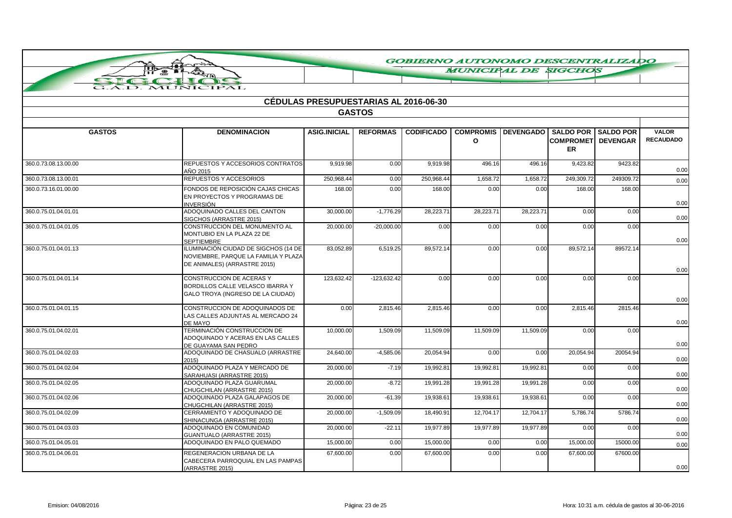# GOBIERNO AUTONOMO DESCENTRALIZADO MUNICIPAL DE SIGCHOS

## CÉDULAS PRESUPUESTARIAS AL 2016-06-30

### GASTOS

| GASTOS | DENOMINACION | ASIG.INICIAL | REFORMAS | CODIFICADO | COMPROMISO | DEVENGADO | SALDO POR COMPROMETER | SALDO POR DEVENGAR | VALOR RECAUDADO |
|---|---|---|---|---|---|---|---|---|---|
| 360.0.73.08.13.00.00 | REPUESTOS Y ACCESORIOS CONTRATOS AÑO 2015 | 9,919.98 | 0.00 | 9,919.98 | 496.16 | 496.16 | 9,423.82 | 9423.82 | 0.00 |
| 360.0.73.08.13.00.01 | REPUESTOS Y ACCESORIOS | 250,968.44 | 0.00 | 250,968.44 | 1,658.72 | 1,658.72 | 249,309.72 | 249309.72 | 0.00 |
| 360.0.73.16.01.00.00 | FONDOS DE REPOSICIÓN CAJAS CHICAS EN PROYECTOS Y PROGRAMAS DE INVERSIÓN | 168.00 | 0.00 | 168.00 | 0.00 | 0.00 | 168.00 | 168.00 | 0.00 |
| 360.0.75.01.04.01.01 | ADOQUINADO CALLES DEL CANTON SIGCHOS (ARRASTRE 2015) | 30,000.00 | -1,776.29 | 28,223.71 | 28,223.71 | 28,223.71 | 0.00 | 0.00 | 0.00 |
| 360.0.75.01.04.01.05 | CONSTRUCCION DEL MONUMENTO AL MONTUBIO EN LA PLAZA 22 DE SEPTIEMBRE | 20,000.00 | -20,000.00 | 0.00 | 0.00 | 0.00 | 0.00 | 0.00 | 0.00 |
| 360.0.75.01.04.01.13 | ILUMINACIÓN CIUDAD DE SIGCHOS (14 DE NOVIEMBRE, PARQUE LA FAMILIA Y PLAZA DE ANIMALES) (ARRASTRE 2015) | 83,052.89 | 6,519.25 | 89,572.14 | 0.00 | 0.00 | 89,572.14 | 89572.14 | 0.00 |
| 360.0.75.01.04.01.14 | CONSTRUCCION DE ACERAS Y BORDILLOS CALLE VELASCO IBARRA Y GALO TROYA (INGRESO DE LA CIUDAD) | 123,632.42 | -123,632.42 | 0.00 | 0.00 | 0.00 | 0.00 | 0.00 | 0.00 |
| 360.0.75.01.04.01.15 | CONSTRUCCION DE ADOQUINADOS DE LAS CALLES ADJUNTAS AL MERCADO 24 DE MAYO | 0.00 | 2,815.46 | 2,815.46 | 0.00 | 0.00 | 2,815.46 | 2815.46 | 0.00 |
| 360.0.75.01.04.02.01 | TERMINACIÓN CONSTRUCCION DE ADOQUINADO Y ACERAS EN LAS CALLES DE GUAYAMA SAN PEDRO | 10,000.00 | 1,509.09 | 11,509.09 | 11,509.09 | 11,509.09 | 0.00 | 0.00 | 0.00 |
| 360.0.75.01.04.02.03 | ADOQUINADO DE CHASUALO (ARRASTRE 2015) | 24,640.00 | -4,585.06 | 20,054.94 | 0.00 | 0.00 | 20,054.94 | 20054.94 | 0.00 |
| 360.0.75.01.04.02.04 | ADOQUINADO PLAZA Y MERCADO DE SARAHUASI (ARRASTRE 2015) | 20,000.00 | -7.19 | 19,992.81 | 19,992.81 | 19,992.81 | 0.00 | 0.00 | 0.00 |
| 360.0.75.01.04.02.05 | ADOQUINADO PLAZA GUARUMAL CHUGCHILAN (ARRASTRE 2015) | 20,000.00 | -8.72 | 19,991.28 | 19,991.28 | 19,991.28 | 0.00 | 0.00 | 0.00 |
| 360.0.75.01.04.02.06 | ADOQUINADO PLAZA GALAPAGOS DE CHUGCHILAN (ARRASTRE 2015) | 20,000.00 | -61.39 | 19,938.61 | 19,938.61 | 19,938.61 | 0.00 | 0.00 | 0.00 |
| 360.0.75.01.04.02.09 | CERRAMIENTO Y ADOQUINADO DE SHINACUNGA (ARRASTRE 2015) | 20,000.00 | -1,509.09 | 18,490.91 | 12,704.17 | 12,704.17 | 5,786.74 | 5786.74 | 0.00 |
| 360.0.75.01.04.03.03 | ADOQUINADO EN COMUNIDAD GUANTUALO (ARRASTRE 2015) | 20,000.00 | -22.11 | 19,977.89 | 19,977.89 | 19,977.89 | 0.00 | 0.00 | 0.00 |
| 360.0.75.01.04.05.01 | ADOQUINADO EN PALO QUEMADO | 15,000.00 | 0.00 | 15,000.00 | 0.00 | 0.00 | 15,000.00 | 15000.00 | 0.00 |
| 360.0.75.01.04.06.01 | REGENERACION URBANA DE LA CABECERA PARROQUIAL EN LAS PAMPAS (ARRASTRE 2015) | 67,600.00 | 0.00 | 67,600.00 | 0.00 | 0.00 | 67,600.00 | 67600.00 | 0.00 |

Emision: 04/08/2016 Hora: 10:31 a.m. cédula de gastos al 30-06-2016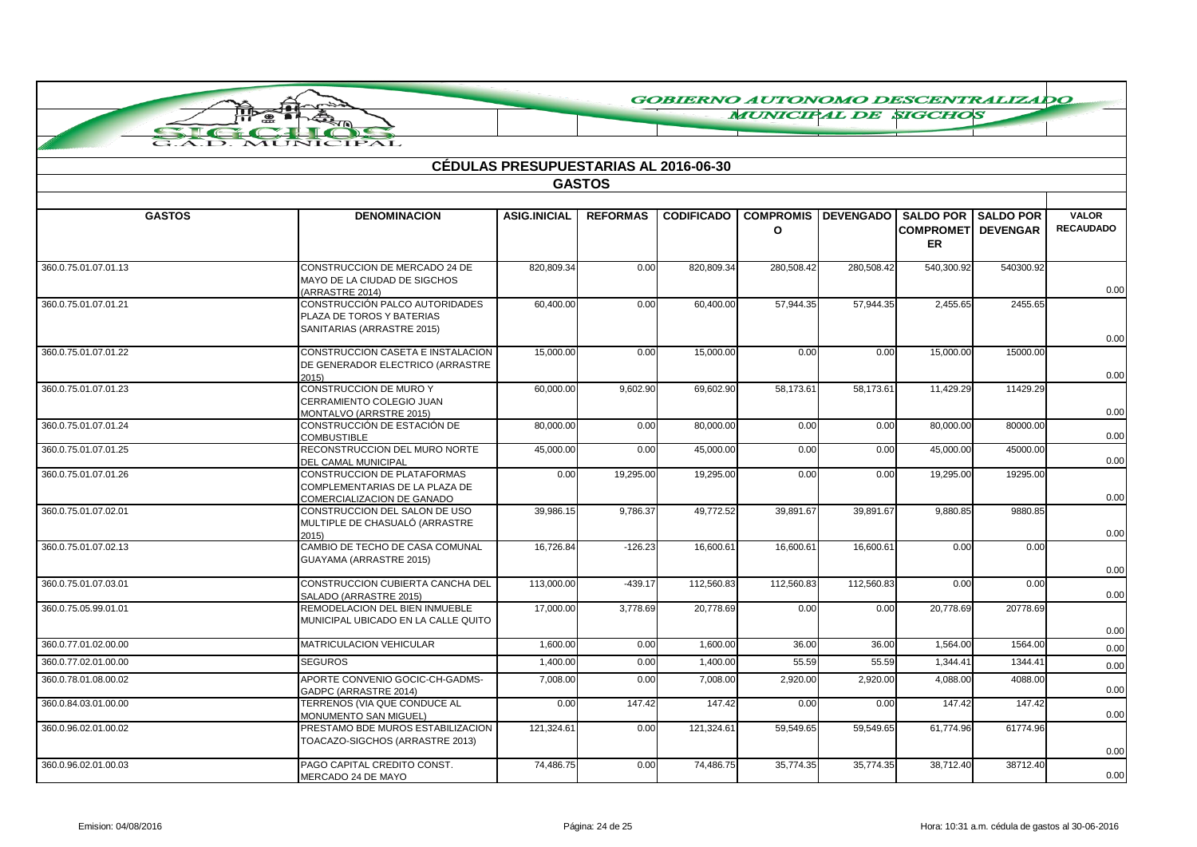GOBIERNO AUTONOMO DESCENTRALIZADO MUNICIPAL DE SIGCHOS

G.A.D. MUNICIPAL

## CÉDULAS PRESUPUESTARIAS AL 2016-06-30

### GASTOS

| GASTOS | DENOMINACION | ASIG.INICIAL | REFORMAS | CODIFICADO | COMPROMISO | DEVENGADO | SALDO POR COMPROMETER | SALDO POR DEVENGAR | VALOR RECAUDADO |
|---|---|---|---|---|---|---|---|---|---|
| 360.0.75.01.07.01.13 | CONSTRUCCION DE MERCADO 24 DE MAYO DE LA CIUDAD DE SIGCHOS (ARRASTRE 2014) | 820,809.34 | 0.00 | 820,809.34 | 280,508.42 | 280,508.42 | 540,300.92 | 540300.92 | 0.00 |
| 360.0.75.01.07.01.21 | CONSTRUCCIÓN PALCO AUTORIDADES PLAZA DE TOROS Y BATERIAS SANITARIAS (ARRASTRE 2015) | 60,400.00 | 0.00 | 60,400.00 | 57,944.35 | 57,944.35 | 2,455.65 | 2455.65 | 0.00 |
| 360.0.75.01.07.01.22 | CONSTRUCCION CASETA E INSTALACION DE GENERADOR ELECTRICO (ARRASTRE 2015) | 15,000.00 | 0.00 | 15,000.00 | 0.00 | 0.00 | 15,000.00 | 15000.00 | 0.00 |
| 360.0.75.01.07.01.23 | CONSTRUCCION DE MURO Y CERRAMIENTO COLEGIO JUAN MONTALVO (ARRSTRE 2015) | 60,000.00 | 9,602.90 | 69,602.90 | 58,173.61 | 58,173.61 | 11,429.29 | 11429.29 | 0.00 |
| 360.0.75.01.07.01.24 | CONSTRUCCIÓN DE ESTACIÓN DE COMBUSTIBLE | 80,000.00 | 0.00 | 80,000.00 | 0.00 | 0.00 | 80,000.00 | 80000.00 | 0.00 |
| 360.0.75.01.07.01.25 | RECONSTRUCCION DEL MURO NORTE DEL CAMAL MUNICIPAL | 45,000.00 | 0.00 | 45,000.00 | 0.00 | 0.00 | 45,000.00 | 45000.00 | 0.00 |
| 360.0.75.01.07.01.26 | CONSTRUCCION DE PLATAFORMAS COMPLEMENTARIAS DE LA PLAZA DE COMERCIALIZACION DE GANADO | 0.00 | 19,295.00 | 19,295.00 | 0.00 | 0.00 | 19,295.00 | 19295.00 | 0.00 |
| 360.0.75.01.07.02.01 | CONSTRUCCION DEL SALON DE USO MULTIPLE DE CHASUALÓ (ARRASTRE 2015) | 39,986.15 | 9,786.37 | 49,772.52 | 39,891.67 | 39,891.67 | 9,880.85 | 9880.85 | 0.00 |
| 360.0.75.01.07.02.13 | CAMBIO DE TECHO DE CASA COMUNAL GUAYAMA (ARRASTRE 2015) | 16,726.84 | -126.23 | 16,600.61 | 16,600.61 | 16,600.61 | 0.00 | 0.00 | 0.00 |
| 360.0.75.01.07.03.01 | CONSTRUCCION CUBIERTA CANCHA DEL SALADO (ARRASTRE 2015) | 113,000.00 | -439.17 | 112,560.83 | 112,560.83 | 112,560.83 | 0.00 | 0.00 | 0.00 |
| 360.0.75.05.99.01.01 | REMODELACION DEL BIEN INMUEBLE MUNICIPAL UBICADO EN LA CALLE QUITO | 17,000.00 | 3,778.69 | 20,778.69 | 0.00 | 0.00 | 20,778.69 | 20778.69 | 0.00 |
| 360.0.77.01.02.00.00 | MATRICULACION VEHICULAR | 1,600.00 | 0.00 | 1,600.00 | 36.00 | 36.00 | 1,564.00 | 1564.00 | 0.00 |
| 360.0.77.02.01.00.00 | SEGUROS | 1,400.00 | 0.00 | 1,400.00 | 55.59 | 55.59 | 1,344.41 | 1344.41 | 0.00 |
| 360.0.78.01.08.00.02 | APORTE CONVENIO GOCIC-CH-GADMS-GADPC (ARRASTRE 2014) | 7,008.00 | 0.00 | 7,008.00 | 2,920.00 | 2,920.00 | 4,088.00 | 4088.00 | 0.00 |
| 360.0.84.03.01.00.00 | TERRENOS (VIA QUE CONDUCE AL MONUMENTO SAN MIGUEL) | 0.00 | 147.42 | 147.42 | 0.00 | 0.00 | 147.42 | 147.42 | 0.00 |
| 360.0.96.02.01.00.02 | PRESTAMO BDE MUROS ESTABILIZACION TOACAZO-SIGCHOS (ARRASTRE 2013) | 121,324.61 | 0.00 | 121,324.61 | 59,549.65 | 59,549.65 | 61,774.96 | 61774.96 | 0.00 |
| 360.0.96.02.01.00.03 | PAGO CAPITAL CREDITO CONST. MERCADO 24 DE MAYO | 74,486.75 | 0.00 | 74,486.75 | 35,774.35 | 35,774.35 | 38,712.40 | 38712.40 | 0.00 |

Emision: 04/08/2016 | Hora: 10:31 a.m. cédula de gastos al 30-06-2016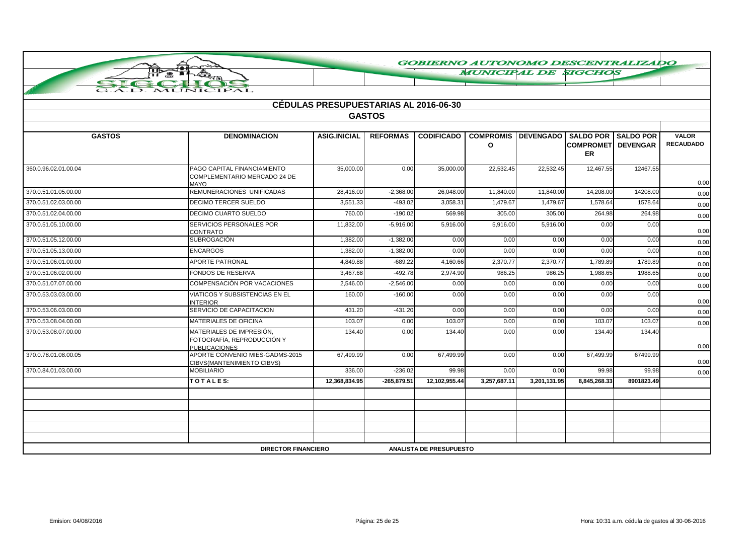GOBIERNO AUTONOMO DESCENTRALIZADO MUNICIPAL DE SIGCHOS

G.A.D. MUNICIPAL

## CÉDULAS PRESUPUESTARIAS AL 2016-06-30

### GASTOS

| GASTOS | DENOMINACION | ASIG.INICIAL | REFORMAS | CODIFICADO | COMPROMISO | DEVENGADO | SALDO POR COMPROMETER | SALDO POR DEVENGAR | VALOR RECAUDADO |
|---|---|---|---|---|---|---|---|---|---|
| 360.0.96.02.01.00.04 | PAGO CAPITAL FINANCIAMIENTO COMPLEMENTARIO MERCADO 24 DE MAYO | 35,000.00 | 0.00 | 35,000.00 | 22,532.45 | 22,532.45 | 12,467.55 | 12467.55 | 0.00 |
| 370.0.51.01.05.00.00 | REMUNERACIONES UNIFICADAS | 28,416.00 | -2,368.00 | 26,048.00 | 11,840.00 | 11,840.00 | 14,208.00 | 14208.00 | 0.00 |
| 370.0.51.02.03.00.00 | DECIMO TERCER SUELDO | 3,551.33 | -493.02 | 3,058.31 | 1,479.67 | 1,479.67 | 1,578.64 | 1578.64 | 0.00 |
| 370.0.51.02.04.00.00 | DECIMO CUARTO SUELDO | 760.00 | -190.02 | 569.98 | 305.00 | 305.00 | 264.98 | 264.98 | 0.00 |
| 370.0.51.05.10.00.00 | SERVICIOS PERSONALES POR CONTRATO | 11,832.00 | -5,916.00 | 5,916.00 | 5,916.00 | 5,916.00 | 0.00 | 0.00 | 0.00 |
| 370.0.51.05.12.00.00 | SUBROGACIÓN | 1,382.00 | -1,382.00 | 0.00 | 0.00 | 0.00 | 0.00 | 0.00 | 0.00 |
| 370.0.51.05.13.00.00 | ENCARGOS | 1,382.00 | -1,382.00 | 0.00 | 0.00 | 0.00 | 0.00 | 0.00 | 0.00 |
| 370.0.51.06.01.00.00 | APORTE PATRONAL | 4,849.88 | -689.22 | 4,160.66 | 2,370.77 | 2,370.77 | 1,789.89 | 1789.89 | 0.00 |
| 370.0.51.06.02.00.00 | FONDOS DE RESERVA | 3,467.68 | -492.78 | 2,974.90 | 986.25 | 986.25 | 1,988.65 | 1988.65 | 0.00 |
| 370.0.51.07.07.00.00 | COMPENSACIÓN POR VACACIONES | 2,546.00 | -2,546.00 | 0.00 | 0.00 | 0.00 | 0.00 | 0.00 | 0.00 |
| 370.0.53.03.03.00.00 | VIATICOS Y SUBSISTENCIAS EN EL INTERIOR | 160.00 | -160.00 | 0.00 | 0.00 | 0.00 | 0.00 | 0.00 | 0.00 |
| 370.0.53.06.03.00.00 | SERVICIO DE CAPACITACION | 431.20 | -431.20 | 0.00 | 0.00 | 0.00 | 0.00 | 0.00 | 0.00 |
| 370.0.53.08.04.00.00 | MATERIALES DE OFICINA | 103.07 | 0.00 | 103.07 | 0.00 | 0.00 | 103.07 | 103.07 | 0.00 |
| 370.0.53.08.07.00.00 | MATERIALES DE IMPRESIÓN, FOTOGRAFÍA, REPRODUCCIÓN Y PUBLICACIONES | 134.40 | 0.00 | 134.40 | 0.00 | 0.00 | 134.40 | 134.40 | 0.00 |
| 370.0.78.01.08.00.05 | APORTE CONVENIO MIES-GADMS-2015 CIBVS(MANTENIMIENTO CIBVS) | 67,499.99 | 0.00 | 67,499.99 | 0.00 | 0.00 | 67,499.99 | 67499.99 | 0.00 |
| 370.0.84.01.03.00.00 | MOBILIARIO | 336.00 | -236.02 | 99.98 | 0.00 | 0.00 | 99.98 | 99.98 | 0.00 |
| | **T O T A L E S:** | **12,368,834.95** | **-265,879.51** | **12,102,955.44** | **3,257,687.11** | **3,201,131.95** | **8,845,268.33** | **8901823.49** | |

**DIRECTOR FINANCIERO** **ANALISTA DE PRESUPUESTO**

Emision: 04/08/2016 Hora: 10:31 a.m. cédula de gastos al 30-06-2016